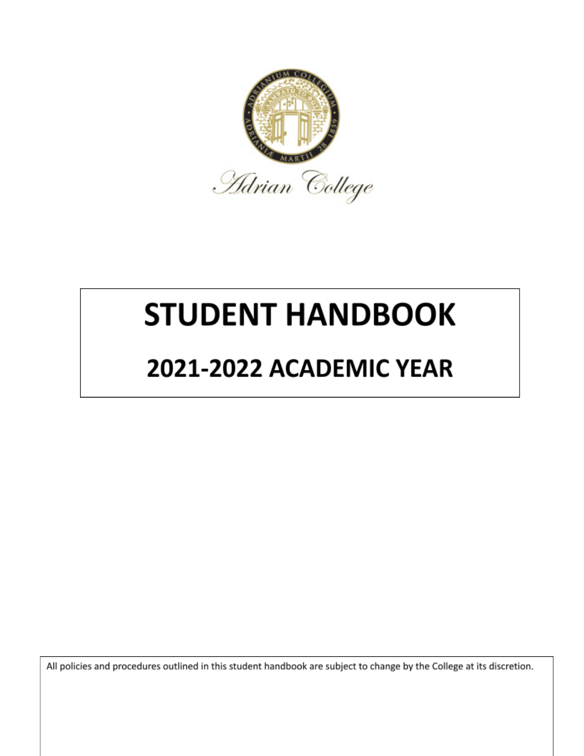Adrian College

# STUDENT HANDBOOK

## 2021-2022 ACADEMIC YEAR

All policies and procedures outlined in this student handbook are subject to change by the College at its discretion.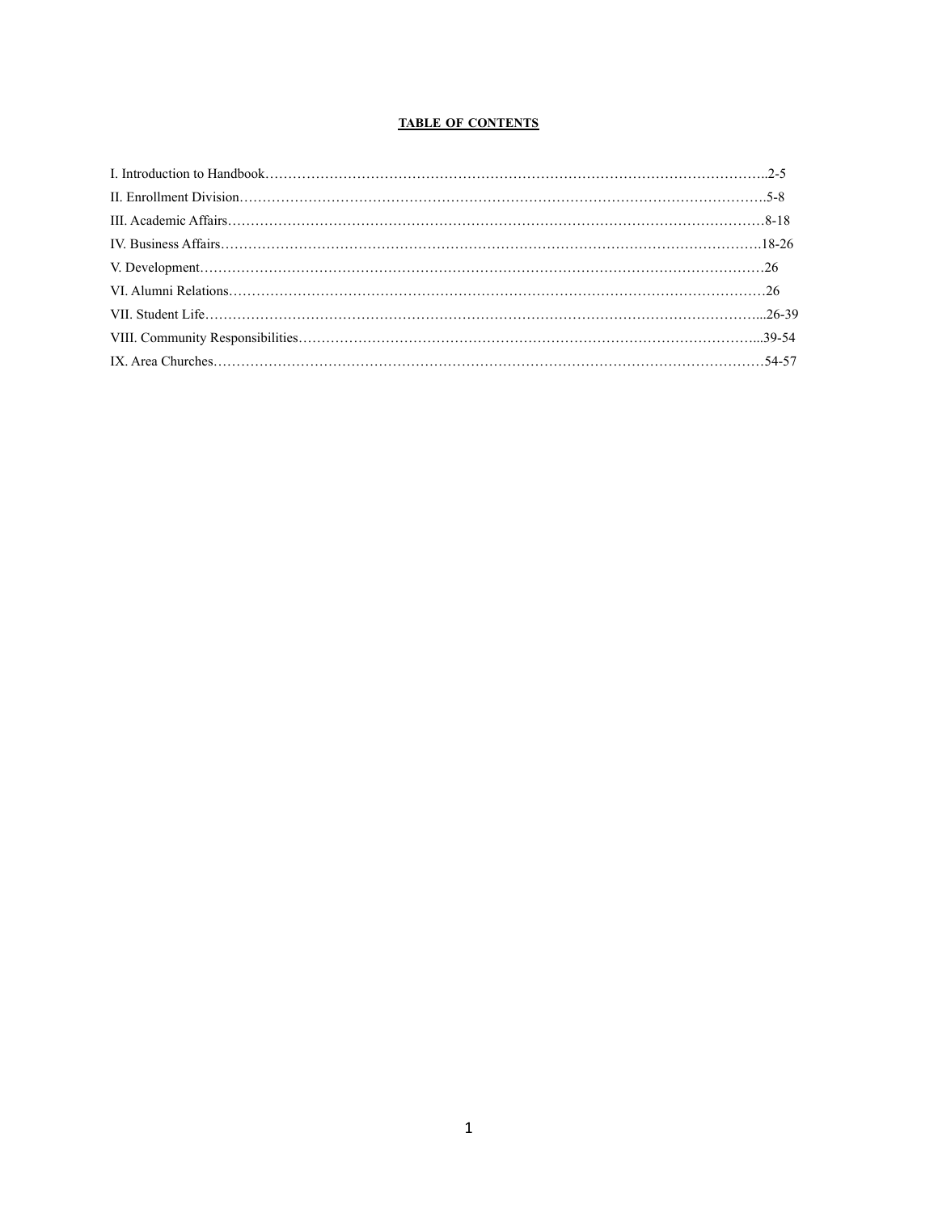**TABLE OF CONTENTS**

I. Introduction to Handbook……………………………………………………………………………………………..2-5
II. Enrollment Division…………………………………………………………………………………………………….5-8
III. Academic Affairs………………………………………………………………………………………………………8-18
IV. Business Affairs……………………………………………………………………………………………………….18-26
V. Development……………………………………………………………………………………………………………26
VI. Alumni Relations………………………………………………………………………………………………………26
VII. Student Life…………………………………………………………………………………………………………...26-39
VIII. Community Responsibilities………………………………………………………………………………………...39-54
IX. Area Churches…………………………………………………………………………………………………………54-57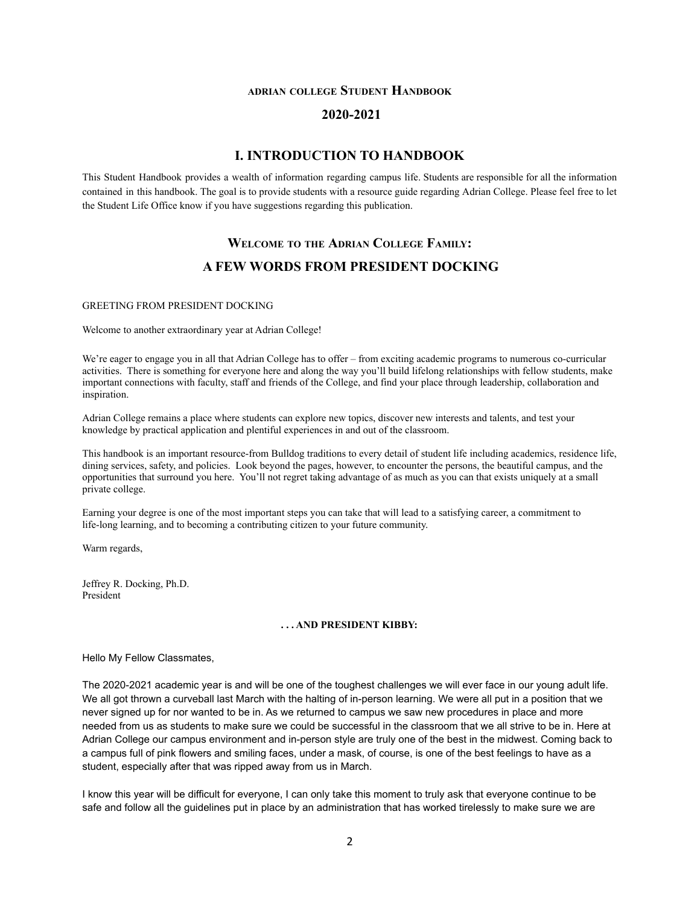**ADRIAN COLLEGE STUDENT HANDBOOK**

**2020-2021**

# I. INTRODUCTION TO HANDBOOK

This Student Handbook provides a wealth of information regarding campus life. Students are responsible for all the information contained in this handbook. The goal is to provide students with a resource guide regarding Adrian College. Please feel free to let the Student Life Office know if you have suggestions regarding this publication.

## WELCOME TO THE ADRIAN COLLEGE FAMILY: A FEW WORDS FROM PRESIDENT DOCKING

GREETING FROM PRESIDENT DOCKING

Welcome to another extraordinary year at Adrian College!

We're eager to engage you in all that Adrian College has to offer – from exciting academic programs to numerous co-curricular activities. There is something for everyone here and along the way you'll build lifelong relationships with fellow students, make important connections with faculty, staff and friends of the College, and find your place through leadership, collaboration and inspiration.

Adrian College remains a place where students can explore new topics, discover new interests and talents, and test your knowledge by practical application and plentiful experiences in and out of the classroom.

This handbook is an important resource-from Bulldog traditions to every detail of student life including academics, residence life, dining services, safety, and policies. Look beyond the pages, however, to encounter the persons, the beautiful campus, and the opportunities that surround you here. You'll not regret taking advantage of as much as you can that exists uniquely at a small private college.

Earning your degree is one of the most important steps you can take that will lead to a satisfying career, a commitment to life-long learning, and to becoming a contributing citizen to your future community.

Warm regards,

Jeffrey R. Docking, Ph.D.
President

**. . . AND PRESIDENT KIBBY:**

Hello My Fellow Classmates,

The 2020-2021 academic year is and will be one of the toughest challenges we will ever face in our young adult life. We all got thrown a curveball last March with the halting of in-person learning. We were all put in a position that we never signed up for nor wanted to be in. As we returned to campus we saw new procedures in place and more needed from us as students to make sure we could be successful in the classroom that we all strive to be in. Here at Adrian College our campus environment and in-person style are truly one of the best in the midwest. Coming back to a campus full of pink flowers and smiling faces, under a mask, of course, is one of the best feelings to have as a student, especially after that was ripped away from us in March.

I know this year will be difficult for everyone, I can only take this moment to truly ask that everyone continue to be safe and follow all the guidelines put in place by an administration that has worked tirelessly to make sure we are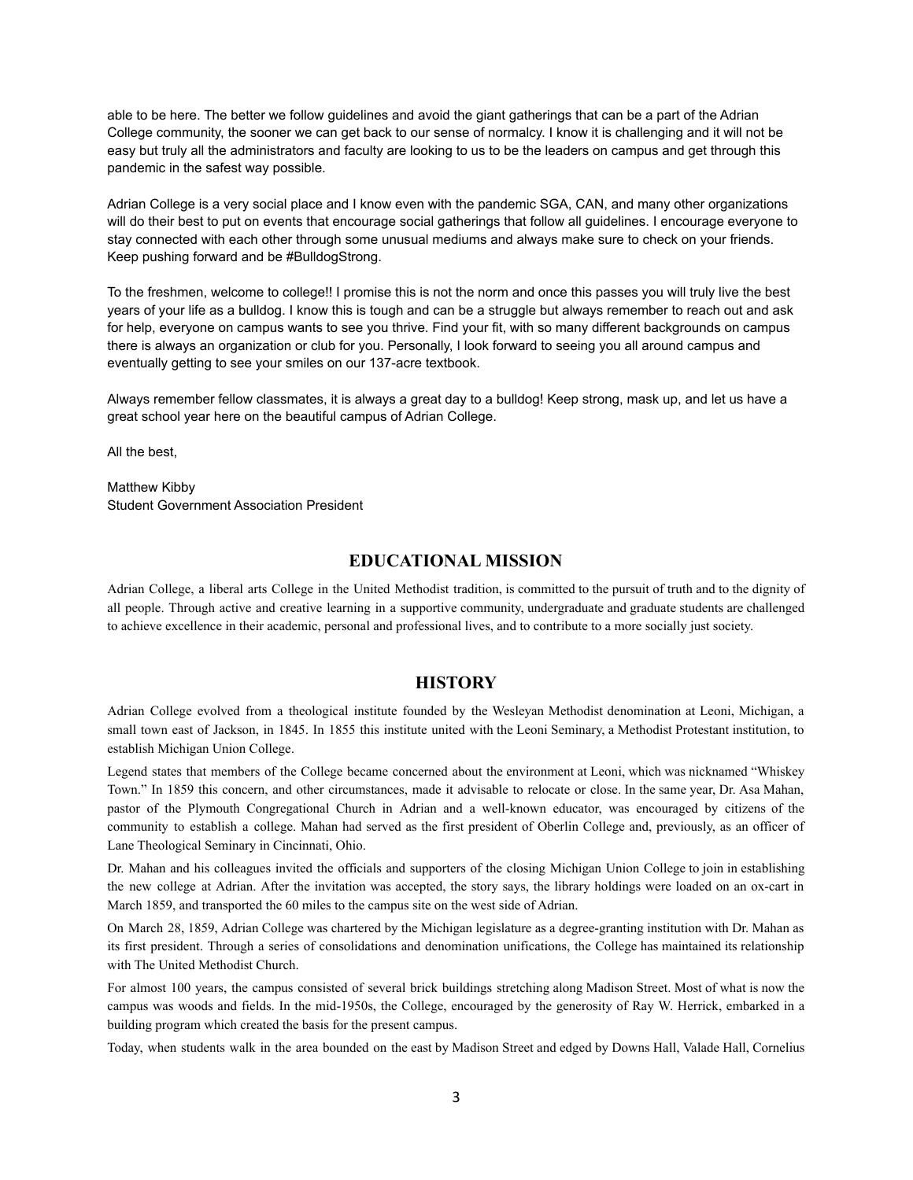able to be here. The better we follow guidelines and avoid the giant gatherings that can be a part of the Adrian College community, the sooner we can get back to our sense of normalcy. I know it is challenging and it will not be easy but truly all the administrators and faculty are looking to us to be the leaders on campus and get through this pandemic in the safest way possible.

Adrian College is a very social place and I know even with the pandemic SGA, CAN, and many other organizations will do their best to put on events that encourage social gatherings that follow all guidelines. I encourage everyone to stay connected with each other through some unusual mediums and always make sure to check on your friends. Keep pushing forward and be #BulldogStrong.

To the freshmen, welcome to college!! I promise this is not the norm and once this passes you will truly live the best years of your life as a bulldog. I know this is tough and can be a struggle but always remember to reach out and ask for help, everyone on campus wants to see you thrive. Find your fit, with so many different backgrounds on campus there is always an organization or club for you. Personally, I look forward to seeing you all around campus and eventually getting to see your smiles on our 137-acre textbook.

Always remember fellow classmates, it is always a great day to a bulldog! Keep strong, mask up, and let us have a great school year here on the beautiful campus of Adrian College.

All the best,

Matthew Kibby
Student Government Association President

## EDUCATIONAL MISSION

Adrian College, a liberal arts College in the United Methodist tradition, is committed to the pursuit of truth and to the dignity of all people. Through active and creative learning in a supportive community, undergraduate and graduate students are challenged to achieve excellence in their academic, personal and professional lives, and to contribute to a more socially just society.

## HISTORY

Adrian College evolved from a theological institute founded by the Wesleyan Methodist denomination at Leoni, Michigan, a small town east of Jackson, in 1845. In 1855 this institute united with the Leoni Seminary, a Methodist Protestant institution, to establish Michigan Union College.

Legend states that members of the College became concerned about the environment at Leoni, which was nicknamed "Whiskey Town." In 1859 this concern, and other circumstances, made it advisable to relocate or close. In the same year, Dr. Asa Mahan, pastor of the Plymouth Congregational Church in Adrian and a well-known educator, was encouraged by citizens of the community to establish a college. Mahan had served as the first president of Oberlin College and, previously, as an officer of Lane Theological Seminary in Cincinnati, Ohio.

Dr. Mahan and his colleagues invited the officials and supporters of the closing Michigan Union College to join in establishing the new college at Adrian. After the invitation was accepted, the story says, the library holdings were loaded on an ox-cart in March 1859, and transported the 60 miles to the campus site on the west side of Adrian.

On March 28, 1859, Adrian College was chartered by the Michigan legislature as a degree-granting institution with Dr. Mahan as its first president. Through a series of consolidations and denomination unifications, the College has maintained its relationship with The United Methodist Church.

For almost 100 years, the campus consisted of several brick buildings stretching along Madison Street. Most of what is now the campus was woods and fields. In the mid-1950s, the College, encouraged by the generosity of Ray W. Herrick, embarked in a building program which created the basis for the present campus.

Today, when students walk in the area bounded on the east by Madison Street and edged by Downs Hall, Valade Hall, Cornelius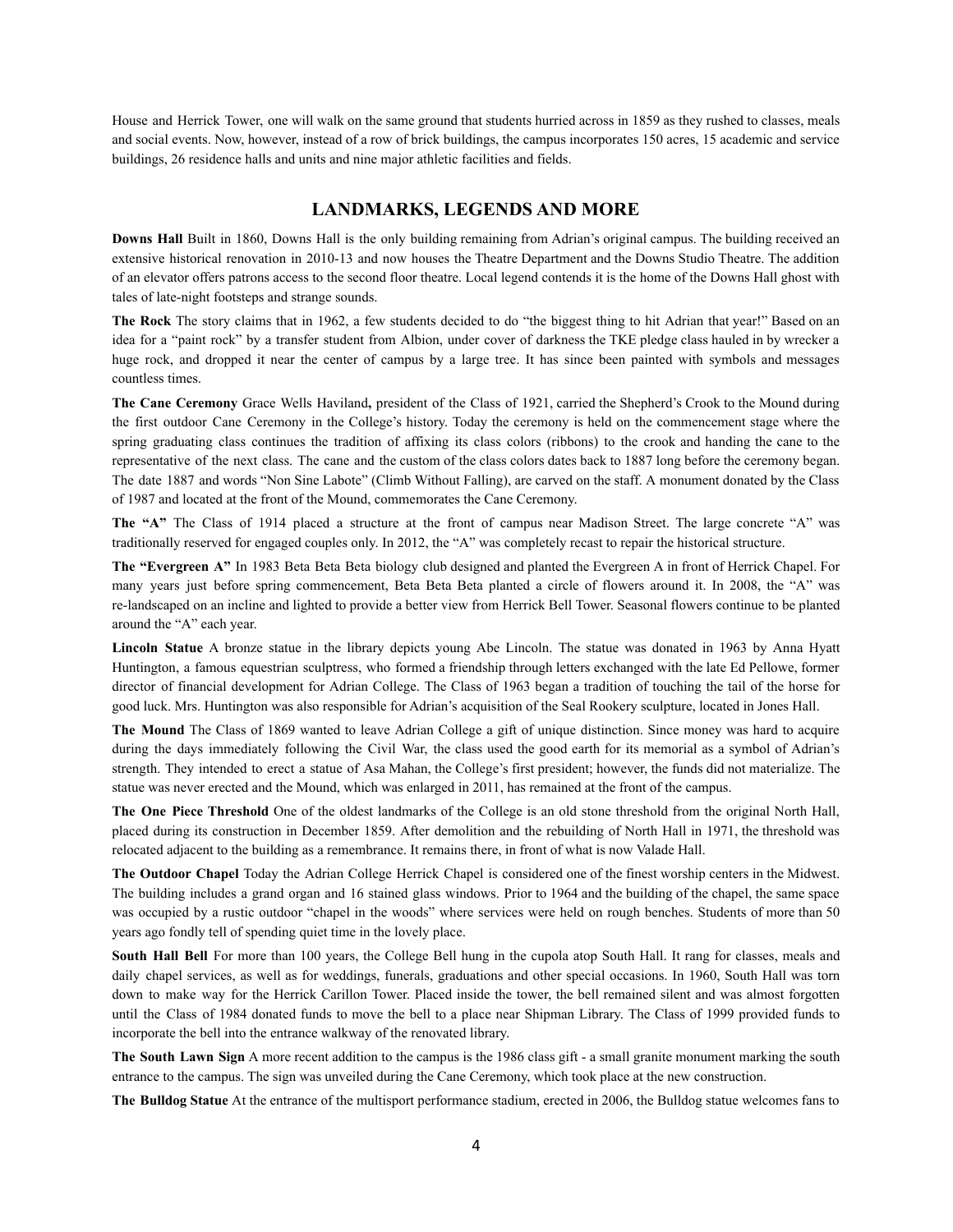House and Herrick Tower, one will walk on the same ground that students hurried across in 1859 as they rushed to classes, meals and social events. Now, however, instead of a row of brick buildings, the campus incorporates 150 acres, 15 academic and service buildings, 26 residence halls and units and nine major athletic facilities and fields.

## LANDMARKS, LEGENDS AND MORE

**Downs Hall** Built in 1860, Downs Hall is the only building remaining from Adrian's original campus. The building received an extensive historical renovation in 2010-13 and now houses the Theatre Department and the Downs Studio Theatre. The addition of an elevator offers patrons access to the second floor theatre. Local legend contends it is the home of the Downs Hall ghost with tales of late-night footsteps and strange sounds.

**The Rock** The story claims that in 1962, a few students decided to do "the biggest thing to hit Adrian that year!" Based on an idea for a "paint rock" by a transfer student from Albion, under cover of darkness the TKE pledge class hauled in by wrecker a huge rock, and dropped it near the center of campus by a large tree. It has since been painted with symbols and messages countless times.

**The Cane Ceremony** Grace Wells Haviland**,** president of the Class of 1921, carried the Shepherd's Crook to the Mound during the first outdoor Cane Ceremony in the College's history. Today the ceremony is held on the commencement stage where the spring graduating class continues the tradition of affixing its class colors (ribbons) to the crook and handing the cane to the representative of the next class. The cane and the custom of the class colors dates back to 1887 long before the ceremony began. The date 1887 and words "Non Sine Labote" (Climb Without Falling), are carved on the staff. A monument donated by the Class of 1987 and located at the front of the Mound, commemorates the Cane Ceremony.

**The "A"** The Class of 1914 placed a structure at the front of campus near Madison Street. The large concrete "A" was traditionally reserved for engaged couples only. In 2012, the "A" was completely recast to repair the historical structure.

**The "Evergreen A"** In 1983 Beta Beta Beta biology club designed and planted the Evergreen A in front of Herrick Chapel. For many years just before spring commencement, Beta Beta Beta planted a circle of flowers around it. In 2008, the "A" was re-landscaped on an incline and lighted to provide a better view from Herrick Bell Tower. Seasonal flowers continue to be planted around the "A" each year.

**Lincoln Statue** A bronze statue in the library depicts young Abe Lincoln. The statue was donated in 1963 by Anna Hyatt Huntington, a famous equestrian sculptress, who formed a friendship through letters exchanged with the late Ed Pellowe, former director of financial development for Adrian College. The Class of 1963 began a tradition of touching the tail of the horse for good luck. Mrs. Huntington was also responsible for Adrian's acquisition of the Seal Rookery sculpture, located in Jones Hall.

**The Mound** The Class of 1869 wanted to leave Adrian College a gift of unique distinction. Since money was hard to acquire during the days immediately following the Civil War, the class used the good earth for its memorial as a symbol of Adrian's strength. They intended to erect a statue of Asa Mahan, the College's first president; however, the funds did not materialize. The statue was never erected and the Mound, which was enlarged in 2011, has remained at the front of the campus.

**The One Piece Threshold** One of the oldest landmarks of the College is an old stone threshold from the original North Hall, placed during its construction in December 1859. After demolition and the rebuilding of North Hall in 1971, the threshold was relocated adjacent to the building as a remembrance. It remains there, in front of what is now Valade Hall.

**The Outdoor Chapel** Today the Adrian College Herrick Chapel is considered one of the finest worship centers in the Midwest. The building includes a grand organ and 16 stained glass windows. Prior to 1964 and the building of the chapel, the same space was occupied by a rustic outdoor "chapel in the woods" where services were held on rough benches. Students of more than 50 years ago fondly tell of spending quiet time in the lovely place.

**South Hall Bell** For more than 100 years, the College Bell hung in the cupola atop South Hall. It rang for classes, meals and daily chapel services, as well as for weddings, funerals, graduations and other special occasions. In 1960, South Hall was torn down to make way for the Herrick Carillon Tower. Placed inside the tower, the bell remained silent and was almost forgotten until the Class of 1984 donated funds to move the bell to a place near Shipman Library. The Class of 1999 provided funds to incorporate the bell into the entrance walkway of the renovated library.

**The South Lawn Sign** A more recent addition to the campus is the 1986 class gift - a small granite monument marking the south entrance to the campus. The sign was unveiled during the Cane Ceremony, which took place at the new construction.

**The Bulldog Statue** At the entrance of the multisport performance stadium, erected in 2006, the Bulldog statue welcomes fans to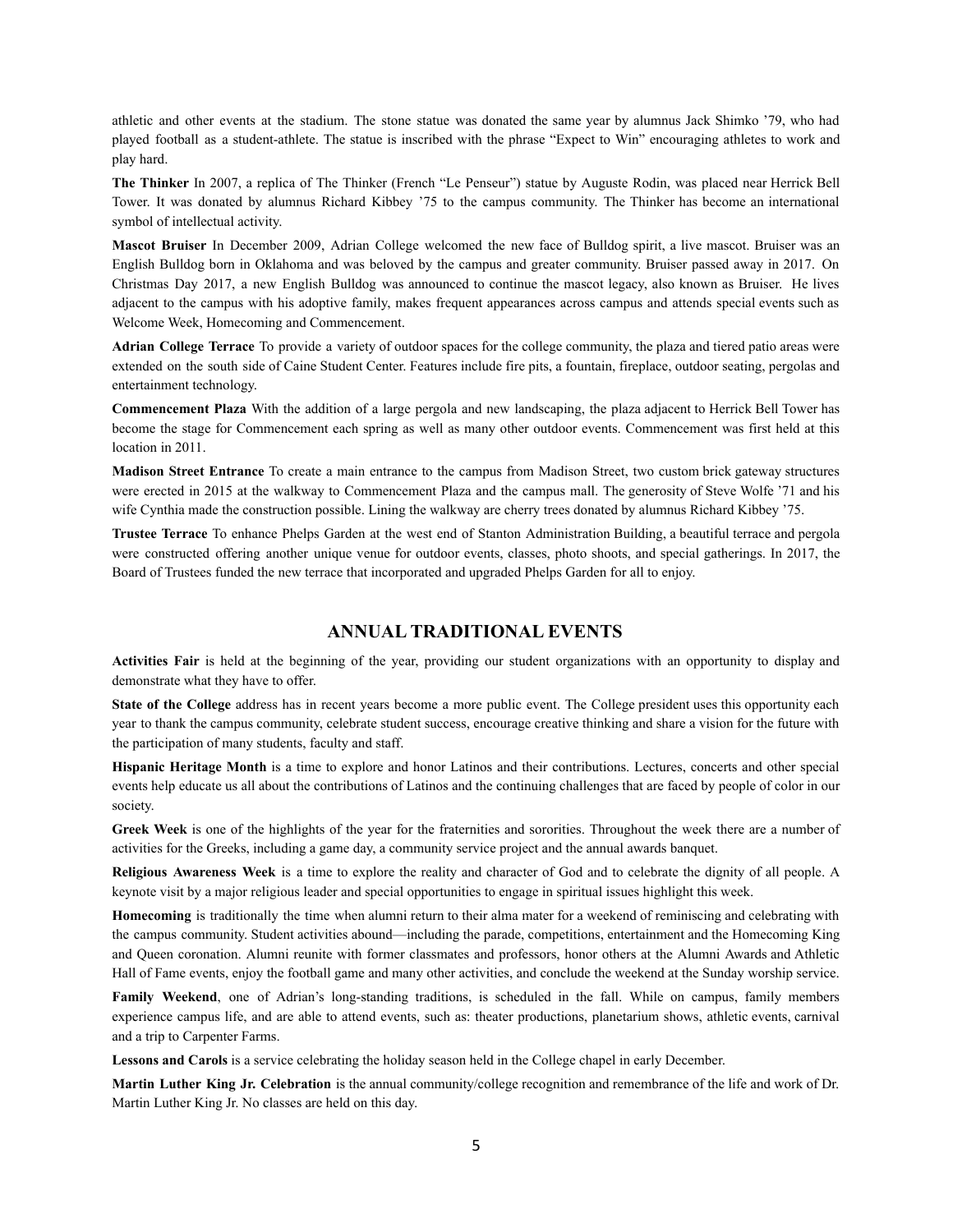athletic and other events at the stadium. The stone statue was donated the same year by alumnus Jack Shimko '79, who had played football as a student-athlete. The statue is inscribed with the phrase "Expect to Win" encouraging athletes to work and play hard.

**The Thinker** In 2007, a replica of The Thinker (French "Le Penseur") statue by Auguste Rodin, was placed near Herrick Bell Tower. It was donated by alumnus Richard Kibbey '75 to the campus community. The Thinker has become an international symbol of intellectual activity.

**Mascot Bruiser** In December 2009, Adrian College welcomed the new face of Bulldog spirit, a live mascot. Bruiser was an English Bulldog born in Oklahoma and was beloved by the campus and greater community. Bruiser passed away in 2017. On Christmas Day 2017, a new English Bulldog was announced to continue the mascot legacy, also known as Bruiser. He lives adjacent to the campus with his adoptive family, makes frequent appearances across campus and attends special events such as Welcome Week, Homecoming and Commencement.

**Adrian College Terrace** To provide a variety of outdoor spaces for the college community, the plaza and tiered patio areas were extended on the south side of Caine Student Center. Features include fire pits, a fountain, fireplace, outdoor seating, pergolas and entertainment technology.

**Commencement Plaza** With the addition of a large pergola and new landscaping, the plaza adjacent to Herrick Bell Tower has become the stage for Commencement each spring as well as many other outdoor events. Commencement was first held at this location in 2011.

**Madison Street Entrance** To create a main entrance to the campus from Madison Street, two custom brick gateway structures were erected in 2015 at the walkway to Commencement Plaza and the campus mall. The generosity of Steve Wolfe '71 and his wife Cynthia made the construction possible. Lining the walkway are cherry trees donated by alumnus Richard Kibbey '75.

**Trustee Terrace** To enhance Phelps Garden at the west end of Stanton Administration Building, a beautiful terrace and pergola were constructed offering another unique venue for outdoor events, classes, photo shoots, and special gatherings. In 2017, the Board of Trustees funded the new terrace that incorporated and upgraded Phelps Garden for all to enjoy.

## ANNUAL TRADITIONAL EVENTS

**Activities Fair** is held at the beginning of the year, providing our student organizations with an opportunity to display and demonstrate what they have to offer.

**State of the College** address has in recent years become a more public event. The College president uses this opportunity each year to thank the campus community, celebrate student success, encourage creative thinking and share a vision for the future with the participation of many students, faculty and staff.

**Hispanic Heritage Month** is a time to explore and honor Latinos and their contributions. Lectures, concerts and other special events help educate us all about the contributions of Latinos and the continuing challenges that are faced by people of color in our society.

**Greek Week** is one of the highlights of the year for the fraternities and sororities. Throughout the week there are a number of activities for the Greeks, including a game day, a community service project and the annual awards banquet.

**Religious Awareness Week** is a time to explore the reality and character of God and to celebrate the dignity of all people. A keynote visit by a major religious leader and special opportunities to engage in spiritual issues highlight this week.

**Homecoming** is traditionally the time when alumni return to their alma mater for a weekend of reminiscing and celebrating with the campus community. Student activities abound—including the parade, competitions, entertainment and the Homecoming King and Queen coronation. Alumni reunite with former classmates and professors, honor others at the Alumni Awards and Athletic Hall of Fame events, enjoy the football game and many other activities, and conclude the weekend at the Sunday worship service.

**Family Weekend**, one of Adrian's long-standing traditions, is scheduled in the fall. While on campus, family members experience campus life, and are able to attend events, such as: theater productions, planetarium shows, athletic events, carnival and a trip to Carpenter Farms.

**Lessons and Carols** is a service celebrating the holiday season held in the College chapel in early December.

**Martin Luther King Jr. Celebration** is the annual community/college recognition and remembrance of the life and work of Dr. Martin Luther King Jr. No classes are held on this day.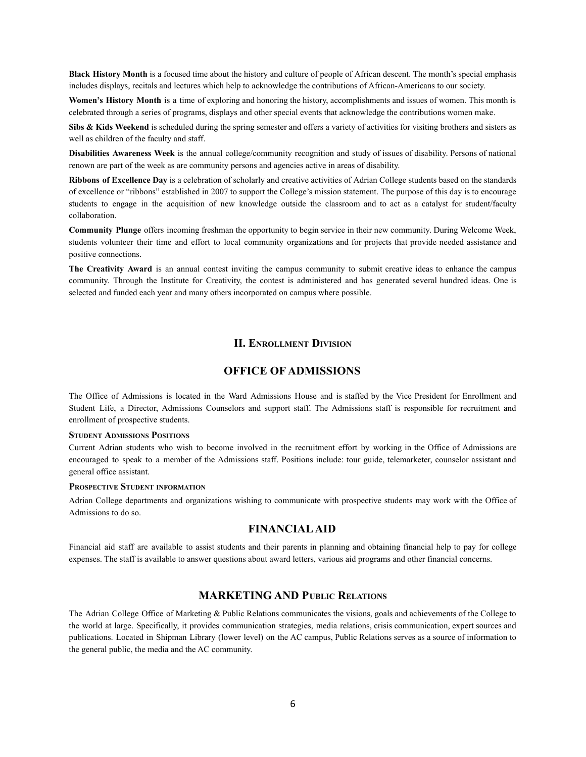**Black History Month** is a focused time about the history and culture of people of African descent. The month's special emphasis includes displays, recitals and lectures which help to acknowledge the contributions of African-Americans to our society.

**Women's History Month** is a time of exploring and honoring the history, accomplishments and issues of women. This month is celebrated through a series of programs, displays and other special events that acknowledge the contributions women make.

**Sibs & Kids Weekend** is scheduled during the spring semester and offers a variety of activities for visiting brothers and sisters as well as children of the faculty and staff.

**Disabilities Awareness Week** is the annual college/community recognition and study of issues of disability. Persons of national renown are part of the week as are community persons and agencies active in areas of disability.

**Ribbons of Excellence Day** is a celebration of scholarly and creative activities of Adrian College students based on the standards of excellence or "ribbons" established in 2007 to support the College's mission statement. The purpose of this day is to encourage students to engage in the acquisition of new knowledge outside the classroom and to act as a catalyst for student/faculty collaboration.

**Community Plunge** offers incoming freshman the opportunity to begin service in their new community. During Welcome Week, students volunteer their time and effort to local community organizations and for projects that provide needed assistance and positive connections.

**The Creativity Award** is an annual contest inviting the campus community to submit creative ideas to enhance the campus community. Through the Institute for Creativity, the contest is administered and has generated several hundred ideas. One is selected and funded each year and many others incorporated on campus where possible.

## II. Enrollment Division

## OFFICE OF ADMISSIONS

The Office of Admissions is located in the Ward Admissions House and is staffed by the Vice President for Enrollment and Student Life, a Director, Admissions Counselors and support staff. The Admissions staff is responsible for recruitment and enrollment of prospective students.

#### Student Admissions Positions

Current Adrian students who wish to become involved in the recruitment effort by working in the Office of Admissions are encouraged to speak to a member of the Admissions staff. Positions include: tour guide, telemarketer, counselor assistant and general office assistant.

#### Prospective Student information

Adrian College departments and organizations wishing to communicate with prospective students may work with the Office of Admissions to do so.

## FINANCIAL AID

Financial aid staff are available to assist students and their parents in planning and obtaining financial help to pay for college expenses. The staff is available to answer questions about award letters, various aid programs and other financial concerns.

## MARKETING AND Public Relations

The Adrian College Office of Marketing & Public Relations communicates the visions, goals and achievements of the College to the world at large. Specifically, it provides communication strategies, media relations, crisis communication, expert sources and publications. Located in Shipman Library (lower level) on the AC campus, Public Relations serves as a source of information to the general public, the media and the AC community.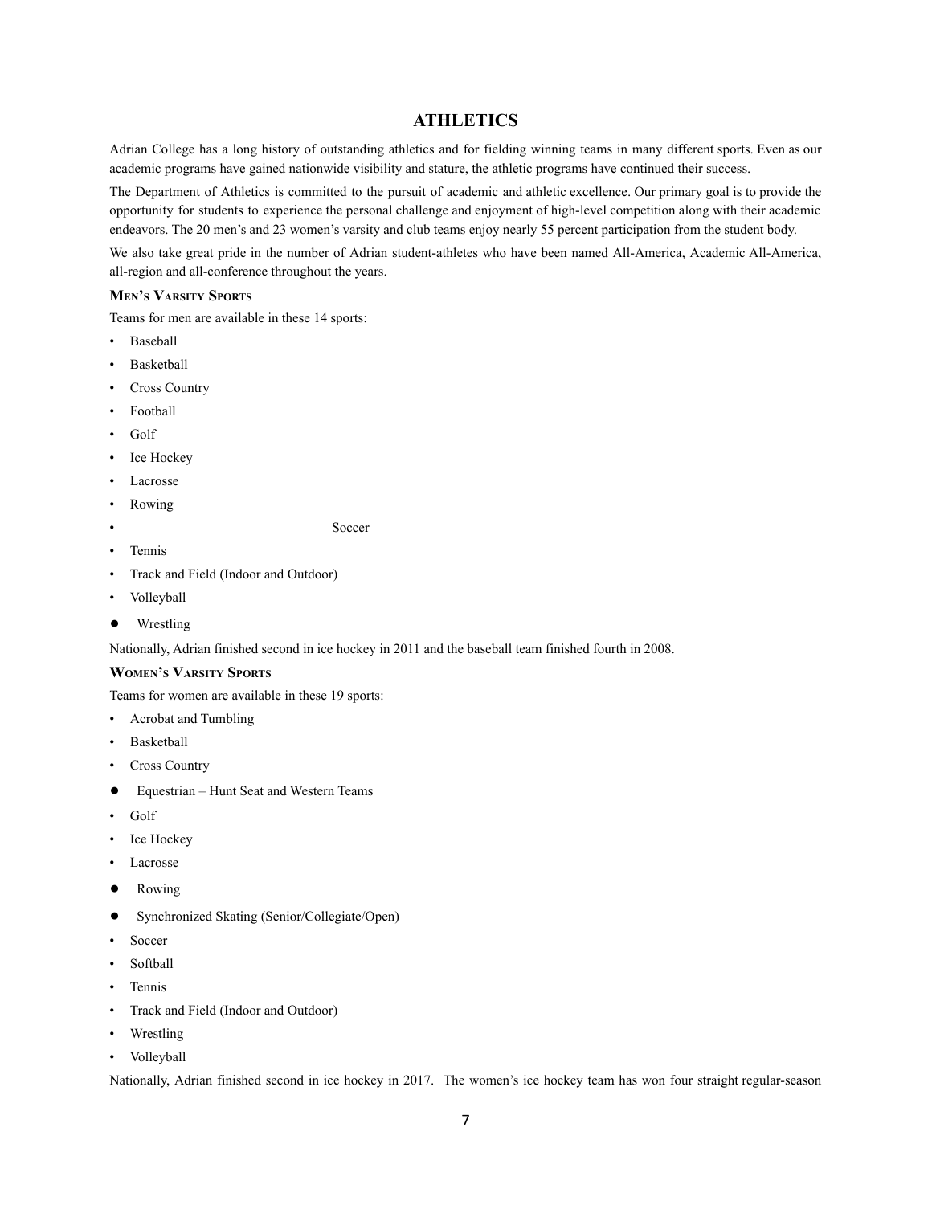# ATHLETICS

Adrian College has a long history of outstanding athletics and for fielding winning teams in many different sports. Even as our academic programs have gained nationwide visibility and stature, the athletic programs have continued their success.

The Department of Athletics is committed to the pursuit of academic and athletic excellence. Our primary goal is to provide the opportunity for students to experience the personal challenge and enjoyment of high-level competition along with their academic endeavors. The 20 men's and 23 women's varsity and club teams enjoy nearly 55 percent participation from the student body.

We also take great pride in the number of Adrian student-athletes who have been named All-America, Academic All-America, all-region and all-conference throughout the years.

### Men's Varsity Sports

Teams for men are available in these 14 sports:

- Baseball
- Basketball
- Cross Country
- Football
- Golf
- Ice Hockey
- Lacrosse
- Rowing
- Soccer
- Tennis
- Track and Field (Indoor and Outdoor)
- Volleyball
- Wrestling

Nationally, Adrian finished second in ice hockey in 2011 and the baseball team finished fourth in 2008.

### Women's Varsity Sports

Teams for women are available in these 19 sports:

- Acrobat and Tumbling
- Basketball
- Cross Country
- Equestrian – Hunt Seat and Western Teams
- Golf
- Ice Hockey
- Lacrosse
- Rowing
- Synchronized Skating (Senior/Collegiate/Open)
- Soccer
- Softball
- Tennis
- Track and Field (Indoor and Outdoor)
- Wrestling
- Volleyball

Nationally, Adrian finished second in ice hockey in 2017. The women's ice hockey team has won four straight regular-season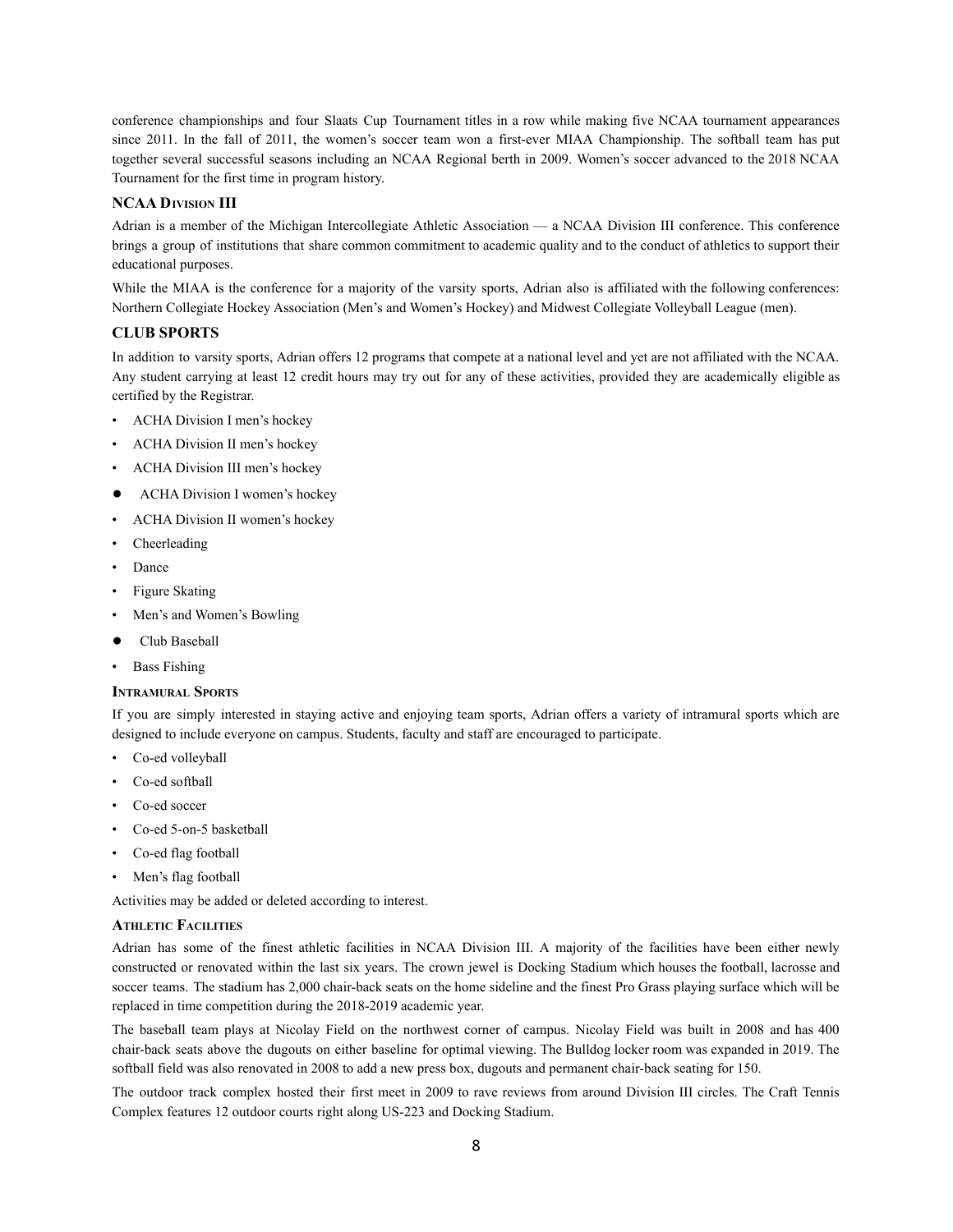conference championships and four Slaats Cup Tournament titles in a row while making five NCAA tournament appearances since 2011. In the fall of 2011, the women's soccer team won a first-ever MIAA Championship. The softball team has put together several successful seasons including an NCAA Regional berth in 2009. Women's soccer advanced to the 2018 NCAA Tournament for the first time in program history.

### NCAA Division III

Adrian is a member of the Michigan Intercollegiate Athletic Association — a NCAA Division III conference. This conference brings a group of institutions that share common commitment to academic quality and to the conduct of athletics to support their educational purposes.

While the MIAA is the conference for a majority of the varsity sports, Adrian also is affiliated with the following conferences: Northern Collegiate Hockey Association (Men's and Women's Hockey) and Midwest Collegiate Volleyball League (men).

## CLUB SPORTS

In addition to varsity sports, Adrian offers 12 programs that compete at a national level and yet are not affiliated with the NCAA. Any student carrying at least 12 credit hours may try out for any of these activities, provided they are academically eligible as certified by the Registrar.

- ACHA Division I men's hockey
- ACHA Division II men's hockey
- ACHA Division III men's hockey
- ACHA Division I women's hockey
- ACHA Division II women's hockey
- Cheerleading
- Dance
- Figure Skating
- Men's and Women's Bowling
- Club Baseball
- Bass Fishing

### Intramural Sports

If you are simply interested in staying active and enjoying team sports, Adrian offers a variety of intramural sports which are designed to include everyone on campus. Students, faculty and staff are encouraged to participate.

- Co-ed volleyball
- Co-ed softball
- Co-ed soccer
- Co-ed 5-on-5 basketball
- Co-ed flag football
- Men's flag football

Activities may be added or deleted according to interest.

### Athletic Facilities

Adrian has some of the finest athletic facilities in NCAA Division III. A majority of the facilities have been either newly constructed or renovated within the last six years. The crown jewel is Docking Stadium which houses the football, lacrosse and soccer teams. The stadium has 2,000 chair-back seats on the home sideline and the finest Pro Grass playing surface which will be replaced in time competition during the 2018-2019 academic year.

The baseball team plays at Nicolay Field on the northwest corner of campus. Nicolay Field was built in 2008 and has 400 chair-back seats above the dugouts on either baseline for optimal viewing. The Bulldog locker room was expanded in 2019. The softball field was also renovated in 2008 to add a new press box, dugouts and permanent chair-back seating for 150.

The outdoor track complex hosted their first meet in 2009 to rave reviews from around Division III circles. The Craft Tennis Complex features 12 outdoor courts right along US-223 and Docking Stadium.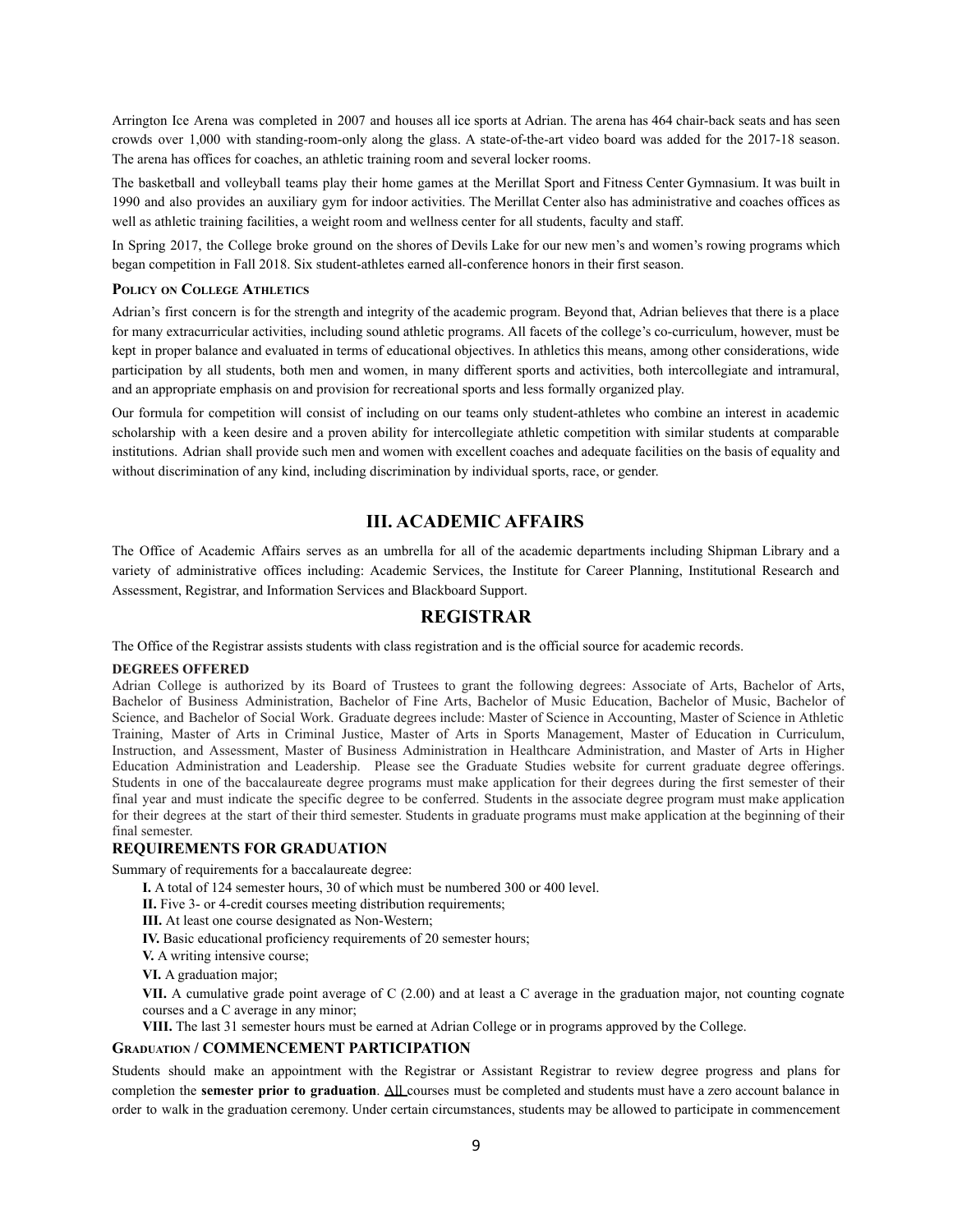Arrington Ice Arena was completed in 2007 and houses all ice sports at Adrian. The arena has 464 chair-back seats and has seen crowds over 1,000 with standing-room-only along the glass. A state-of-the-art video board was added for the 2017-18 season. The arena has offices for coaches, an athletic training room and several locker rooms.

The basketball and volleyball teams play their home games at the Merillat Sport and Fitness Center Gymnasium. It was built in 1990 and also provides an auxiliary gym for indoor activities. The Merillat Center also has administrative and coaches offices as well as athletic training facilities, a weight room and wellness center for all students, faculty and staff.

In Spring 2017, the College broke ground on the shores of Devils Lake for our new men's and women's rowing programs which began competition in Fall 2018. Six student-athletes earned all-conference honors in their first season.

#### Policy on College Athletics

Adrian's first concern is for the strength and integrity of the academic program. Beyond that, Adrian believes that there is a place for many extracurricular activities, including sound athletic programs. All facets of the college's co-curriculum, however, must be kept in proper balance and evaluated in terms of educational objectives. In athletics this means, among other considerations, wide participation by all students, both men and women, in many different sports and activities, both intercollegiate and intramural, and an appropriate emphasis on and provision for recreational sports and less formally organized play.

Our formula for competition will consist of including on our teams only student-athletes who combine an interest in academic scholarship with a keen desire and a proven ability for intercollegiate athletic competition with similar students at comparable institutions. Adrian shall provide such men and women with excellent coaches and adequate facilities on the basis of equality and without discrimination of any kind, including discrimination by individual sports, race, or gender.

## III. ACADEMIC AFFAIRS

The Office of Academic Affairs serves as an umbrella for all of the academic departments including Shipman Library and a variety of administrative offices including: Academic Services, the Institute for Career Planning, Institutional Research and Assessment, Registrar, and Information Services and Blackboard Support.

## REGISTRAR

The Office of the Registrar assists students with class registration and is the official source for academic records.

#### DEGREES OFFERED

Adrian College is authorized by its Board of Trustees to grant the following degrees: Associate of Arts, Bachelor of Arts, Bachelor of Business Administration, Bachelor of Fine Arts, Bachelor of Music Education, Bachelor of Music, Bachelor of Science, and Bachelor of Social Work. Graduate degrees include: Master of Science in Accounting, Master of Science in Athletic Training, Master of Arts in Criminal Justice, Master of Arts in Sports Management, Master of Education in Curriculum, Instruction, and Assessment, Master of Business Administration in Healthcare Administration, and Master of Arts in Higher Education Administration and Leadership. Please see the Graduate Studies website for current graduate degree offerings. Students in one of the baccalaureate degree programs must make application for their degrees during the first semester of their final year and must indicate the specific degree to be conferred. Students in the associate degree program must make application for their degrees at the start of their third semester. Students in graduate programs must make application at the beginning of their final semester.

### REQUIREMENTS FOR GRADUATION

Summary of requirements for a baccalaureate degree:

**I.** A total of 124 semester hours, 30 of which must be numbered 300 or 400 level.

**II.** Five 3- or 4-credit courses meeting distribution requirements;

**III.** At least one course designated as Non-Western;

**IV.** Basic educational proficiency requirements of 20 semester hours;

**V.** A writing intensive course;

**VI.** A graduation major;

**VII.** A cumulative grade point average of C (2.00) and at least a C average in the graduation major, not counting cognate courses and a C average in any minor;

**VIII.** The last 31 semester hours must be earned at Adrian College or in programs approved by the College.

### Graduation / COMMENCEMENT PARTICIPATION

Students should make an appointment with the Registrar or Assistant Registrar to review degree progress and plans for completion the **semester prior to graduation**. All courses must be completed and students must have a zero account balance in order to walk in the graduation ceremony. Under certain circumstances, students may be allowed to participate in commencement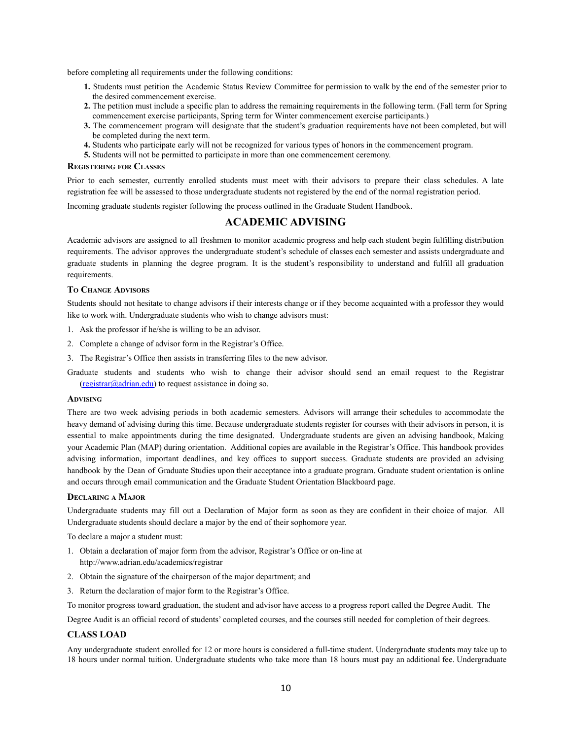before completing all requirements under the following conditions:

1. Students must petition the Academic Status Review Committee for permission to walk by the end of the semester prior to the desired commencement exercise.
2. The petition must include a specific plan to address the remaining requirements in the following term. (Fall term for Spring commencement exercise participants, Spring term for Winter commencement exercise participants.)
3. The commencement program will designate that the student's graduation requirements have not been completed, but will be completed during the next term.
4. Students who participate early will not be recognized for various types of honors in the commencement program.
5. Students will not be permitted to participate in more than one commencement ceremony.

#### Registering for Classes

Prior to each semester, currently enrolled students must meet with their advisors to prepare their class schedules. A late registration fee will be assessed to those undergraduate students not registered by the end of the normal registration period.

Incoming graduate students register following the process outlined in the Graduate Student Handbook.

## ACADEMIC ADVISING

Academic advisors are assigned to all freshmen to monitor academic progress and help each student begin fulfilling distribution requirements. The advisor approves the undergraduate student's schedule of classes each semester and assists undergraduate and graduate students in planning the degree program. It is the student's responsibility to understand and fulfill all graduation requirements.

#### To Change Advisors

Students should not hesitate to change advisors if their interests change or if they become acquainted with a professor they would like to work with. Undergraduate students who wish to change advisors must:

1. Ask the professor if he/she is willing to be an advisor.
2. Complete a change of advisor form in the Registrar's Office.
3. The Registrar's Office then assists in transferring files to the new advisor.

Graduate students and students who wish to change their advisor should send an email request to the Registrar ([registrar@adrian.edu](mailto:registrar@adrian.edu)) to request assistance in doing so.

#### Advising

There are two week advising periods in both academic semesters. Advisors will arrange their schedules to accommodate the heavy demand of advising during this time. Because undergraduate students register for courses with their advisors in person, it is essential to make appointments during the time designated. Undergraduate students are given an advising handbook, Making your Academic Plan (MAP) during orientation. Additional copies are available in the Registrar's Office. This handbook provides advising information, important deadlines, and key offices to support success. Graduate students are provided an advising handbook by the Dean of Graduate Studies upon their acceptance into a graduate program. Graduate student orientation is online and occurs through email communication and the Graduate Student Orientation Blackboard page.

#### Declaring a Major

Undergraduate students may fill out a Declaration of Major form as soon as they are confident in their choice of major. All Undergraduate students should declare a major by the end of their sophomore year.

To declare a major a student must:

1. Obtain a declaration of major form from the advisor, Registrar's Office or on-line at http://www.adrian.edu/academics/registrar
2. Obtain the signature of the chairperson of the major department; and
3. Return the declaration of major form to the Registrar's Office.

To monitor progress toward graduation, the student and advisor have access to a progress report called the Degree Audit. The Degree Audit is an official record of students' completed courses, and the courses still needed for completion of their degrees.

### CLASS LOAD

Any undergraduate student enrolled for 12 or more hours is considered a full-time student. Undergraduate students may take up to 18 hours under normal tuition. Undergraduate students who take more than 18 hours must pay an additional fee. Undergraduate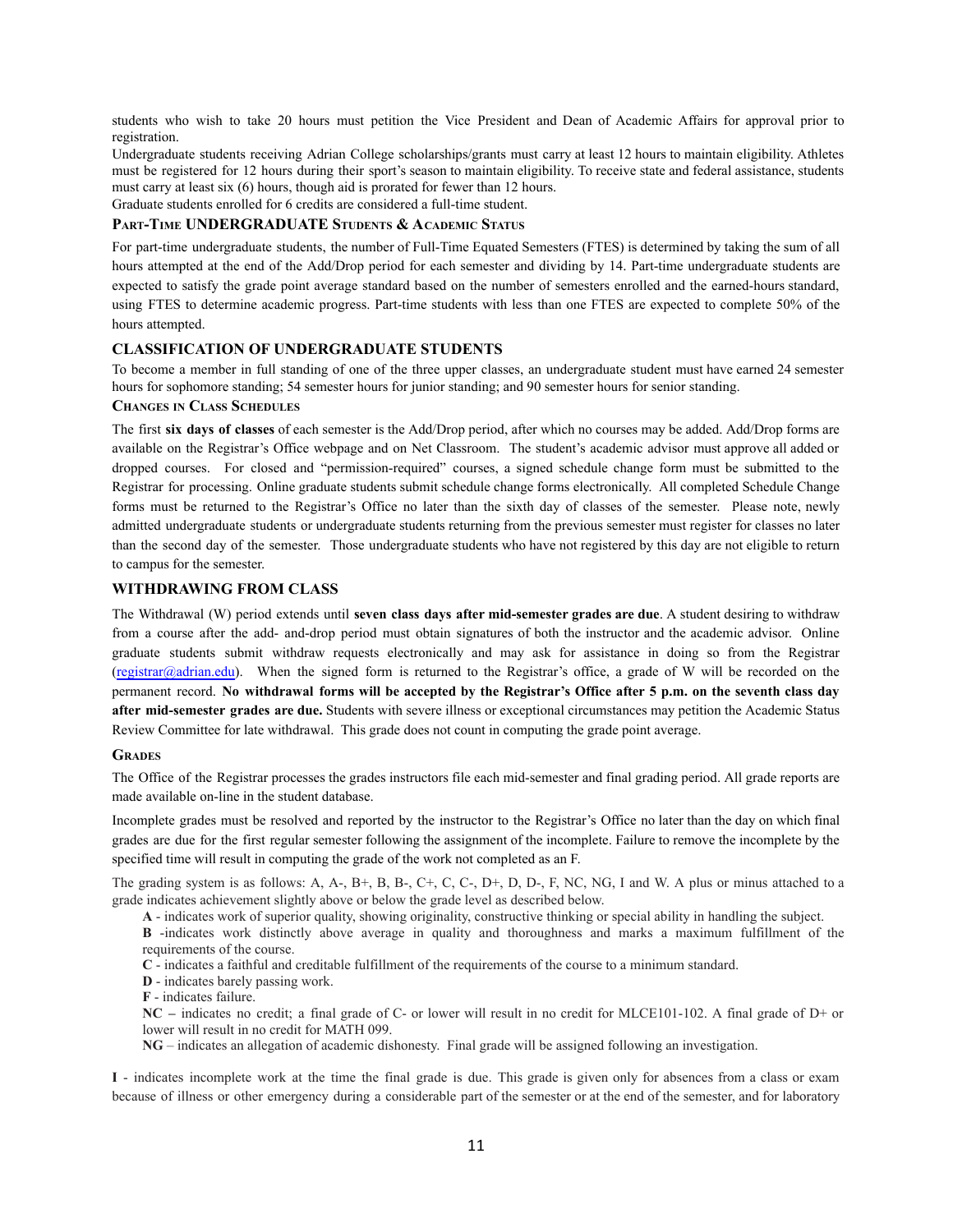students who wish to take 20 hours must petition the Vice President and Dean of Academic Affairs for approval prior to registration.

Undergraduate students receiving Adrian College scholarships/grants must carry at least 12 hours to maintain eligibility. Athletes must be registered for 12 hours during their sport's season to maintain eligibility. To receive state and federal assistance, students must carry at least six (6) hours, though aid is prorated for fewer than 12 hours.

Graduate students enrolled for 6 credits are considered a full-time student.

### Part-Time UNDERGRADUATE Students & Academic Status

For part-time undergraduate students, the number of Full-Time Equated Semesters (FTES) is determined by taking the sum of all hours attempted at the end of the Add/Drop period for each semester and dividing by 14. Part-time undergraduate students are expected to satisfy the grade point average standard based on the number of semesters enrolled and the earned-hours standard, using FTES to determine academic progress. Part-time students with less than one FTES are expected to complete 50% of the hours attempted.

## CLASSIFICATION OF UNDERGRADUATE STUDENTS

To become a member in full standing of one of the three upper classes, an undergraduate student must have earned 24 semester hours for sophomore standing; 54 semester hours for junior standing; and 90 semester hours for senior standing.

### Changes in Class Schedules

The first **six days of classes** of each semester is the Add/Drop period, after which no courses may be added. Add/Drop forms are available on the Registrar's Office webpage and on Net Classroom. The student's academic advisor must approve all added or dropped courses. For closed and "permission-required" courses, a signed schedule change form must be submitted to the Registrar for processing. Online graduate students submit schedule change forms electronically. All completed Schedule Change forms must be returned to the Registrar's Office no later than the sixth day of classes of the semester. Please note, newly admitted undergraduate students or undergraduate students returning from the previous semester must register for classes no later than the second day of the semester. Those undergraduate students who have not registered by this day are not eligible to return to campus for the semester.

## WITHDRAWING FROM CLASS

The Withdrawal (W) period extends until **seven class days after mid-semester grades are due**. A student desiring to withdraw from a course after the add- and-drop period must obtain signatures of both the instructor and the academic advisor. Online graduate students submit withdraw requests electronically and may ask for assistance in doing so from the Registrar (registrar@adrian.edu). When the signed form is returned to the Registrar's office, a grade of W will be recorded on the permanent record. **No withdrawal forms will be accepted by the Registrar's Office after 5 p.m. on the seventh class day after mid-semester grades are due.** Students with severe illness or exceptional circumstances may petition the Academic Status Review Committee for late withdrawal. This grade does not count in computing the grade point average.

### Grades

The Office of the Registrar processes the grades instructors file each mid-semester and final grading period. All grade reports are made available on-line in the student database.

Incomplete grades must be resolved and reported by the instructor to the Registrar's Office no later than the day on which final grades are due for the first regular semester following the assignment of the incomplete. Failure to remove the incomplete by the specified time will result in computing the grade of the work not completed as an F.

The grading system is as follows: A, A-, B+, B, B-, C+, C, C-, D+, D, D-, F, NC, NG, I and W. A plus or minus attached to a grade indicates achievement slightly above or below the grade level as described below.

- **A** - indicates work of superior quality, showing originality, constructive thinking or special ability in handling the subject.
- **B** -indicates work distinctly above average in quality and thoroughness and marks a maximum fulfillment of the requirements of the course.
- **C** - indicates a faithful and creditable fulfillment of the requirements of the course to a minimum standard.
- **D** - indicates barely passing work.
- **F** - indicates failure.
- **NC** – indicates no credit; a final grade of C- or lower will result in no credit for MLCE101-102. A final grade of D+ or lower will result in no credit for MATH 099.
- **NG** – indicates an allegation of academic dishonesty. Final grade will be assigned following an investigation.

**I** - indicates incomplete work at the time the final grade is due. This grade is given only for absences from a class or exam because of illness or other emergency during a considerable part of the semester or at the end of the semester, and for laboratory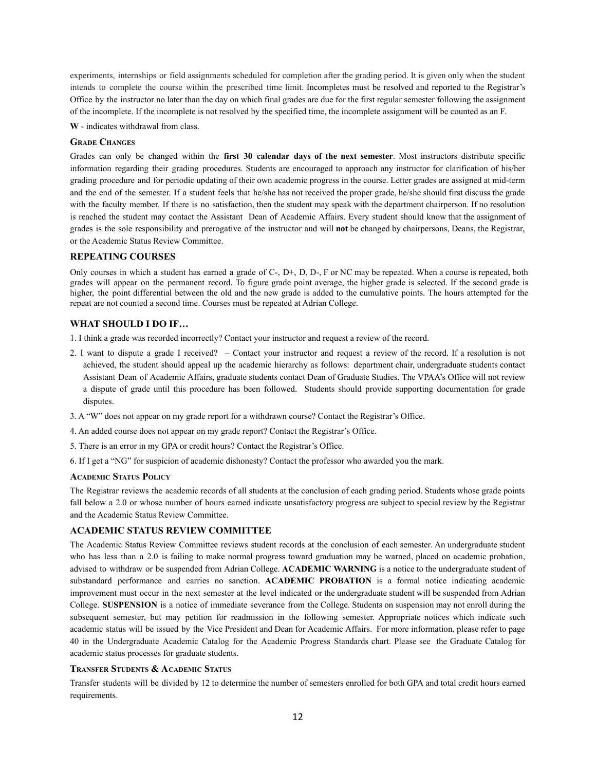experiments, internships or field assignments scheduled for completion after the grading period. It is given only when the student intends to complete the course within the prescribed time limit. Incompletes must be resolved and reported to the Registrar's Office by the instructor no later than the day on which final grades are due for the first regular semester following the assignment of the incomplete. If the incomplete is not resolved by the specified time, the incomplete assignment will be counted as an F.

**W** - indicates withdrawal from class.

### Grade Changes

Grades can only be changed within the **first 30 calendar days of the next semester**. Most instructors distribute specific information regarding their grading procedures. Students are encouraged to approach any instructor for clarification of his/her grading procedure and for periodic updating of their own academic progress in the course. Letter grades are assigned at mid-term and the end of the semester. If a student feels that he/she has not received the proper grade, he/she should first discuss the grade with the faculty member. If there is no satisfaction, then the student may speak with the department chairperson. If no resolution is reached the student may contact the Assistant Dean of Academic Affairs. Every student should know that the assignment of grades is the sole responsibility and prerogative of the instructor and will **not** be changed by chairpersons, Deans, the Registrar, or the Academic Status Review Committee.

## REPEATING COURSES

Only courses in which a student has earned a grade of C-, D+, D, D-, F or NC may be repeated. When a course is repeated, both grades will appear on the permanent record. To figure grade point average, the higher grade is selected. If the second grade is higher, the point differential between the old and the new grade is added to the cumulative points. The hours attempted for the repeat are not counted a second time. Courses must be repeated at Adrian College.

## WHAT SHOULD I DO IF…

1. I think a grade was recorded incorrectly? Contact your instructor and request a review of the record.
2. I want to dispute a grade I received? – Contact your instructor and request a review of the record. If a resolution is not achieved, the student should appeal up the academic hierarchy as follows: department chair, undergraduate students contact Assistant Dean of Academic Affairs, graduate students contact Dean of Graduate Studies. The VPAA's Office will not review a dispute of grade until this procedure has been followed. Students should provide supporting documentation for grade disputes.
3. A "W" does not appear on my grade report for a withdrawn course? Contact the Registrar's Office.
4. An added course does not appear on my grade report? Contact the Registrar's Office.
5. There is an error in my GPA or credit hours? Contact the Registrar's Office.
6. If I get a "NG" for suspicion of academic dishonesty? Contact the professor who awarded you the mark.

### Academic Status Policy

The Registrar reviews the academic records of all students at the conclusion of each grading period. Students whose grade points fall below a 2.0 or whose number of hours earned indicate unsatisfactory progress are subject to special review by the Registrar and the Academic Status Review Committee.

## ACADEMIC STATUS REVIEW COMMITTEE

The Academic Status Review Committee reviews student records at the conclusion of each semester. An undergraduate student who has less than a 2.0 is failing to make normal progress toward graduation may be warned, placed on academic probation, advised to withdraw or be suspended from Adrian College. **ACADEMIC WARNING** is a notice to the undergraduate student of substandard performance and carries no sanction. **ACADEMIC PROBATION** is a formal notice indicating academic improvement must occur in the next semester at the level indicated or the undergraduate student will be suspended from Adrian College. **SUSPENSION** is a notice of immediate severance from the College. Students on suspension may not enroll during the subsequent semester, but may petition for readmission in the following semester. Appropriate notices which indicate such academic status will be issued by the Vice President and Dean for Academic Affairs. For more information, please refer to page 40 in the Undergraduate Academic Catalog for the Academic Progress Standards chart. Please see the Graduate Catalog for academic status processes for graduate students.

### Transfer Students & Academic Status

Transfer students will be divided by 12 to determine the number of semesters enrolled for both GPA and total credit hours earned requirements.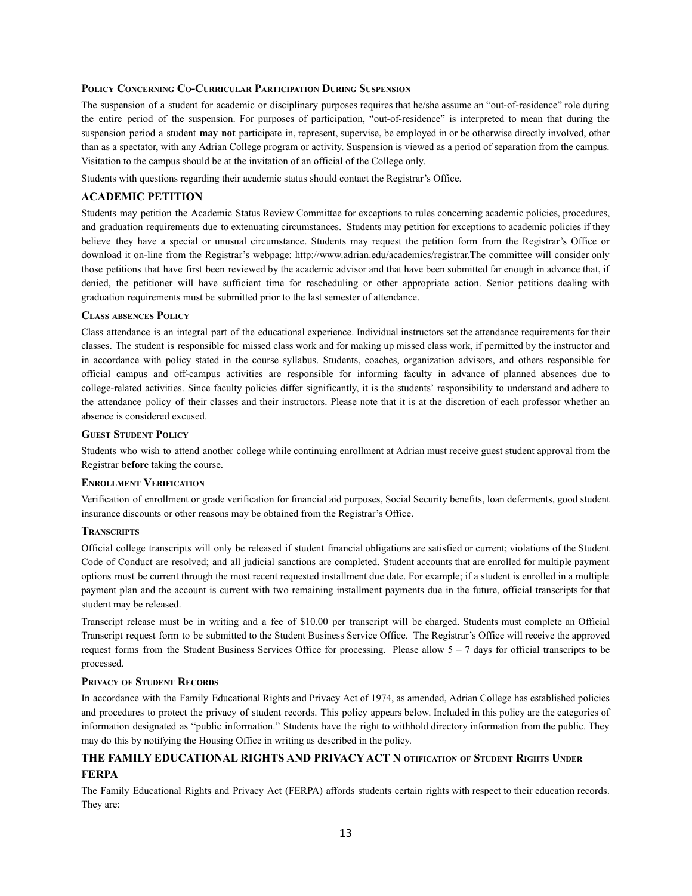#### Policy Concerning Co-Curricular Participation During Suspension

The suspension of a student for academic or disciplinary purposes requires that he/she assume an "out-of-residence" role during the entire period of the suspension. For purposes of participation, "out-of-residence" is interpreted to mean that during the suspension period a student **may not** participate in, represent, supervise, be employed in or be otherwise directly involved, other than as a spectator, with any Adrian College program or activity. Suspension is viewed as a period of separation from the campus. Visitation to the campus should be at the invitation of an official of the College only.

Students with questions regarding their academic status should contact the Registrar's Office.

### ACADEMIC PETITION

Students may petition the Academic Status Review Committee for exceptions to rules concerning academic policies, procedures, and graduation requirements due to extenuating circumstances. Students may petition for exceptions to academic policies if they believe they have a special or unusual circumstance. Students may request the petition form from the Registrar's Office or download it on-line from the Registrar's webpage: http://www.adrian.edu/academics/registrar.The committee will consider only those petitions that have first been reviewed by the academic advisor and that have been submitted far enough in advance that, if denied, the petitioner will have sufficient time for rescheduling or other appropriate action. Senior petitions dealing with graduation requirements must be submitted prior to the last semester of attendance.

#### Class absences Policy

Class attendance is an integral part of the educational experience. Individual instructors set the attendance requirements for their classes. The student is responsible for missed class work and for making up missed class work, if permitted by the instructor and in accordance with policy stated in the course syllabus. Students, coaches, organization advisors, and others responsible for official campus and off-campus activities are responsible for informing faculty in advance of planned absences due to college-related activities. Since faculty policies differ significantly, it is the students' responsibility to understand and adhere to the attendance policy of their classes and their instructors. Please note that it is at the discretion of each professor whether an absence is considered excused.

#### Guest Student Policy

Students who wish to attend another college while continuing enrollment at Adrian must receive guest student approval from the Registrar **before** taking the course.

#### Enrollment Verification

Verification of enrollment or grade verification for financial aid purposes, Social Security benefits, loan deferments, good student insurance discounts or other reasons may be obtained from the Registrar's Office.

#### Transcripts

Official college transcripts will only be released if student financial obligations are satisfied or current; violations of the Student Code of Conduct are resolved; and all judicial sanctions are completed. Student accounts that are enrolled for multiple payment options must be current through the most recent requested installment due date. For example; if a student is enrolled in a multiple payment plan and the account is current with two remaining installment payments due in the future, official transcripts for that student may be released.

Transcript release must be in writing and a fee of $10.00 per transcript will be charged. Students must complete an Official Transcript request form to be submitted to the Student Business Service Office. The Registrar's Office will receive the approved request forms from the Student Business Services Office for processing. Please allow 5 – 7 days for official transcripts to be processed.

#### Privacy of Student Records

In accordance with the Family Educational Rights and Privacy Act of 1974, as amended, Adrian College has established policies and procedures to protect the privacy of student records. This policy appears below. Included in this policy are the categories of information designated as "public information." Students have the right to withhold directory information from the public. They may do this by notifying the Housing Office in writing as described in the policy.

### THE FAMILY EDUCATIONAL RIGHTS AND PRIVACY ACT Notification of Student Rights Under FERPA

The Family Educational Rights and Privacy Act (FERPA) affords students certain rights with respect to their education records. They are: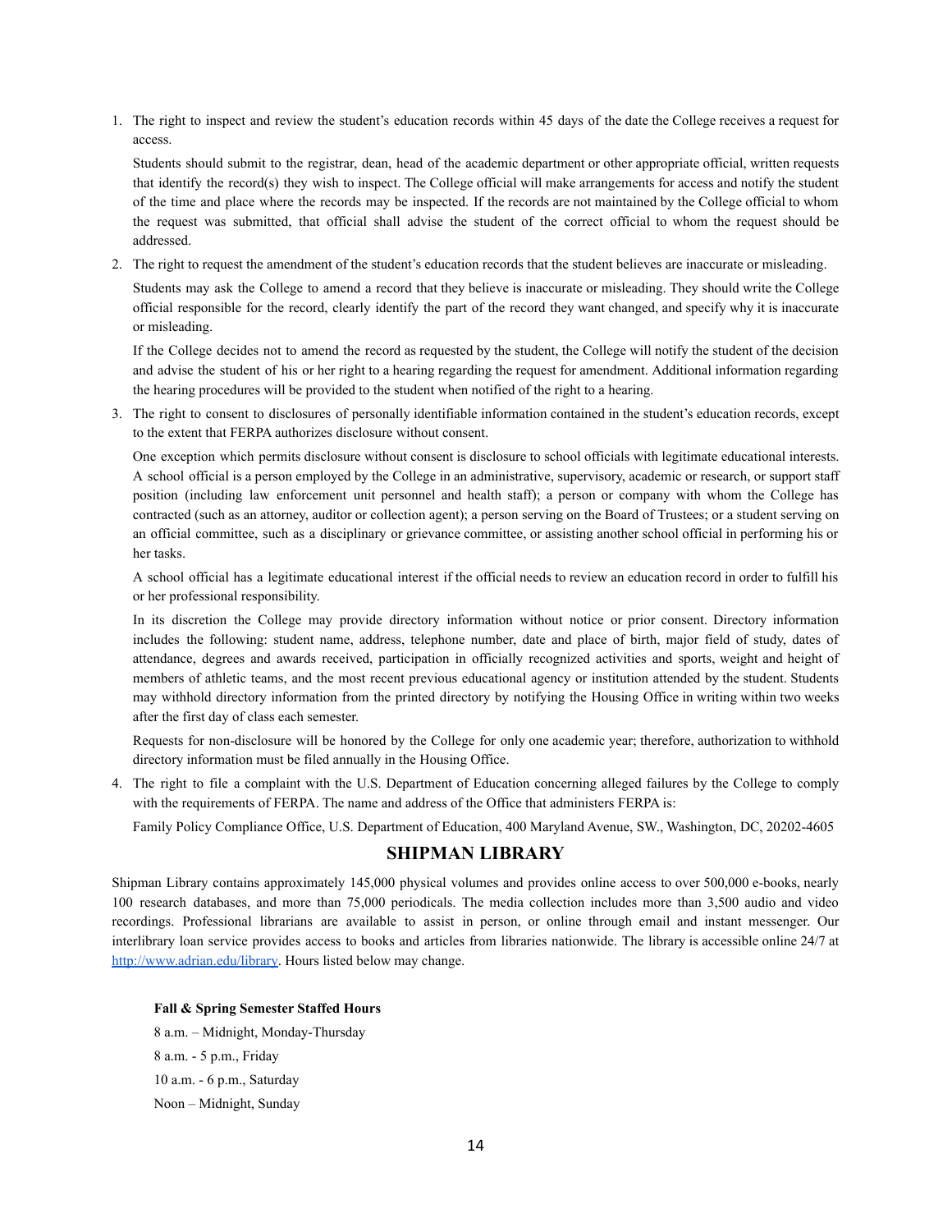1. The right to inspect and review the student's education records within 45 days of the date the College receives a request for access.

   Students should submit to the registrar, dean, head of the academic department or other appropriate official, written requests that identify the record(s) they wish to inspect. The College official will make arrangements for access and notify the student of the time and place where the records may be inspected. If the records are not maintained by the College official to whom the request was submitted, that official shall advise the student of the correct official to whom the request should be addressed.

2. The right to request the amendment of the student's education records that the student believes are inaccurate or misleading.

   Students may ask the College to amend a record that they believe is inaccurate or misleading. They should write the College official responsible for the record, clearly identify the part of the record they want changed, and specify why it is inaccurate or misleading.

   If the College decides not to amend the record as requested by the student, the College will notify the student of the decision and advise the student of his or her right to a hearing regarding the request for amendment. Additional information regarding the hearing procedures will be provided to the student when notified of the right to a hearing.

3. The right to consent to disclosures of personally identifiable information contained in the student's education records, except to the extent that FERPA authorizes disclosure without consent.

   One exception which permits disclosure without consent is disclosure to school officials with legitimate educational interests. A school official is a person employed by the College in an administrative, supervisory, academic or research, or support staff position (including law enforcement unit personnel and health staff); a person or company with whom the College has contracted (such as an attorney, auditor or collection agent); a person serving on the Board of Trustees; or a student serving on an official committee, such as a disciplinary or grievance committee, or assisting another school official in performing his or her tasks.

   A school official has a legitimate educational interest if the official needs to review an education record in order to fulfill his or her professional responsibility.

   In its discretion the College may provide directory information without notice or prior consent. Directory information includes the following: student name, address, telephone number, date and place of birth, major field of study, dates of attendance, degrees and awards received, participation in officially recognized activities and sports, weight and height of members of athletic teams, and the most recent previous educational agency or institution attended by the student. Students may withhold directory information from the printed directory by notifying the Housing Office in writing within two weeks after the first day of class each semester.

   Requests for non-disclosure will be honored by the College for only one academic year; therefore, authorization to withhold directory information must be filed annually in the Housing Office.

4. The right to file a complaint with the U.S. Department of Education concerning alleged failures by the College to comply with the requirements of FERPA. The name and address of the Office that administers FERPA is:

   Family Policy Compliance Office, U.S. Department of Education, 400 Maryland Avenue, SW., Washington, DC, 20202-4605

## SHIPMAN LIBRARY

Shipman Library contains approximately 145,000 physical volumes and provides online access to over 500,000 e-books, nearly 100 research databases, and more than 75,000 periodicals. The media collection includes more than 3,500 audio and video recordings. Professional librarians are available to assist in person, or online through email and instant messenger. Our interlibrary loan service provides access to books and articles from libraries nationwide. The library is accessible online 24/7 at [http://www.adrian.edu/library](http://www.adrian.edu/library). Hours listed below may change.

**Fall & Spring Semester Staffed Hours**

8 a.m. – Midnight, Monday-Thursday

8 a.m. - 5 p.m., Friday

10 a.m. - 6 p.m., Saturday

Noon – Midnight, Sunday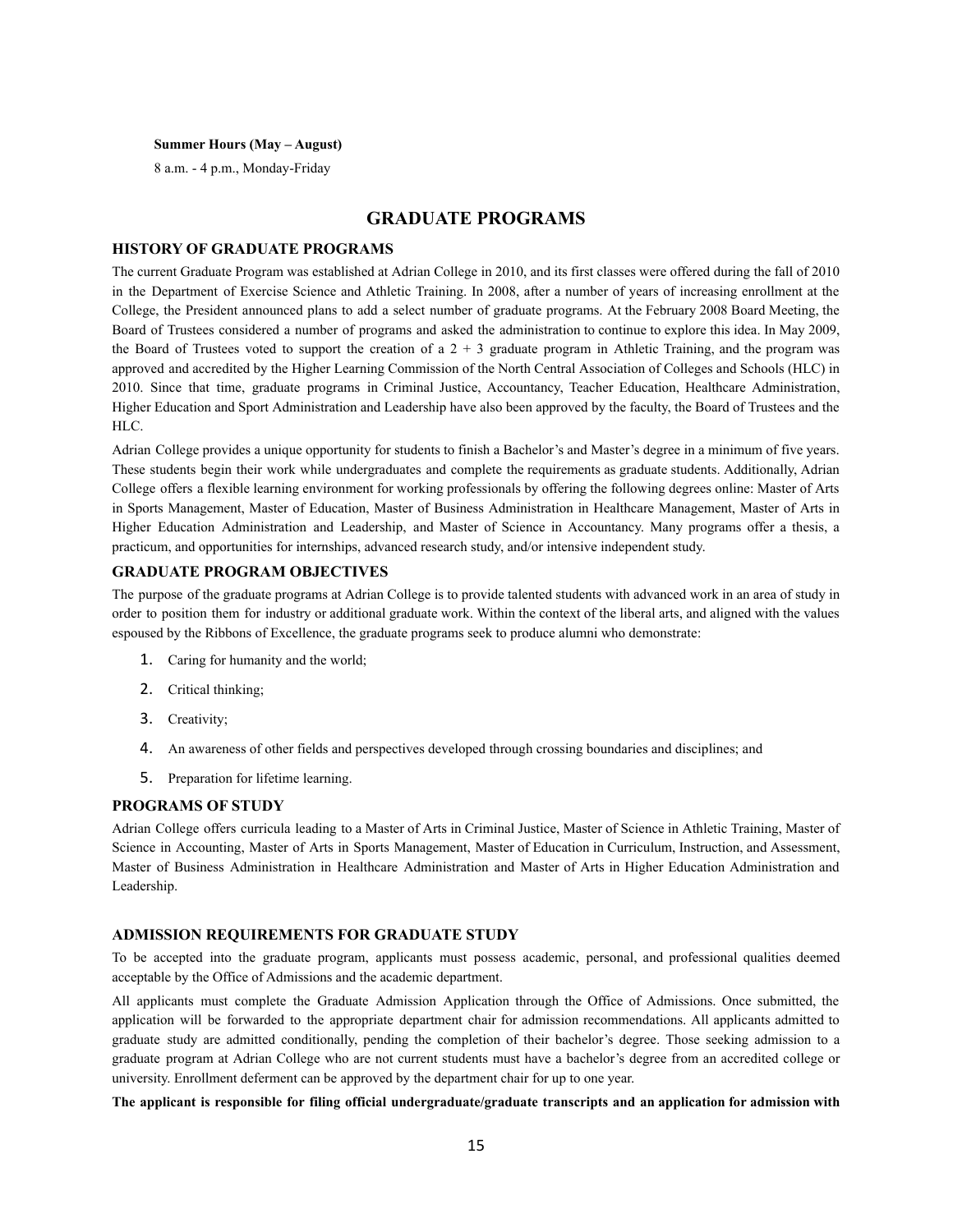**Summer Hours (May – August)**

8 a.m. - 4 p.m., Monday-Friday

# GRADUATE PROGRAMS

## HISTORY OF GRADUATE PROGRAMS

The current Graduate Program was established at Adrian College in 2010, and its first classes were offered during the fall of 2010 in the Department of Exercise Science and Athletic Training. In 2008, after a number of years of increasing enrollment at the College, the President announced plans to add a select number of graduate programs. At the February 2008 Board Meeting, the Board of Trustees considered a number of programs and asked the administration to continue to explore this idea. In May 2009, the Board of Trustees voted to support the creation of a 2 + 3 graduate program in Athletic Training, and the program was approved and accredited by the Higher Learning Commission of the North Central Association of Colleges and Schools (HLC) in 2010. Since that time, graduate programs in Criminal Justice, Accountancy, Teacher Education, Healthcare Administration, Higher Education and Sport Administration and Leadership have also been approved by the faculty, the Board of Trustees and the HLC.

Adrian College provides a unique opportunity for students to finish a Bachelor's and Master's degree in a minimum of five years. These students begin their work while undergraduates and complete the requirements as graduate students. Additionally, Adrian College offers a flexible learning environment for working professionals by offering the following degrees online: Master of Arts in Sports Management, Master of Education, Master of Business Administration in Healthcare Management, Master of Arts in Higher Education Administration and Leadership, and Master of Science in Accountancy. Many programs offer a thesis, a practicum, and opportunities for internships, advanced research study, and/or intensive independent study.

## GRADUATE PROGRAM OBJECTIVES

The purpose of the graduate programs at Adrian College is to provide talented students with advanced work in an area of study in order to position them for industry or additional graduate work. Within the context of the liberal arts, and aligned with the values espoused by the Ribbons of Excellence, the graduate programs seek to produce alumni who demonstrate:

1. Caring for humanity and the world;
2. Critical thinking;
3. Creativity;
4. An awareness of other fields and perspectives developed through crossing boundaries and disciplines; and
5. Preparation for lifetime learning.

## PROGRAMS OF STUDY

Adrian College offers curricula leading to a Master of Arts in Criminal Justice, Master of Science in Athletic Training, Master of Science in Accounting, Master of Arts in Sports Management, Master of Education in Curriculum, Instruction, and Assessment, Master of Business Administration in Healthcare Administration and Master of Arts in Higher Education Administration and Leadership.

## ADMISSION REQUIREMENTS FOR GRADUATE STUDY

To be accepted into the graduate program, applicants must possess academic, personal, and professional qualities deemed acceptable by the Office of Admissions and the academic department.

All applicants must complete the Graduate Admission Application through the Office of Admissions. Once submitted, the application will be forwarded to the appropriate department chair for admission recommendations. All applicants admitted to graduate study are admitted conditionally, pending the completion of their bachelor's degree. Those seeking admission to a graduate program at Adrian College who are not current students must have a bachelor's degree from an accredited college or university. Enrollment deferment can be approved by the department chair for up to one year.

**The applicant is responsible for filing official undergraduate/graduate transcripts and an application for admission with**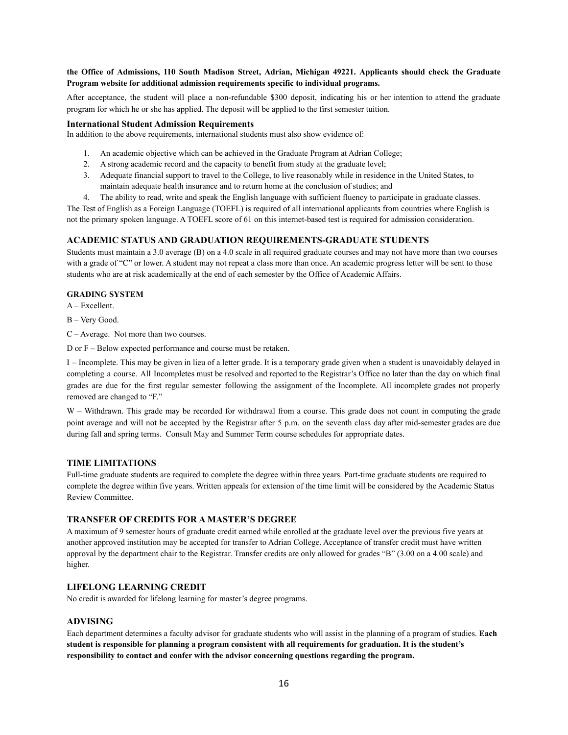**the Office of Admissions, 110 South Madison Street, Adrian, Michigan 49221. Applicants should check the Graduate Program website for additional admission requirements specific to individual programs.**

After acceptance, the student will place a non-refundable $300 deposit, indicating his or her intention to attend the graduate program for which he or she has applied. The deposit will be applied to the first semester tuition.

### International Student Admission Requirements

In addition to the above requirements, international students must also show evidence of:

1. An academic objective which can be achieved in the Graduate Program at Adrian College;
2. A strong academic record and the capacity to benefit from study at the graduate level;
3. Adequate financial support to travel to the College, to live reasonably while in residence in the United States, to maintain adequate health insurance and to return home at the conclusion of studies; and
4. The ability to read, write and speak the English language with sufficient fluency to participate in graduate classes.

The Test of English as a Foreign Language (TOEFL) is required of all international applicants from countries where English is not the primary spoken language. A TOEFL score of 61 on this internet-based test is required for admission consideration.

## ACADEMIC STATUS AND GRADUATION REQUIREMENTS-GRADUATE STUDENTS

Students must maintain a 3.0 average (B) on a 4.0 scale in all required graduate courses and may not have more than two courses with a grade of "C" or lower. A student may not repeat a class more than once. An academic progress letter will be sent to those students who are at risk academically at the end of each semester by the Office of Academic Affairs.

### GRADING SYSTEM

A – Excellent.

B – Very Good.

C – Average. Not more than two courses.

D or F – Below expected performance and course must be retaken.

I – Incomplete. This may be given in lieu of a letter grade. It is a temporary grade given when a student is unavoidably delayed in completing a course. All Incompletes must be resolved and reported to the Registrar's Office no later than the day on which final grades are due for the first regular semester following the assignment of the Incomplete. All incomplete grades not properly removed are changed to "F."

W – Withdrawn. This grade may be recorded for withdrawal from a course. This grade does not count in computing the grade point average and will not be accepted by the Registrar after 5 p.m. on the seventh class day after mid-semester grades are due during fall and spring terms. Consult May and Summer Term course schedules for appropriate dates.

## TIME LIMITATIONS

Full-time graduate students are required to complete the degree within three years. Part-time graduate students are required to complete the degree within five years. Written appeals for extension of the time limit will be considered by the Academic Status Review Committee.

## TRANSFER OF CREDITS FOR A MASTER'S DEGREE

A maximum of 9 semester hours of graduate credit earned while enrolled at the graduate level over the previous five years at another approved institution may be accepted for transfer to Adrian College. Acceptance of transfer credit must have written approval by the department chair to the Registrar. Transfer credits are only allowed for grades "B" (3.00 on a 4.00 scale) and higher.

## LIFELONG LEARNING CREDIT

No credit is awarded for lifelong learning for master's degree programs.

## ADVISING

Each department determines a faculty advisor for graduate students who will assist in the planning of a program of studies. **Each student is responsible for planning a program consistent with all requirements for graduation. It is the student's responsibility to contact and confer with the advisor concerning questions regarding the program.**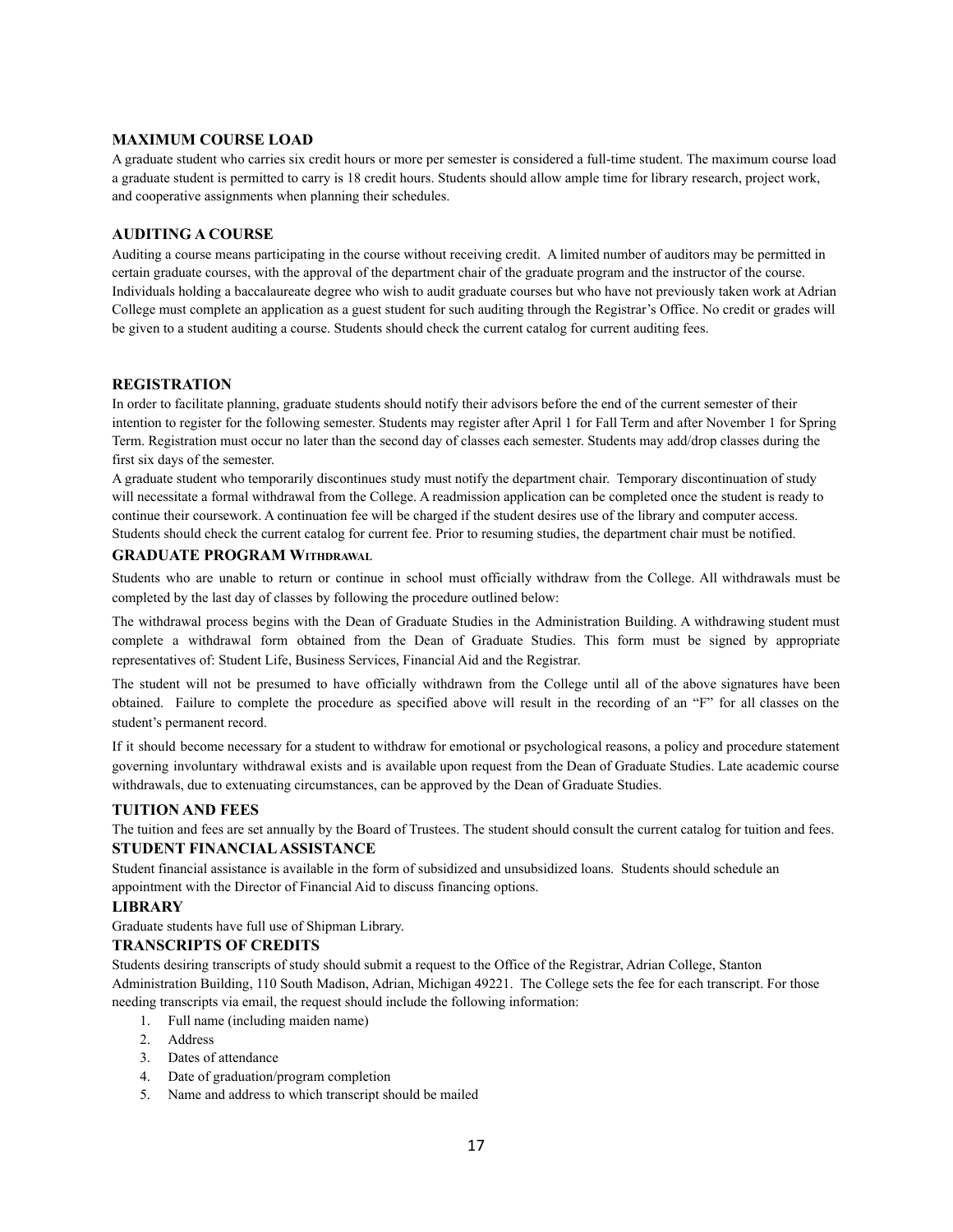## MAXIMUM COURSE LOAD

A graduate student who carries six credit hours or more per semester is considered a full-time student. The maximum course load a graduate student is permitted to carry is 18 credit hours. Students should allow ample time for library research, project work, and cooperative assignments when planning their schedules.

## AUDITING A COURSE

Auditing a course means participating in the course without receiving credit. A limited number of auditors may be permitted in certain graduate courses, with the approval of the department chair of the graduate program and the instructor of the course. Individuals holding a baccalaureate degree who wish to audit graduate courses but who have not previously taken work at Adrian College must complete an application as a guest student for such auditing through the Registrar's Office. No credit or grades will be given to a student auditing a course. Students should check the current catalog for current auditing fees.

## REGISTRATION

In order to facilitate planning, graduate students should notify their advisors before the end of the current semester of their intention to register for the following semester. Students may register after April 1 for Fall Term and after November 1 for Spring Term. Registration must occur no later than the second day of classes each semester. Students may add/drop classes during the first six days of the semester.

A graduate student who temporarily discontinues study must notify the department chair. Temporary discontinuation of study will necessitate a formal withdrawal from the College. A readmission application can be completed once the student is ready to continue their coursework. A continuation fee will be charged if the student desires use of the library and computer access. Students should check the current catalog for current fee. Prior to resuming studies, the department chair must be notified.

## GRADUATE PROGRAM WITHDRAWAL

Students who are unable to return or continue in school must officially withdraw from the College. All withdrawals must be completed by the last day of classes by following the procedure outlined below:

The withdrawal process begins with the Dean of Graduate Studies in the Administration Building. A withdrawing student must complete a withdrawal form obtained from the Dean of Graduate Studies. This form must be signed by appropriate representatives of: Student Life, Business Services, Financial Aid and the Registrar.

The student will not be presumed to have officially withdrawn from the College until all of the above signatures have been obtained. Failure to complete the procedure as specified above will result in the recording of an "F" for all classes on the student's permanent record.

If it should become necessary for a student to withdraw for emotional or psychological reasons, a policy and procedure statement governing involuntary withdrawal exists and is available upon request from the Dean of Graduate Studies. Late academic course withdrawals, due to extenuating circumstances, can be approved by the Dean of Graduate Studies.

## TUITION AND FEES

The tuition and fees are set annually by the Board of Trustees. The student should consult the current catalog for tuition and fees.

## STUDENT FINANCIAL ASSISTANCE

Student financial assistance is available in the form of subsidized and unsubsidized loans. Students should schedule an appointment with the Director of Financial Aid to discuss financing options.

## LIBRARY

Graduate students have full use of Shipman Library.

## TRANSCRIPTS OF CREDITS

Students desiring transcripts of study should submit a request to the Office of the Registrar, Adrian College, Stanton Administration Building, 110 South Madison, Adrian, Michigan 49221. The College sets the fee for each transcript. For those needing transcripts via email, the request should include the following information:

1. Full name (including maiden name)
2. Address
3. Dates of attendance
4. Date of graduation/program completion
5. Name and address to which transcript should be mailed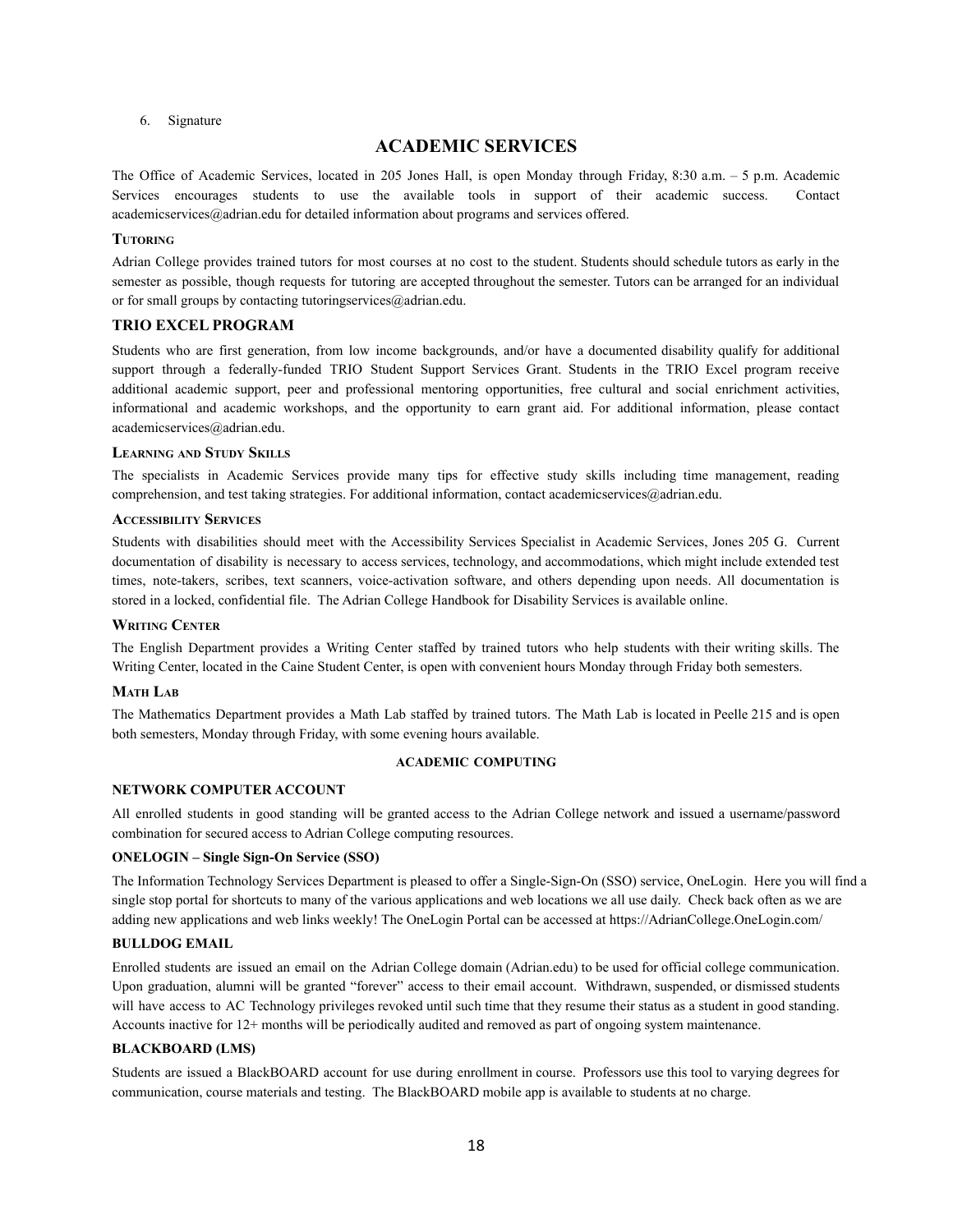6. Signature

## ACADEMIC SERVICES

The Office of Academic Services, located in 205 Jones Hall, is open Monday through Friday, 8:30 a.m. – 5 p.m. Academic Services encourages students to use the available tools in support of their academic success. Contact academicservices@adrian.edu for detailed information about programs and services offered.

### Tutoring

Adrian College provides trained tutors for most courses at no cost to the student. Students should schedule tutors as early in the semester as possible, though requests for tutoring are accepted throughout the semester. Tutors can be arranged for an individual or for small groups by contacting tutoringservices@adrian.edu.

### TRIO EXCEL PROGRAM

Students who are first generation, from low income backgrounds, and/or have a documented disability qualify for additional support through a federally-funded TRIO Student Support Services Grant. Students in the TRIO Excel program receive additional academic support, peer and professional mentoring opportunities, free cultural and social enrichment activities, informational and academic workshops, and the opportunity to earn grant aid. For additional information, please contact academicservices@adrian.edu.

### Learning and Study Skills

The specialists in Academic Services provide many tips for effective study skills including time management, reading comprehension, and test taking strategies. For additional information, contact academicservices@adrian.edu.

### Accessibility Services

Students with disabilities should meet with the Accessibility Services Specialist in Academic Services, Jones 205 G. Current documentation of disability is necessary to access services, technology, and accommodations, which might include extended test times, note-takers, scribes, text scanners, voice-activation software, and others depending upon needs. All documentation is stored in a locked, confidential file. The Adrian College Handbook for Disability Services is available online.

### Writing Center

The English Department provides a Writing Center staffed by trained tutors who help students with their writing skills. The Writing Center, located in the Caine Student Center, is open with convenient hours Monday through Friday both semesters.

### Math Lab

The Mathematics Department provides a Math Lab staffed by trained tutors. The Math Lab is located in Peelle 215 and is open both semesters, Monday through Friday, with some evening hours available.

## ACADEMIC COMPUTING

### NETWORK COMPUTER ACCOUNT

All enrolled students in good standing will be granted access to the Adrian College network and issued a username/password combination for secured access to Adrian College computing resources.

### ONELOGIN – Single Sign-On Service (SSO)

The Information Technology Services Department is pleased to offer a Single-Sign-On (SSO) service, OneLogin. Here you will find a single stop portal for shortcuts to many of the various applications and web locations we all use daily. Check back often as we are adding new applications and web links weekly! The OneLogin Portal can be accessed at https://AdrianCollege.OneLogin.com/

### BULLDOG EMAIL

Enrolled students are issued an email on the Adrian College domain (Adrian.edu) to be used for official college communication. Upon graduation, alumni will be granted "forever" access to their email account. Withdrawn, suspended, or dismissed students will have access to AC Technology privileges revoked until such time that they resume their status as a student in good standing. Accounts inactive for 12+ months will be periodically audited and removed as part of ongoing system maintenance.

### BLACKBOARD (LMS)

Students are issued a BlackBOARD account for use during enrollment in course. Professors use this tool to varying degrees for communication, course materials and testing. The BlackBOARD mobile app is available to students at no charge.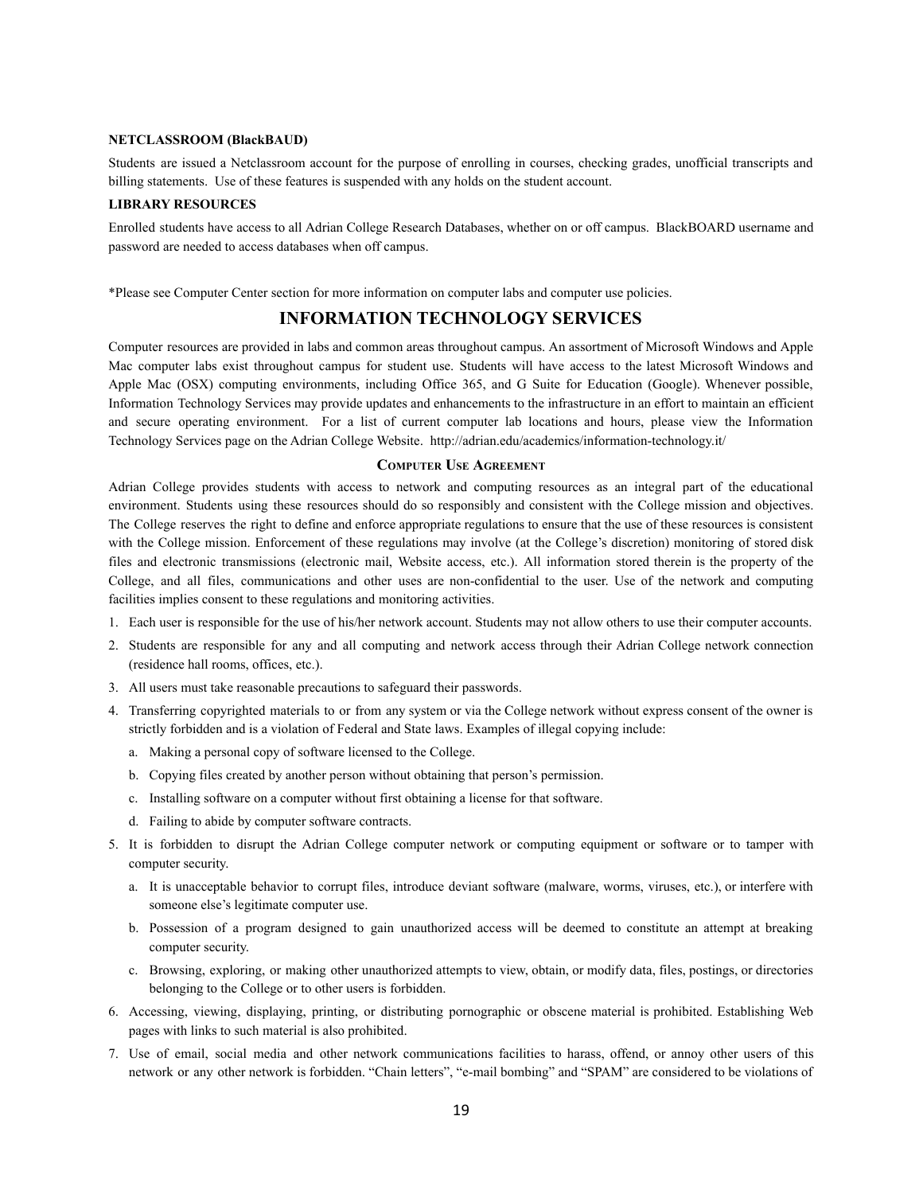**NETCLASSROOM (BlackBAUD)**

Students are issued a Netclassroom account for the purpose of enrolling in courses, checking grades, unofficial transcripts and billing statements. Use of these features is suspended with any holds on the student account.

**LIBRARY RESOURCES**

Enrolled students have access to all Adrian College Research Databases, whether on or off campus. BlackBOARD username and password are needed to access databases when off campus.

*Please see Computer Center section for more information on computer labs and computer use policies.

# INFORMATION TECHNOLOGY SERVICES

Computer resources are provided in labs and common areas throughout campus. An assortment of Microsoft Windows and Apple Mac computer labs exist throughout campus for student use. Students will have access to the latest Microsoft Windows and Apple Mac (OSX) computing environments, including Office 365, and G Suite for Education (Google). Whenever possible, Information Technology Services may provide updates and enhancements to the infrastructure in an effort to maintain an efficient and secure operating environment. For a list of current computer lab locations and hours, please view the Information Technology Services page on the Adrian College Website. http://adrian.edu/academics/information-technology.it/

## Computer Use Agreement

Adrian College provides students with access to network and computing resources as an integral part of the educational environment. Students using these resources should do so responsibly and consistent with the College mission and objectives. The College reserves the right to define and enforce appropriate regulations to ensure that the use of these resources is consistent with the College mission. Enforcement of these regulations may involve (at the College's discretion) monitoring of stored disk files and electronic transmissions (electronic mail, Website access, etc.). All information stored therein is the property of the College, and all files, communications and other uses are non-confidential to the user. Use of the network and computing facilities implies consent to these regulations and monitoring activities.

1. Each user is responsible for the use of his/her network account. Students may not allow others to use their computer accounts.
2. Students are responsible for any and all computing and network access through their Adrian College network connection (residence hall rooms, offices, etc.).
3. All users must take reasonable precautions to safeguard their passwords.
4. Transferring copyrighted materials to or from any system or via the College network without express consent of the owner is strictly forbidden and is a violation of Federal and State laws. Examples of illegal copying include:
   a. Making a personal copy of software licensed to the College.
   b. Copying files created by another person without obtaining that person's permission.
   c. Installing software on a computer without first obtaining a license for that software.
   d. Failing to abide by computer software contracts.
5. It is forbidden to disrupt the Adrian College computer network or computing equipment or software or to tamper with computer security.
   a. It is unacceptable behavior to corrupt files, introduce deviant software (malware, worms, viruses, etc.), or interfere with someone else's legitimate computer use.
   b. Possession of a program designed to gain unauthorized access will be deemed to constitute an attempt at breaking computer security.
   c. Browsing, exploring, or making other unauthorized attempts to view, obtain, or modify data, files, postings, or directories belonging to the College or to other users is forbidden.
6. Accessing, viewing, displaying, printing, or distributing pornographic or obscene material is prohibited. Establishing Web pages with links to such material is also prohibited.
7. Use of email, social media and other network communications facilities to harass, offend, or annoy other users of this network or any other network is forbidden. "Chain letters", "e-mail bombing" and "SPAM" are considered to be violations of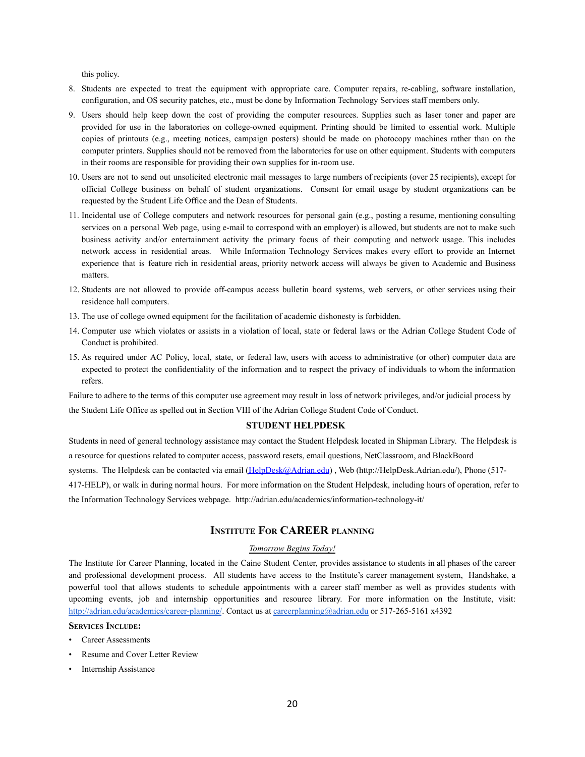this policy.

8. Students are expected to treat the equipment with appropriate care. Computer repairs, re-cabling, software installation, configuration, and OS security patches, etc., must be done by Information Technology Services staff members only.
9. Users should help keep down the cost of providing the computer resources. Supplies such as laser toner and paper are provided for use in the laboratories on college-owned equipment. Printing should be limited to essential work. Multiple copies of printouts (e.g., meeting notices, campaign posters) should be made on photocopy machines rather than on the computer printers. Supplies should not be removed from the laboratories for use on other equipment. Students with computers in their rooms are responsible for providing their own supplies for in-room use.
10. Users are not to send out unsolicited electronic mail messages to large numbers of recipients (over 25 recipients), except for official College business on behalf of student organizations. Consent for email usage by student organizations can be requested by the Student Life Office and the Dean of Students.
11. Incidental use of College computers and network resources for personal gain (e.g., posting a resume, mentioning consulting services on a personal Web page, using e-mail to correspond with an employer) is allowed, but students are not to make such business activity and/or entertainment activity the primary focus of their computing and network usage. This includes network access in residential areas. While Information Technology Services makes every effort to provide an Internet experience that is feature rich in residential areas, priority network access will always be given to Academic and Business matters.
12. Students are not allowed to provide off-campus access bulletin board systems, web servers, or other services using their residence hall computers.
13. The use of college owned equipment for the facilitation of academic dishonesty is forbidden.
14. Computer use which violates or assists in a violation of local, state or federal laws or the Adrian College Student Code of Conduct is prohibited.
15. As required under AC Policy, local, state, or federal law, users with access to administrative (or other) computer data are expected to protect the confidentiality of the information and to respect the privacy of individuals to whom the information refers.

Failure to adhere to the terms of this computer use agreement may result in loss of network privileges, and/or judicial process by the Student Life Office as spelled out in Section VIII of the Adrian College Student Code of Conduct.

## STUDENT HELPDESK

Students in need of general technology assistance may contact the Student Helpdesk located in Shipman Library. The Helpdesk is a resource for questions related to computer access, password resets, email questions, NetClassroom, and BlackBoard systems. The Helpdesk can be contacted via email (HelpDesk@Adrian.edu) , Web (http://HelpDesk.Adrian.edu/), Phone (517-417-HELP), or walk in during normal hours. For more information on the Student Helpdesk, including hours of operation, refer to the Information Technology Services webpage. http://adrian.edu/academics/information-technology-it/

## Institute For CAREER planning

*Tomorrow Begins Today!*

The Institute for Career Planning, located in the Caine Student Center, provides assistance to students in all phases of the career and professional development process. All students have access to the Institute's career management system, Handshake, a powerful tool that allows students to schedule appointments with a career staff member as well as provides students with upcoming events, job and internship opportunities and resource library. For more information on the Institute, visit: http://adrian.edu/academics/career-planning/. Contact us at careerplanning@adrian.edu or 517-265-5161 x4392

**Services Include:**

- Career Assessments
- Resume and Cover Letter Review
- Internship Assistance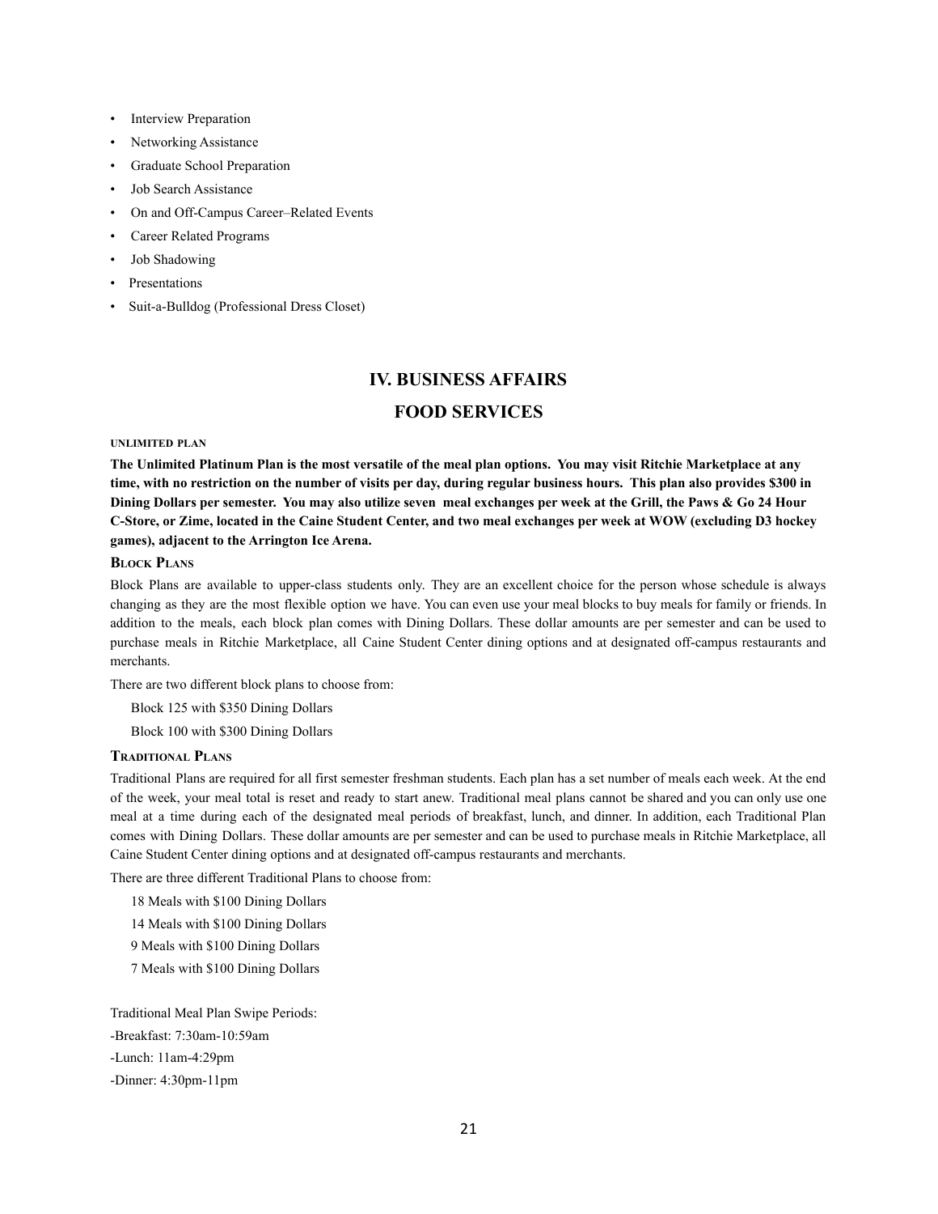- Interview Preparation
- Networking Assistance
- Graduate School Preparation
- Job Search Assistance
- On and Off-Campus Career–Related Events
- Career Related Programs
- Job Shadowing
- Presentations
- Suit-a-Bulldog (Professional Dress Closet)

# IV. BUSINESS AFFAIRS

## FOOD SERVICES

### UNLIMITED PLAN

**The Unlimited Platinum Plan is the most versatile of the meal plan options. You may visit Ritchie Marketplace at any time, with no restriction on the number of visits per day, during regular business hours. This plan also provides $300 in Dining Dollars per semester. You may also utilize seven meal exchanges per week at the Grill, the Paws & Go 24 Hour C-Store, or Zime, located in the Caine Student Center, and two meal exchanges per week at WOW (excluding D3 hockey games), adjacent to the Arrington Ice Arena.**

### Block Plans

Block Plans are available to upper-class students only. They are an excellent choice for the person whose schedule is always changing as they are the most flexible option we have. You can even use your meal blocks to buy meals for family or friends. In addition to the meals, each block plan comes with Dining Dollars. These dollar amounts are per semester and can be used to purchase meals in Ritchie Marketplace, all Caine Student Center dining options and at designated off-campus restaurants and merchants.

There are two different block plans to choose from:

Block 125 with $350 Dining Dollars

Block 100 with $300 Dining Dollars

### Traditional Plans

Traditional Plans are required for all first semester freshman students. Each plan has a set number of meals each week. At the end of the week, your meal total is reset and ready to start anew. Traditional meal plans cannot be shared and you can only use one meal at a time during each of the designated meal periods of breakfast, lunch, and dinner. In addition, each Traditional Plan comes with Dining Dollars. These dollar amounts are per semester and can be used to purchase meals in Ritchie Marketplace, all Caine Student Center dining options and at designated off-campus restaurants and merchants.

There are three different Traditional Plans to choose from:

18 Meals with $100 Dining Dollars

14 Meals with $100 Dining Dollars

9 Meals with $100 Dining Dollars

7 Meals with $100 Dining Dollars

Traditional Meal Plan Swipe Periods:

-Breakfast: 7:30am-10:59am

-Lunch: 11am-4:29pm

-Dinner: 4:30pm-11pm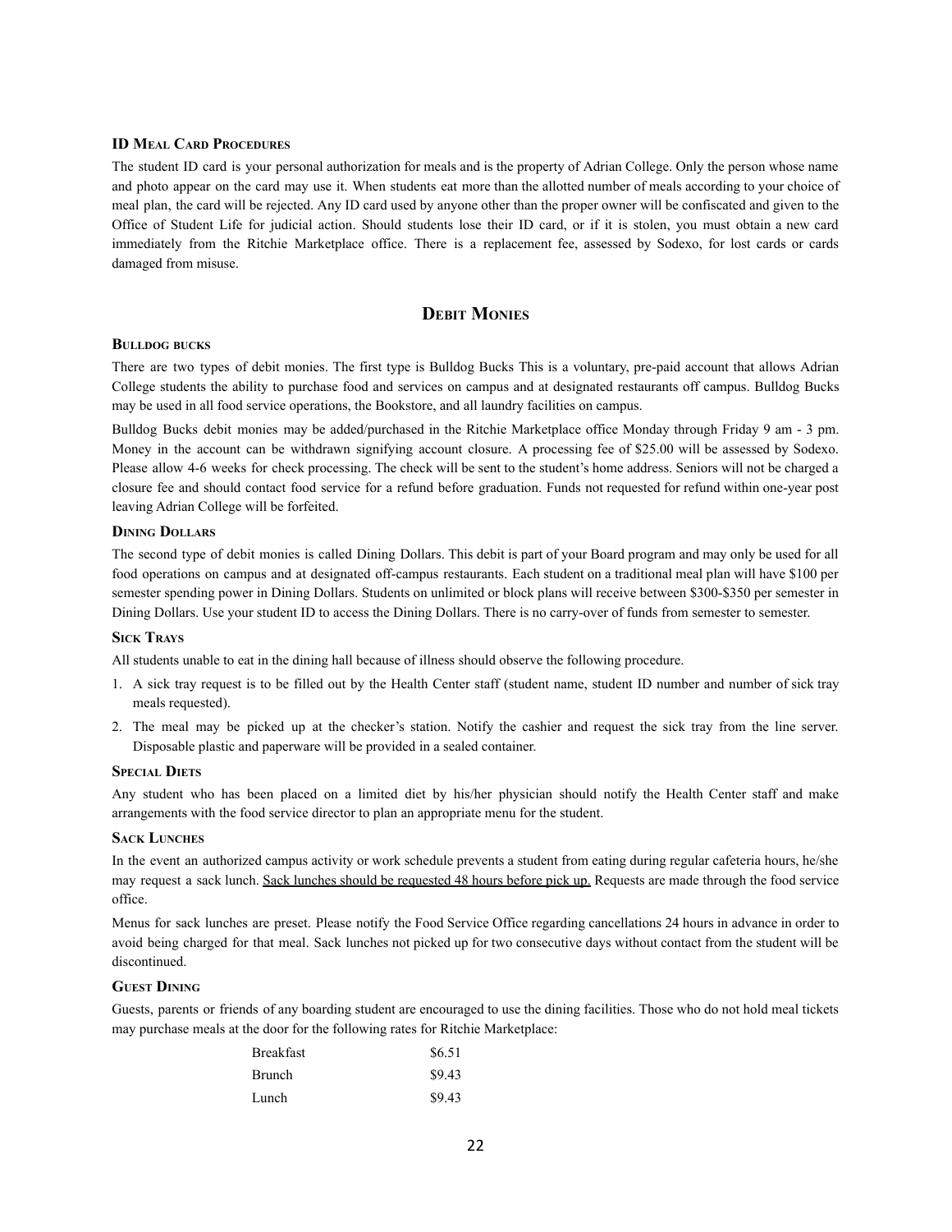### ID Meal Card Procedures

The student ID card is your personal authorization for meals and is the property of Adrian College. Only the person whose name and photo appear on the card may use it. When students eat more than the allotted number of meals according to your choice of meal plan, the card will be rejected. Any ID card used by anyone other than the proper owner will be confiscated and given to the Office of Student Life for judicial action. Should students lose their ID card, or if it is stolen, you must obtain a new card immediately from the Ritchie Marketplace office. There is a replacement fee, assessed by Sodexo, for lost cards or cards damaged from misuse.

## Debit Monies

### Bulldog bucks

There are two types of debit monies. The first type is Bulldog Bucks This is a voluntary, pre-paid account that allows Adrian College students the ability to purchase food and services on campus and at designated restaurants off campus. Bulldog Bucks may be used in all food service operations, the Bookstore, and all laundry facilities on campus.

Bulldog Bucks debit monies may be added/purchased in the Ritchie Marketplace office Monday through Friday 9 am - 3 pm. Money in the account can be withdrawn signifying account closure. A processing fee of $25.00 will be assessed by Sodexo. Please allow 4-6 weeks for check processing. The check will be sent to the student's home address. Seniors will not be charged a closure fee and should contact food service for a refund before graduation. Funds not requested for refund within one-year post leaving Adrian College will be forfeited.

### Dining Dollars

The second type of debit monies is called Dining Dollars. This debit is part of your Board program and may only be used for all food operations on campus and at designated off-campus restaurants. Each student on a traditional meal plan will have $100 per semester spending power in Dining Dollars. Students on unlimited or block plans will receive between $300-$350 per semester in Dining Dollars. Use your student ID to access the Dining Dollars. There is no carry-over of funds from semester to semester.

### Sick Trays

All students unable to eat in the dining hall because of illness should observe the following procedure.

1. A sick tray request is to be filled out by the Health Center staff (student name, student ID number and number of sick tray meals requested).
2. The meal may be picked up at the checker's station. Notify the cashier and request the sick tray from the line server. Disposable plastic and paperware will be provided in a sealed container.

### Special Diets

Any student who has been placed on a limited diet by his/her physician should notify the Health Center staff and make arrangements with the food service director to plan an appropriate menu for the student.

### Sack Lunches

In the event an authorized campus activity or work schedule prevents a student from eating during regular cafeteria hours, he/she may request a sack lunch. Sack lunches should be requested 48 hours before pick up. Requests are made through the food service office.

Menus for sack lunches are preset. Please notify the Food Service Office regarding cancellations 24 hours in advance in order to avoid being charged for that meal. Sack lunches not picked up for two consecutive days without contact from the student will be discontinued.

### Guest Dining

Guests, parents or friends of any boarding student are encouraged to use the dining facilities. Those who do not hold meal tickets may purchase meals at the door for the following rates for Ritchie Marketplace:

| Meal | Rate |
|---|---|
| Breakfast | $6.51 |
| Brunch | $9.43 |
| Lunch | $9.43 |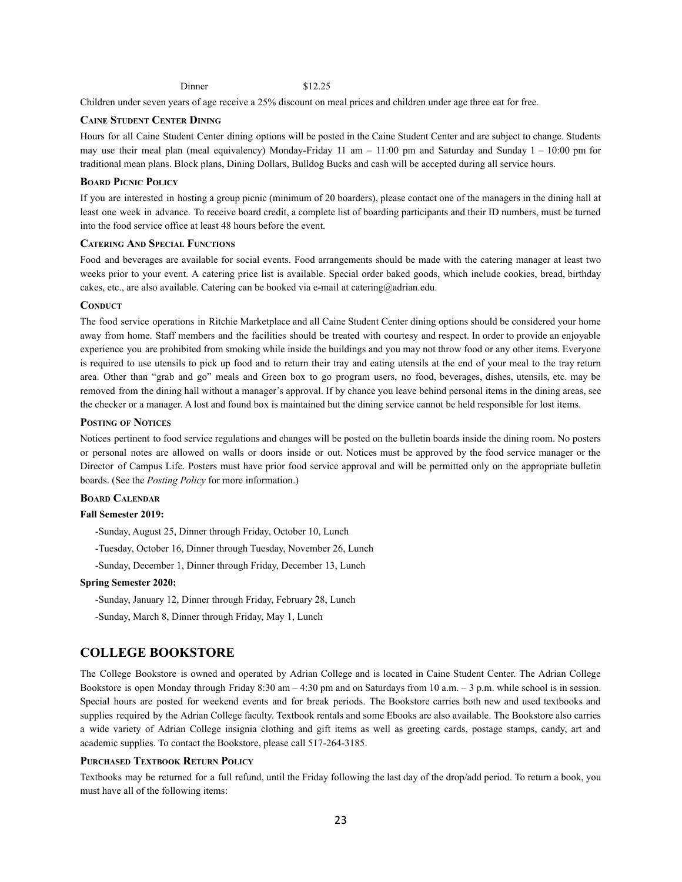| Dinner | $12.25 |
| --- | --- |

Children under seven years of age receive a 25% discount on meal prices and children under age three eat for free.

### Caine Student Center Dining

Hours for all Caine Student Center dining options will be posted in the Caine Student Center and are subject to change. Students may use their meal plan (meal equivalency) Monday-Friday 11 am – 11:00 pm and Saturday and Sunday 1 – 10:00 pm for traditional mean plans. Block plans, Dining Dollars, Bulldog Bucks and cash will be accepted during all service hours.

### Board Picnic Policy

If you are interested in hosting a group picnic (minimum of 20 boarders), please contact one of the managers in the dining hall at least one week in advance. To receive board credit, a complete list of boarding participants and their ID numbers, must be turned into the food service office at least 48 hours before the event.

### Catering And Special Functions

Food and beverages are available for social events. Food arrangements should be made with the catering manager at least two weeks prior to your event. A catering price list is available. Special order baked goods, which include cookies, bread, birthday cakes, etc., are also available. Catering can be booked via e-mail at catering@adrian.edu.

### Conduct

The food service operations in Ritchie Marketplace and all Caine Student Center dining options should be considered your home away from home. Staff members and the facilities should be treated with courtesy and respect. In order to provide an enjoyable experience you are prohibited from smoking while inside the buildings and you may not throw food or any other items. Everyone is required to use utensils to pick up food and to return their tray and eating utensils at the end of your meal to the tray return area. Other than "grab and go" meals and Green box to go program users, no food, beverages, dishes, utensils, etc. may be removed from the dining hall without a manager's approval. If by chance you leave behind personal items in the dining areas, see the checker or a manager. A lost and found box is maintained but the dining service cannot be held responsible for lost items.

### Posting of Notices

Notices pertinent to food service regulations and changes will be posted on the bulletin boards inside the dining room. No posters or personal notes are allowed on walls or doors inside or out. Notices must be approved by the food service manager or the Director of Campus Life. Posters must have prior food service approval and will be permitted only on the appropriate bulletin boards. (See the *Posting Policy* for more information.)

### Board Calendar

**Fall Semester 2019:**

-Sunday, August 25, Dinner through Friday, October 10, Lunch

-Tuesday, October 16, Dinner through Tuesday, November 26, Lunch

-Sunday, December 1, Dinner through Friday, December 13, Lunch

**Spring Semester 2020:**

-Sunday, January 12, Dinner through Friday, February 28, Lunch

-Sunday, March 8, Dinner through Friday, May 1, Lunch

## COLLEGE BOOKSTORE

The College Bookstore is owned and operated by Adrian College and is located in Caine Student Center. The Adrian College Bookstore is open Monday through Friday 8:30 am – 4:30 pm and on Saturdays from 10 a.m. – 3 p.m. while school is in session. Special hours are posted for weekend events and for break periods. The Bookstore carries both new and used textbooks and supplies required by the Adrian College faculty. Textbook rentals and some Ebooks are also available. The Bookstore also carries a wide variety of Adrian College insignia clothing and gift items as well as greeting cards, postage stamps, candy, art and academic supplies. To contact the Bookstore, please call 517-264-3185.

### Purchased Textbook Return Policy

Textbooks may be returned for a full refund, until the Friday following the last day of the drop/add period. To return a book, you must have all of the following items: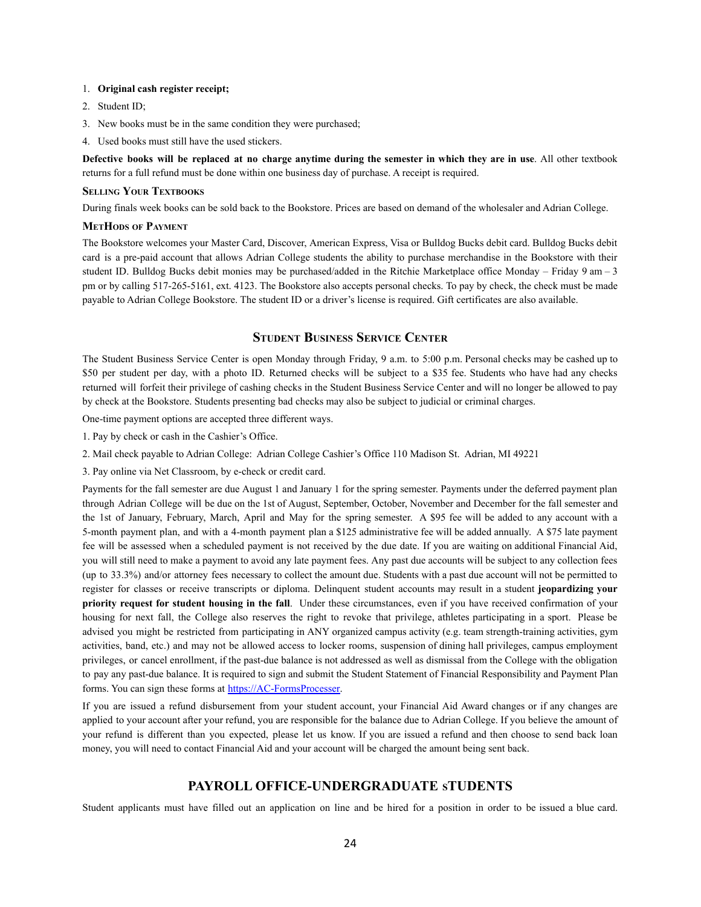1. **Original cash register receipt;**
2. Student ID;
3. New books must be in the same condition they were purchased;
4. Used books must still have the used stickers.

**Defective books will be replaced at no charge anytime during the semester in which they are in use**. All other textbook returns for a full refund must be done within one business day of purchase. A receipt is required.

### Selling Your Textbooks

During finals week books can be sold back to the Bookstore. Prices are based on demand of the wholesaler and Adrian College.

### METHods of Payment

The Bookstore welcomes your Master Card, Discover, American Express, Visa or Bulldog Bucks debit card. Bulldog Bucks debit card is a pre-paid account that allows Adrian College students the ability to purchase merchandise in the Bookstore with their student ID. Bulldog Bucks debit monies may be purchased/added in the Ritchie Marketplace office Monday – Friday 9 am – 3 pm or by calling 517-265-5161, ext. 4123. The Bookstore also accepts personal checks. To pay by check, the check must be made payable to Adrian College Bookstore. The student ID or a driver's license is required. Gift certificates are also available.

## Student Business Service Center

The Student Business Service Center is open Monday through Friday, 9 a.m. to 5:00 p.m. Personal checks may be cashed up to $50 per student per day, with a photo ID. Returned checks will be subject to a $35 fee. Students who have had any checks returned will forfeit their privilege of cashing checks in the Student Business Service Center and will no longer be allowed to pay by check at the Bookstore. Students presenting bad checks may also be subject to judicial or criminal charges.

One-time payment options are accepted three different ways.

1. Pay by check or cash in the Cashier's Office.
2. Mail check payable to Adrian College: Adrian College Cashier's Office 110 Madison St. Adrian, MI 49221
3. Pay online via Net Classroom, by e-check or credit card.

Payments for the fall semester are due August 1 and January 1 for the spring semester. Payments under the deferred payment plan through Adrian College will be due on the 1st of August, September, October, November and December for the fall semester and the 1st of January, February, March, April and May for the spring semester. A $95 fee will be added to any account with a 5-month payment plan, and with a 4-month payment plan a $125 administrative fee will be added annually. A $75 late payment fee will be assessed when a scheduled payment is not received by the due date. If you are waiting on additional Financial Aid, you will still need to make a payment to avoid any late payment fees. Any past due accounts will be subject to any collection fees (up to 33.3%) and/or attorney fees necessary to collect the amount due. Students with a past due account will not be permitted to register for classes or receive transcripts or diploma. Delinquent student accounts may result in a student **jeopardizing your priority request for student housing in the fall**. Under these circumstances, even if you have received confirmation of your housing for next fall, the College also reserves the right to revoke that privilege, athletes participating in a sport. Please be advised you might be restricted from participating in ANY organized campus activity (e.g. team strength-training activities, gym activities, band, etc.) and may not be allowed access to locker rooms, suspension of dining hall privileges, campus employment privileges, or cancel enrollment, if the past-due balance is not addressed as well as dismissal from the College with the obligation to pay any past-due balance. It is required to sign and submit the Student Statement of Financial Responsibility and Payment Plan forms. You can sign these forms at [https://AC-FormsProcesser](https://AC-FormsProcesser).

If you are issued a refund disbursement from your student account, your Financial Aid Award changes or if any changes are applied to your account after your refund, you are responsible for the balance due to Adrian College. If you believe the amount of your refund is different than you expected, please let us know. If you are issued a refund and then choose to send back loan money, you will need to contact Financial Aid and your account will be charged the amount being sent back.

## PAYROLL OFFICE-UNDERGRADUATE sTUDENTS

Student applicants must have filled out an application on line and be hired for a position in order to be issued a blue card.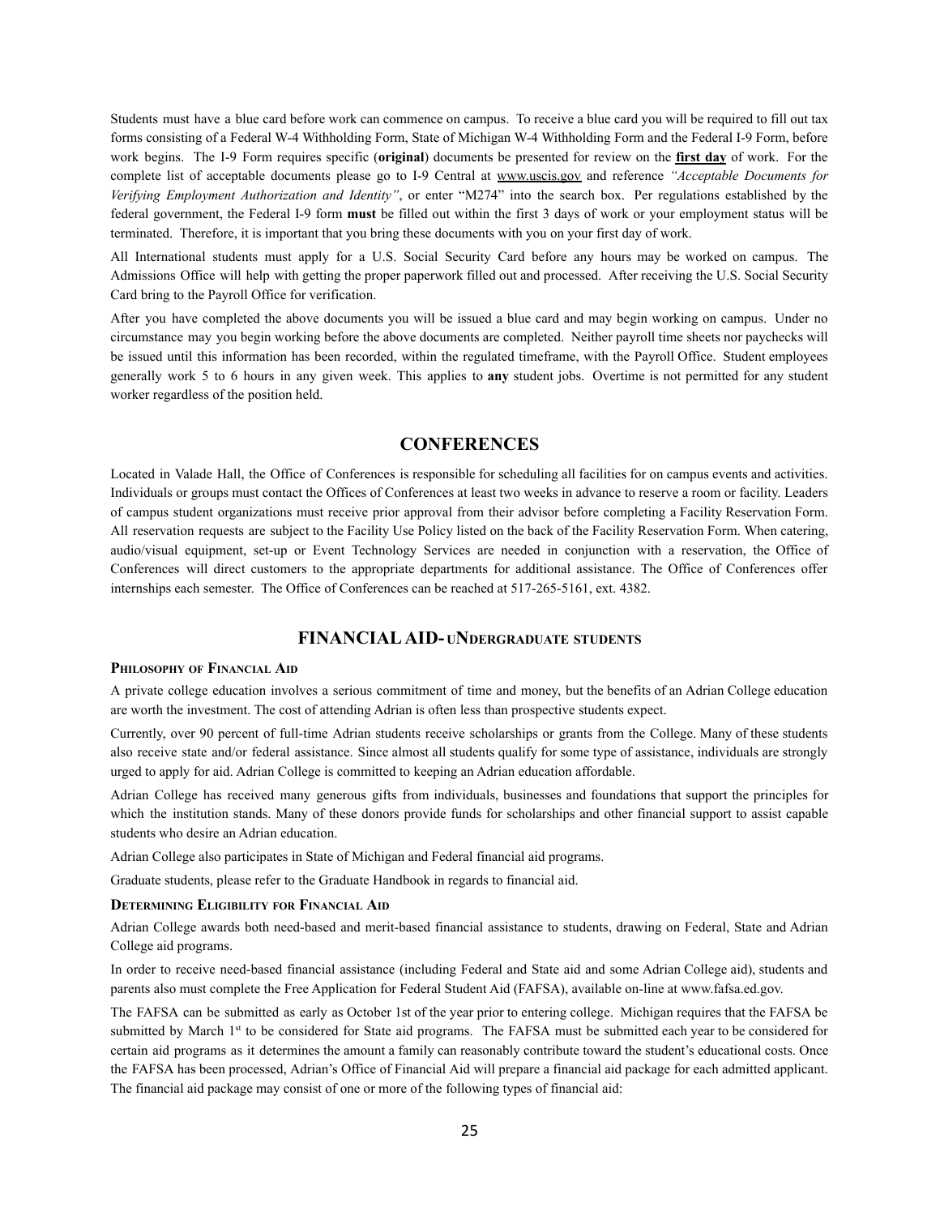Students must have a blue card before work can commence on campus. To receive a blue card you will be required to fill out tax forms consisting of a Federal W-4 Withholding Form, State of Michigan W-4 Withholding Form and the Federal I-9 Form, before work begins. The I-9 Form requires specific (**original**) documents be presented for review on the **first day** of work. For the complete list of acceptable documents please go to I-9 Central at www.uscis.gov and reference *"Acceptable Documents for Verifying Employment Authorization and Identity"*, or enter "M274" into the search box. Per regulations established by the federal government, the Federal I-9 form **must** be filled out within the first 3 days of work or your employment status will be terminated. Therefore, it is important that you bring these documents with you on your first day of work.

All International students must apply for a U.S. Social Security Card before any hours may be worked on campus. The Admissions Office will help with getting the proper paperwork filled out and processed. After receiving the U.S. Social Security Card bring to the Payroll Office for verification.

After you have completed the above documents you will be issued a blue card and may begin working on campus. Under no circumstance may you begin working before the above documents are completed. Neither payroll time sheets nor paychecks will be issued until this information has been recorded, within the regulated timeframe, with the Payroll Office. Student employees generally work 5 to 6 hours in any given week. This applies to **any** student jobs. Overtime is not permitted for any student worker regardless of the position held.

## CONFERENCES

Located in Valade Hall, the Office of Conferences is responsible for scheduling all facilities for on campus events and activities. Individuals or groups must contact the Offices of Conferences at least two weeks in advance to reserve a room or facility. Leaders of campus student organizations must receive prior approval from their advisor before completing a Facility Reservation Form. All reservation requests are subject to the Facility Use Policy listed on the back of the Facility Reservation Form. When catering, audio/visual equipment, set-up or Event Technology Services are needed in conjunction with a reservation, the Office of Conferences will direct customers to the appropriate departments for additional assistance. The Office of Conferences offer internships each semester. The Office of Conferences can be reached at 517-265-5161, ext. 4382.

## FINANCIAL AID- UNDERGRADUATE STUDENTS

### PHILOSOPHY OF FINANCIAL AID

A private college education involves a serious commitment of time and money, but the benefits of an Adrian College education are worth the investment. The cost of attending Adrian is often less than prospective students expect.

Currently, over 90 percent of full-time Adrian students receive scholarships or grants from the College. Many of these students also receive state and/or federal assistance. Since almost all students qualify for some type of assistance, individuals are strongly urged to apply for aid. Adrian College is committed to keeping an Adrian education affordable.

Adrian College has received many generous gifts from individuals, businesses and foundations that support the principles for which the institution stands. Many of these donors provide funds for scholarships and other financial support to assist capable students who desire an Adrian education.

Adrian College also participates in State of Michigan and Federal financial aid programs.

Graduate students, please refer to the Graduate Handbook in regards to financial aid.

### DETERMINING ELIGIBILITY FOR FINANCIAL AID

Adrian College awards both need-based and merit-based financial assistance to students, drawing on Federal, State and Adrian College aid programs.

In order to receive need-based financial assistance (including Federal and State aid and some Adrian College aid), students and parents also must complete the Free Application for Federal Student Aid (FAFSA), available on-line at www.fafsa.ed.gov.

The FAFSA can be submitted as early as October 1st of the year prior to entering college. Michigan requires that the FAFSA be submitted by March 1st to be considered for State aid programs. The FAFSA must be submitted each year to be considered for certain aid programs as it determines the amount a family can reasonably contribute toward the student's educational costs. Once the FAFSA has been processed, Adrian's Office of Financial Aid will prepare a financial aid package for each admitted applicant. The financial aid package may consist of one or more of the following types of financial aid: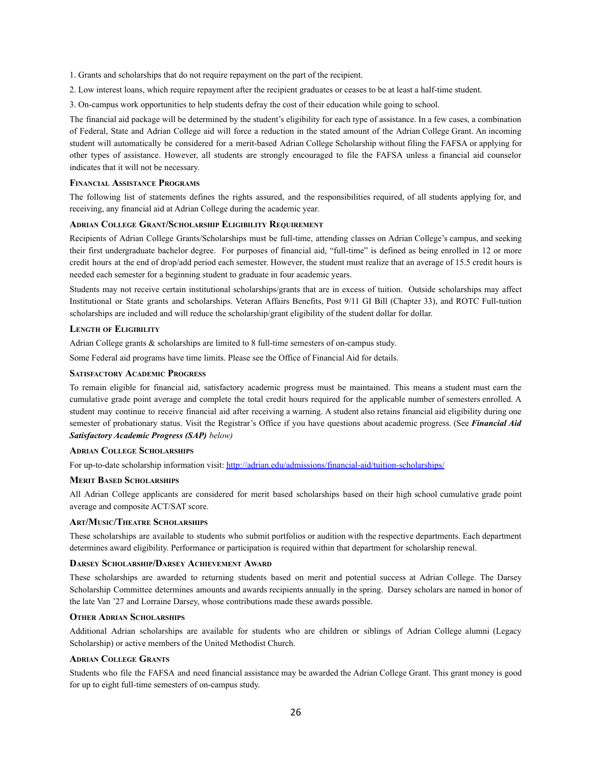1. Grants and scholarships that do not require repayment on the part of the recipient.

2. Low interest loans, which require repayment after the recipient graduates or ceases to be at least a half-time student.

3. On-campus work opportunities to help students defray the cost of their education while going to school.

The financial aid package will be determined by the student's eligibility for each type of assistance. In a few cases, a combination of Federal, State and Adrian College aid will force a reduction in the stated amount of the Adrian College Grant. An incoming student will automatically be considered for a merit-based Adrian College Scholarship without filing the FAFSA or applying for other types of assistance. However, all students are strongly encouraged to file the FAFSA unless a financial aid counselor indicates that it will not be necessary.

### Financial Assistance Programs

The following list of statements defines the rights assured, and the responsibilities required, of all students applying for, and receiving, any financial aid at Adrian College during the academic year.

### Adrian College Grant/Scholarship Eligibility Requirement

Recipients of Adrian College Grants/Scholarships must be full-time, attending classes on Adrian College's campus, and seeking their first undergraduate bachelor degree. For purposes of financial aid, "full-time" is defined as being enrolled in 12 or more credit hours at the end of drop/add period each semester. However, the student must realize that an average of 15.5 credit hours is needed each semester for a beginning student to graduate in four academic years.

Students may not receive certain institutional scholarships/grants that are in excess of tuition. Outside scholarships may affect Institutional or State grants and scholarships. Veteran Affairs Benefits, Post 9/11 GI Bill (Chapter 33), and ROTC Full-tuition scholarships are included and will reduce the scholarship/grant eligibility of the student dollar for dollar.

### Length of Eligibility

Adrian College grants & scholarships are limited to 8 full-time semesters of on-campus study.

Some Federal aid programs have time limits. Please see the Office of Financial Aid for details.

### Satisfactory Academic Progress

To remain eligible for financial aid, satisfactory academic progress must be maintained. This means a student must earn the cumulative grade point average and complete the total credit hours required for the applicable number of semesters enrolled. A student may continue to receive financial aid after receiving a warning. A student also retains financial aid eligibility during one semester of probationary status. Visit the Registrar's Office if you have questions about academic progress. (See ***Financial Aid Satisfactory Academic Progress (SAP)*** *below)*

### Adrian College Scholarships

For up-to-date scholarship information visit: [http://adrian.edu/admissions/financial-aid/tuition-scholarships/](http://adrian.edu/admissions/financial-aid/tuition-scholarships/)

### Merit Based Scholarships

All Adrian College applicants are considered for merit based scholarships based on their high school cumulative grade point average and composite ACT/SAT score.

### Art/Music/Theatre Scholarships

These scholarships are available to students who submit portfolios or audition with the respective departments. Each department determines award eligibility. Performance or participation is required within that department for scholarship renewal.

### Darsey Scholarship/Darsey Achievement Award

These scholarships are awarded to returning students based on merit and potential success at Adrian College. The Darsey Scholarship Committee determines amounts and awards recipients annually in the spring. Darsey scholars are named in honor of the late Van '27 and Lorraine Darsey, whose contributions made these awards possible.

### Other Adrian Scholarships

Additional Adrian scholarships are available for students who are children or siblings of Adrian College alumni (Legacy Scholarship) or active members of the United Methodist Church.

### Adrian College Grants

Students who file the FAFSA and need financial assistance may be awarded the Adrian College Grant. This grant money is good for up to eight full-time semesters of on-campus study.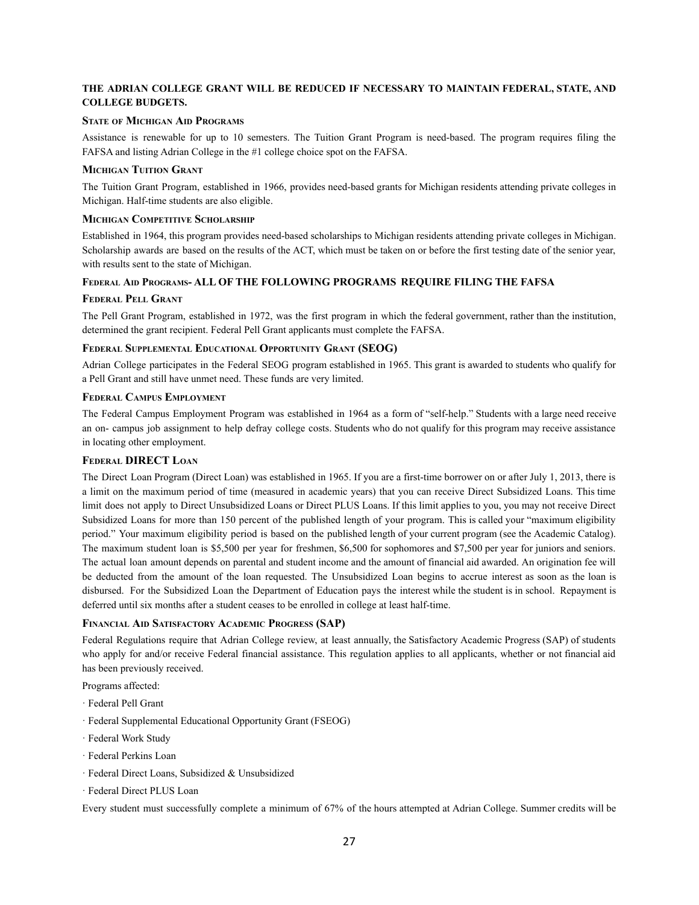**THE ADRIAN COLLEGE GRANT WILL BE REDUCED IF NECESSARY TO MAINTAIN FEDERAL, STATE, AND COLLEGE BUDGETS.**

### State of Michigan Aid Programs

Assistance is renewable for up to 10 semesters. The Tuition Grant Program is need-based. The program requires filing the FAFSA and listing Adrian College in the #1 college choice spot on the FAFSA.

### Michigan Tuition Grant

The Tuition Grant Program, established in 1966, provides need-based grants for Michigan residents attending private colleges in Michigan. Half-time students are also eligible.

### Michigan Competitive Scholarship

Established in 1964, this program provides need-based scholarships to Michigan residents attending private colleges in Michigan. Scholarship awards are based on the results of the ACT, which must be taken on or before the first testing date of the senior year, with results sent to the state of Michigan.

### Federal Aid Programs- ALL OF THE FOLLOWING PROGRAMS REQUIRE FILING THE FAFSA

### Federal Pell Grant

The Pell Grant Program, established in 1972, was the first program in which the federal government, rather than the institution, determined the grant recipient. Federal Pell Grant applicants must complete the FAFSA.

### Federal Supplemental Educational Opportunity Grant (SEOG)

Adrian College participates in the Federal SEOG program established in 1965. This grant is awarded to students who qualify for a Pell Grant and still have unmet need. These funds are very limited.

### Federal Campus Employment

The Federal Campus Employment Program was established in 1964 as a form of "self-help." Students with a large need receive an on- campus job assignment to help defray college costs. Students who do not qualify for this program may receive assistance in locating other employment.

### Federal DIRECT Loan

The Direct Loan Program (Direct Loan) was established in 1965. If you are a first-time borrower on or after July 1, 2013, there is a limit on the maximum period of time (measured in academic years) that you can receive Direct Subsidized Loans. This time limit does not apply to Direct Unsubsidized Loans or Direct PLUS Loans. If this limit applies to you, you may not receive Direct Subsidized Loans for more than 150 percent of the published length of your program. This is called your "maximum eligibility period." Your maximum eligibility period is based on the published length of your current program (see the Academic Catalog). The maximum student loan is $5,500 per year for freshmen, $6,500 for sophomores and $7,500 per year for juniors and seniors. The actual loan amount depends on parental and student income and the amount of financial aid awarded. An origination fee will be deducted from the amount of the loan requested. The Unsubsidized Loan begins to accrue interest as soon as the loan is disbursed. For the Subsidized Loan the Department of Education pays the interest while the student is in school. Repayment is deferred until six months after a student ceases to be enrolled in college at least half-time.

### Financial Aid Satisfactory Academic Progress (SAP)

Federal Regulations require that Adrian College review, at least annually, the Satisfactory Academic Progress (SAP) of students who apply for and/or receive Federal financial assistance. This regulation applies to all applicants, whether or not financial aid has been previously received.

Programs affected:

- Federal Pell Grant
- Federal Supplemental Educational Opportunity Grant (FSEOG)
- Federal Work Study
- Federal Perkins Loan
- Federal Direct Loans, Subsidized & Unsubsidized
- Federal Direct PLUS Loan

Every student must successfully complete a minimum of 67% of the hours attempted at Adrian College. Summer credits will be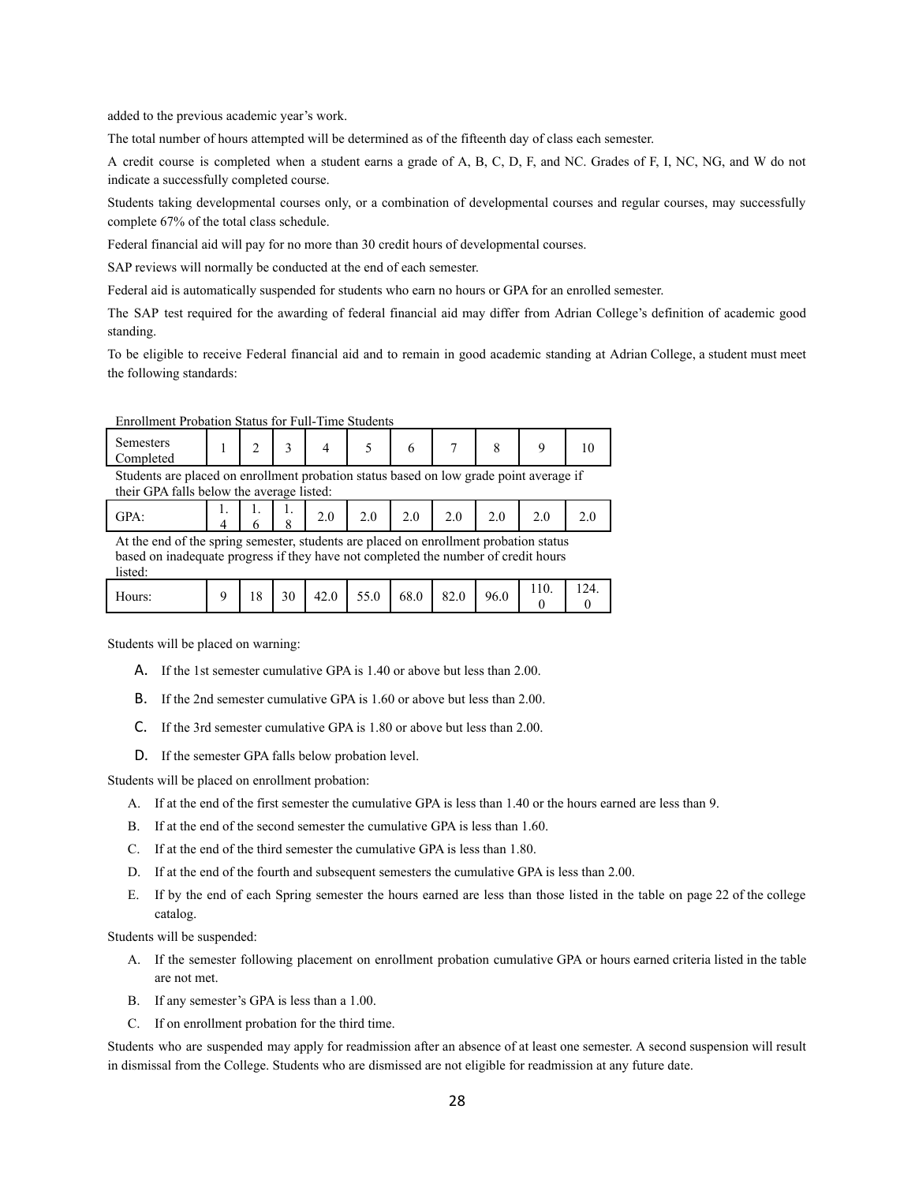added to the previous academic year's work.

The total number of hours attempted will be determined as of the fifteenth day of class each semester.

A credit course is completed when a student earns a grade of A, B, C, D, F, and NC. Grades of F, I, NC, NG, and W do not indicate a successfully completed course.

Students taking developmental courses only, or a combination of developmental courses and regular courses, may successfully complete 67% of the total class schedule.

Federal financial aid will pay for no more than 30 credit hours of developmental courses.

SAP reviews will normally be conducted at the end of each semester.

Federal aid is automatically suspended for students who earn no hours or GPA for an enrolled semester.

The SAP test required for the awarding of federal financial aid may differ from Adrian College's definition of academic good standing.

To be eligible to receive Federal financial aid and to remain in good academic standing at Adrian College, a student must meet the following standards:

Enrollment Probation Status for Full-Time Students

| Semesters Completed | 1 | 2 | 3 | 4 | 5 | 6 | 7 | 8 | 9 | 10 |
|---|---|---|---|---|---|---|---|---|---|---|
| Students are placed on enrollment probation status based on low grade point average if their GPA falls below the average listed: | | | | | | | | | | |
| GPA: | 1.4 | 1.6 | 1.8 | 2.0 | 2.0 | 2.0 | 2.0 | 2.0 | 2.0 | 2.0 |
| At the end of the spring semester, students are placed on enrollment probation status based on inadequate progress if they have not completed the number of credit hours listed: | | | | | | | | | | |
| Hours: | 9 | 18 | 30 | 42.0 | 55.0 | 68.0 | 82.0 | 96.0 | 110.0 | 124.0 |

Students will be placed on warning:

A. If the 1st semester cumulative GPA is 1.40 or above but less than 2.00.

B. If the 2nd semester cumulative GPA is 1.60 or above but less than 2.00.

C. If the 3rd semester cumulative GPA is 1.80 or above but less than 2.00.

D. If the semester GPA falls below probation level.

Students will be placed on enrollment probation:

A. If at the end of the first semester the cumulative GPA is less than 1.40 or the hours earned are less than 9.

B. If at the end of the second semester the cumulative GPA is less than 1.60.

C. If at the end of the third semester the cumulative GPA is less than 1.80.

D. If at the end of the fourth and subsequent semesters the cumulative GPA is less than 2.00.

E. If by the end of each Spring semester the hours earned are less than those listed in the table on page 22 of the college catalog.

Students will be suspended:

A. If the semester following placement on enrollment probation cumulative GPA or hours earned criteria listed in the table are not met.

B. If any semester's GPA is less than a 1.00.

C. If on enrollment probation for the third time.

Students who are suspended may apply for readmission after an absence of at least one semester. A second suspension will result in dismissal from the College. Students who are dismissed are not eligible for readmission at any future date.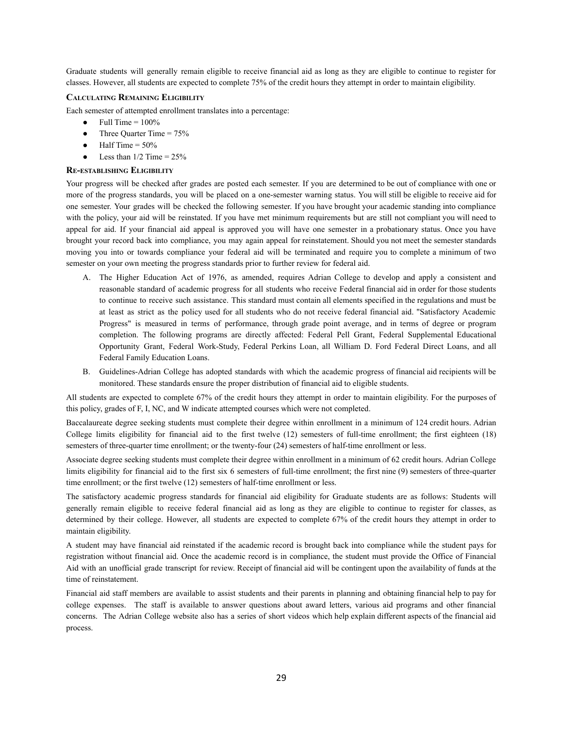Graduate students will generally remain eligible to receive financial aid as long as they are eligible to continue to register for classes. However, all students are expected to complete 75% of the credit hours they attempt in order to maintain eligibility.

### Calculating Remaining Eligibility

Each semester of attempted enrollment translates into a percentage:

- Full Time = 100%
- Three Quarter Time = 75%
- Half Time = 50%
- Less than 1/2 Time = 25%

### Re-establishing Eligibility

Your progress will be checked after grades are posted each semester. If you are determined to be out of compliance with one or more of the progress standards, you will be placed on a one-semester warning status. You will still be eligible to receive aid for one semester. Your grades will be checked the following semester. If you have brought your academic standing into compliance with the policy, your aid will be reinstated. If you have met minimum requirements but are still not compliant you will need to appeal for aid. If your financial aid appeal is approved you will have one semester in a probationary status. Once you have brought your record back into compliance, you may again appeal for reinstatement. Should you not meet the semester standards moving you into or towards compliance your federal aid will be terminated and require you to complete a minimum of two semester on your own meeting the progress standards prior to further review for federal aid.

A. The Higher Education Act of 1976, as amended, requires Adrian College to develop and apply a consistent and reasonable standard of academic progress for all students who receive Federal financial aid in order for those students to continue to receive such assistance. This standard must contain all elements specified in the regulations and must be at least as strict as the policy used for all students who do not receive federal financial aid. "Satisfactory Academic Progress" is measured in terms of performance, through grade point average, and in terms of degree or program completion. The following programs are directly affected: Federal Pell Grant, Federal Supplemental Educational Opportunity Grant, Federal Work-Study, Federal Perkins Loan, all William D. Ford Federal Direct Loans, and all Federal Family Education Loans.

B. Guidelines-Adrian College has adopted standards with which the academic progress of financial aid recipients will be monitored. These standards ensure the proper distribution of financial aid to eligible students.

All students are expected to complete 67% of the credit hours they attempt in order to maintain eligibility. For the purposes of this policy, grades of F, I, NC, and W indicate attempted courses which were not completed.

Baccalaureate degree seeking students must complete their degree within enrollment in a minimum of 124 credit hours. Adrian College limits eligibility for financial aid to the first twelve (12) semesters of full-time enrollment; the first eighteen (18) semesters of three-quarter time enrollment; or the twenty-four (24) semesters of half-time enrollment or less.

Associate degree seeking students must complete their degree within enrollment in a minimum of 62 credit hours. Adrian College limits eligibility for financial aid to the first six 6 semesters of full-time enrollment; the first nine (9) semesters of three-quarter time enrollment; or the first twelve (12) semesters of half-time enrollment or less.

The satisfactory academic progress standards for financial aid eligibility for Graduate students are as follows: Students will generally remain eligible to receive federal financial aid as long as they are eligible to continue to register for classes, as determined by their college. However, all students are expected to complete 67% of the credit hours they attempt in order to maintain eligibility.

A student may have financial aid reinstated if the academic record is brought back into compliance while the student pays for registration without financial aid. Once the academic record is in compliance, the student must provide the Office of Financial Aid with an unofficial grade transcript for review. Receipt of financial aid will be contingent upon the availability of funds at the time of reinstatement.

Financial aid staff members are available to assist students and their parents in planning and obtaining financial help to pay for college expenses. The staff is available to answer questions about award letters, various aid programs and other financial concerns. The Adrian College website also has a series of short videos which help explain different aspects of the financial aid process.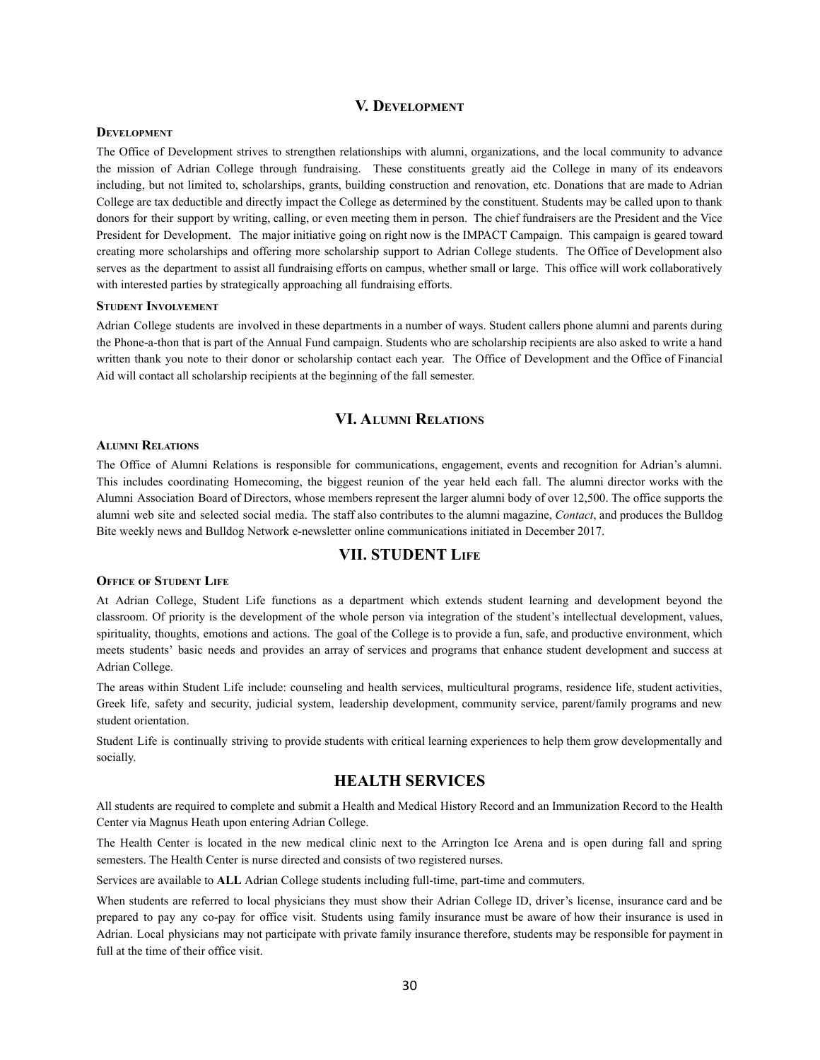## V. Development

### Development

The Office of Development strives to strengthen relationships with alumni, organizations, and the local community to advance the mission of Adrian College through fundraising. These constituents greatly aid the College in many of its endeavors including, but not limited to, scholarships, grants, building construction and renovation, etc. Donations that are made to Adrian College are tax deductible and directly impact the College as determined by the constituent. Students may be called upon to thank donors for their support by writing, calling, or even meeting them in person. The chief fundraisers are the President and the Vice President for Development. The major initiative going on right now is the IMPACT Campaign. This campaign is geared toward creating more scholarships and offering more scholarship support to Adrian College students. The Office of Development also serves as the department to assist all fundraising efforts on campus, whether small or large. This office will work collaboratively with interested parties by strategically approaching all fundraising efforts.

### Student Involvement

Adrian College students are involved in these departments in a number of ways. Student callers phone alumni and parents during the Phone-a-thon that is part of the Annual Fund campaign. Students who are scholarship recipients are also asked to write a hand written thank you note to their donor or scholarship contact each year. The Office of Development and the Office of Financial Aid will contact all scholarship recipients at the beginning of the fall semester.

## VI. Alumni Relations

### Alumni Relations

The Office of Alumni Relations is responsible for communications, engagement, events and recognition for Adrian's alumni. This includes coordinating Homecoming, the biggest reunion of the year held each fall. The alumni director works with the Alumni Association Board of Directors, whose members represent the larger alumni body of over 12,500. The office supports the alumni web site and selected social media. The staff also contributes to the alumni magazine, *Contact*, and produces the Bulldog Bite weekly news and Bulldog Network e-newsletter online communications initiated in December 2017.

## VII. STUDENT Life

### Office of Student Life

At Adrian College, Student Life functions as a department which extends student learning and development beyond the classroom. Of priority is the development of the whole person via integration of the student's intellectual development, values, spirituality, thoughts, emotions and actions. The goal of the College is to provide a fun, safe, and productive environment, which meets students' basic needs and provides an array of services and programs that enhance student development and success at Adrian College.

The areas within Student Life include: counseling and health services, multicultural programs, residence life, student activities, Greek life, safety and security, judicial system, leadership development, community service, parent/family programs and new student orientation.

Student Life is continually striving to provide students with critical learning experiences to help them grow developmentally and socially.

## HEALTH SERVICES

All students are required to complete and submit a Health and Medical History Record and an Immunization Record to the Health Center via Magnus Heath upon entering Adrian College.

The Health Center is located in the new medical clinic next to the Arrington Ice Arena and is open during fall and spring semesters. The Health Center is nurse directed and consists of two registered nurses.

Services are available to **ALL** Adrian College students including full-time, part-time and commuters.

When students are referred to local physicians they must show their Adrian College ID, driver's license, insurance card and be prepared to pay any co-pay for office visit. Students using family insurance must be aware of how their insurance is used in Adrian. Local physicians may not participate with private family insurance therefore, students may be responsible for payment in full at the time of their office visit.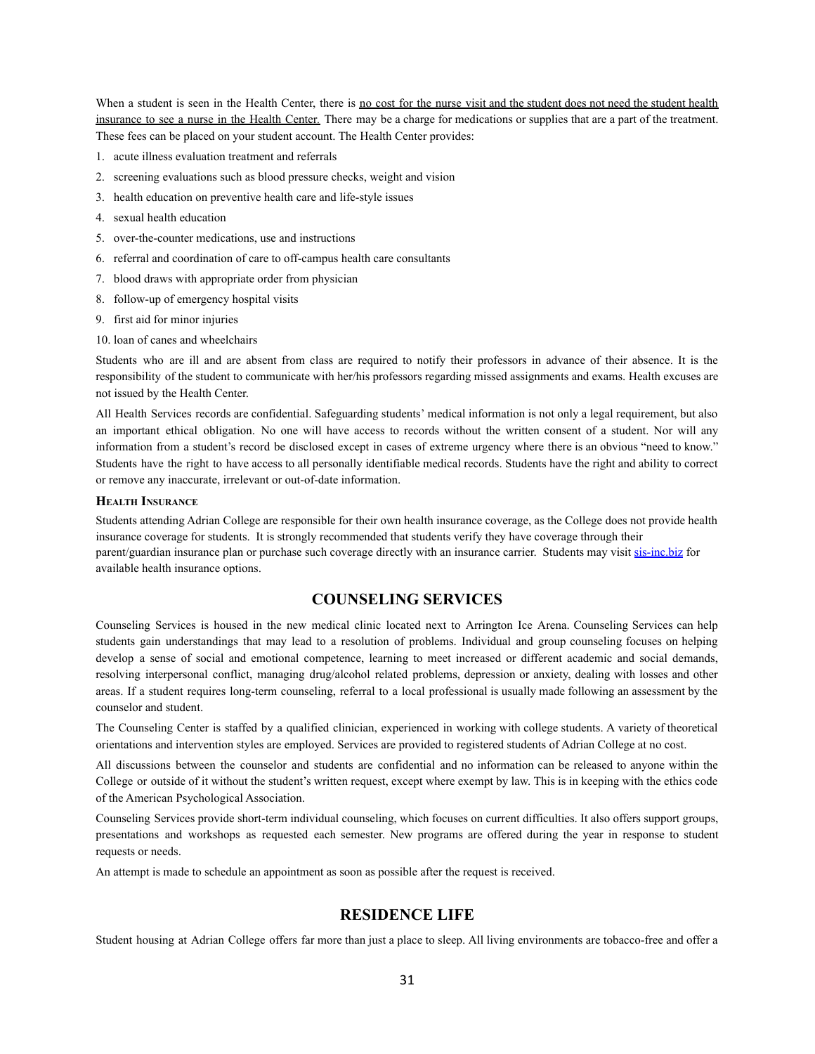When a student is seen in the Health Center, there is no cost for the nurse visit and the student does not need the student health insurance to see a nurse in the Health Center. There may be a charge for medications or supplies that are a part of the treatment. These fees can be placed on your student account. The Health Center provides:

1. acute illness evaluation treatment and referrals
2. screening evaluations such as blood pressure checks, weight and vision
3. health education on preventive health care and life-style issues
4. sexual health education
5. over-the-counter medications, use and instructions
6. referral and coordination of care to off-campus health care consultants
7. blood draws with appropriate order from physician
8. follow-up of emergency hospital visits
9. first aid for minor injuries
10. loan of canes and wheelchairs

Students who are ill and are absent from class are required to notify their professors in advance of their absence. It is the responsibility of the student to communicate with her/his professors regarding missed assignments and exams. Health excuses are not issued by the Health Center.

All Health Services records are confidential. Safeguarding students' medical information is not only a legal requirement, but also an important ethical obligation. No one will have access to records without the written consent of a student. Nor will any information from a student's record be disclosed except in cases of extreme urgency where there is an obvious "need to know." Students have the right to have access to all personally identifiable medical records. Students have the right and ability to correct or remove any inaccurate, irrelevant or out-of-date information.

#### Health Insurance

Students attending Adrian College are responsible for their own health insurance coverage, as the College does not provide health insurance coverage for students. It is strongly recommended that students verify they have coverage through their parent/guardian insurance plan or purchase such coverage directly with an insurance carrier. Students may visit sis-inc.biz for available health insurance options.

## COUNSELING SERVICES

Counseling Services is housed in the new medical clinic located next to Arrington Ice Arena. Counseling Services can help students gain understandings that may lead to a resolution of problems. Individual and group counseling focuses on helping develop a sense of social and emotional competence, learning to meet increased or different academic and social demands, resolving interpersonal conflict, managing drug/alcohol related problems, depression or anxiety, dealing with losses and other areas. If a student requires long-term counseling, referral to a local professional is usually made following an assessment by the counselor and student.

The Counseling Center is staffed by a qualified clinician, experienced in working with college students. A variety of theoretical orientations and intervention styles are employed. Services are provided to registered students of Adrian College at no cost.

All discussions between the counselor and students are confidential and no information can be released to anyone within the College or outside of it without the student's written request, except where exempt by law. This is in keeping with the ethics code of the American Psychological Association.

Counseling Services provide short-term individual counseling, which focuses on current difficulties. It also offers support groups, presentations and workshops as requested each semester. New programs are offered during the year in response to student requests or needs.

An attempt is made to schedule an appointment as soon as possible after the request is received.

## RESIDENCE LIFE

Student housing at Adrian College offers far more than just a place to sleep. All living environments are tobacco-free and offer a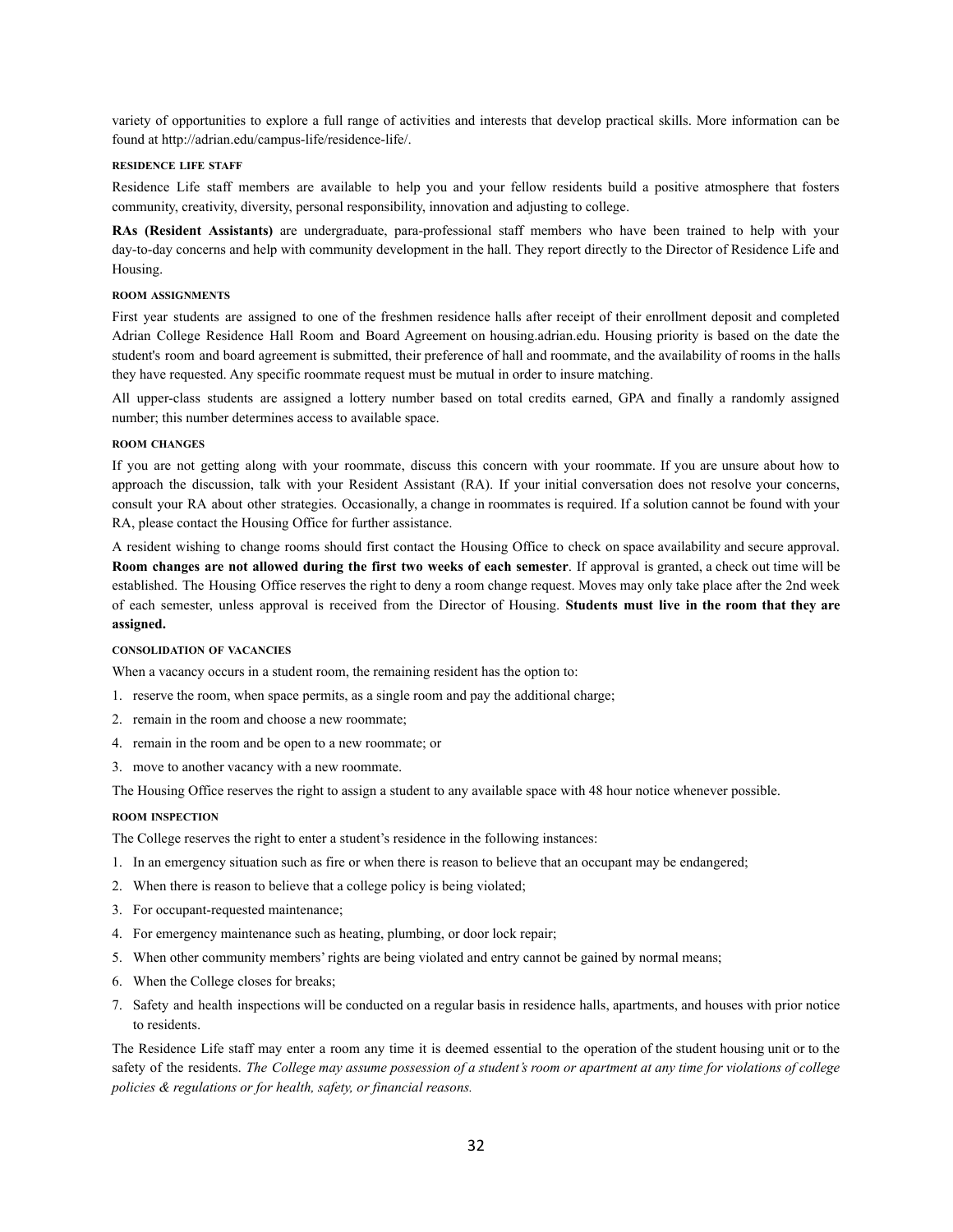variety of opportunities to explore a full range of activities and interests that develop practical skills. More information can be found at http://adrian.edu/campus-life/residence-life/.

#### RESIDENCE LIFE STAFF

Residence Life staff members are available to help you and your fellow residents build a positive atmosphere that fosters community, creativity, diversity, personal responsibility, innovation and adjusting to college.

**RAs (Resident Assistants)** are undergraduate, para-professional staff members who have been trained to help with your day-to-day concerns and help with community development in the hall. They report directly to the Director of Residence Life and Housing.

#### ROOM ASSIGNMENTS

First year students are assigned to one of the freshmen residence halls after receipt of their enrollment deposit and completed Adrian College Residence Hall Room and Board Agreement on housing.adrian.edu. Housing priority is based on the date the student's room and board agreement is submitted, their preference of hall and roommate, and the availability of rooms in the halls they have requested. Any specific roommate request must be mutual in order to insure matching.

All upper-class students are assigned a lottery number based on total credits earned, GPA and finally a randomly assigned number; this number determines access to available space.

#### ROOM CHANGES

If you are not getting along with your roommate, discuss this concern with your roommate. If you are unsure about how to approach the discussion, talk with your Resident Assistant (RA). If your initial conversation does not resolve your concerns, consult your RA about other strategies. Occasionally, a change in roommates is required. If a solution cannot be found with your RA, please contact the Housing Office for further assistance.

A resident wishing to change rooms should first contact the Housing Office to check on space availability and secure approval. **Room changes are not allowed during the first two weeks of each semester**. If approval is granted, a check out time will be established. The Housing Office reserves the right to deny a room change request. Moves may only take place after the 2nd week of each semester, unless approval is received from the Director of Housing. **Students must live in the room that they are assigned.**

#### CONSOLIDATION OF VACANCIES

When a vacancy occurs in a student room, the remaining resident has the option to:

1. reserve the room, when space permits, as a single room and pay the additional charge;
2. remain in the room and choose a new roommate;
4. remain in the room and be open to a new roommate; or
3. move to another vacancy with a new roommate.

The Housing Office reserves the right to assign a student to any available space with 48 hour notice whenever possible.

#### ROOM INSPECTION

The College reserves the right to enter a student's residence in the following instances:

1. In an emergency situation such as fire or when there is reason to believe that an occupant may be endangered;
2. When there is reason to believe that a college policy is being violated;
3. For occupant-requested maintenance;
4. For emergency maintenance such as heating, plumbing, or door lock repair;
5. When other community members' rights are being violated and entry cannot be gained by normal means;
6. When the College closes for breaks;
7. Safety and health inspections will be conducted on a regular basis in residence halls, apartments, and houses with prior notice to residents.

The Residence Life staff may enter a room any time it is deemed essential to the operation of the student housing unit or to the safety of the residents. *The College may assume possession of a student's room or apartment at any time for violations of college policies & regulations or for health, safety, or financial reasons.*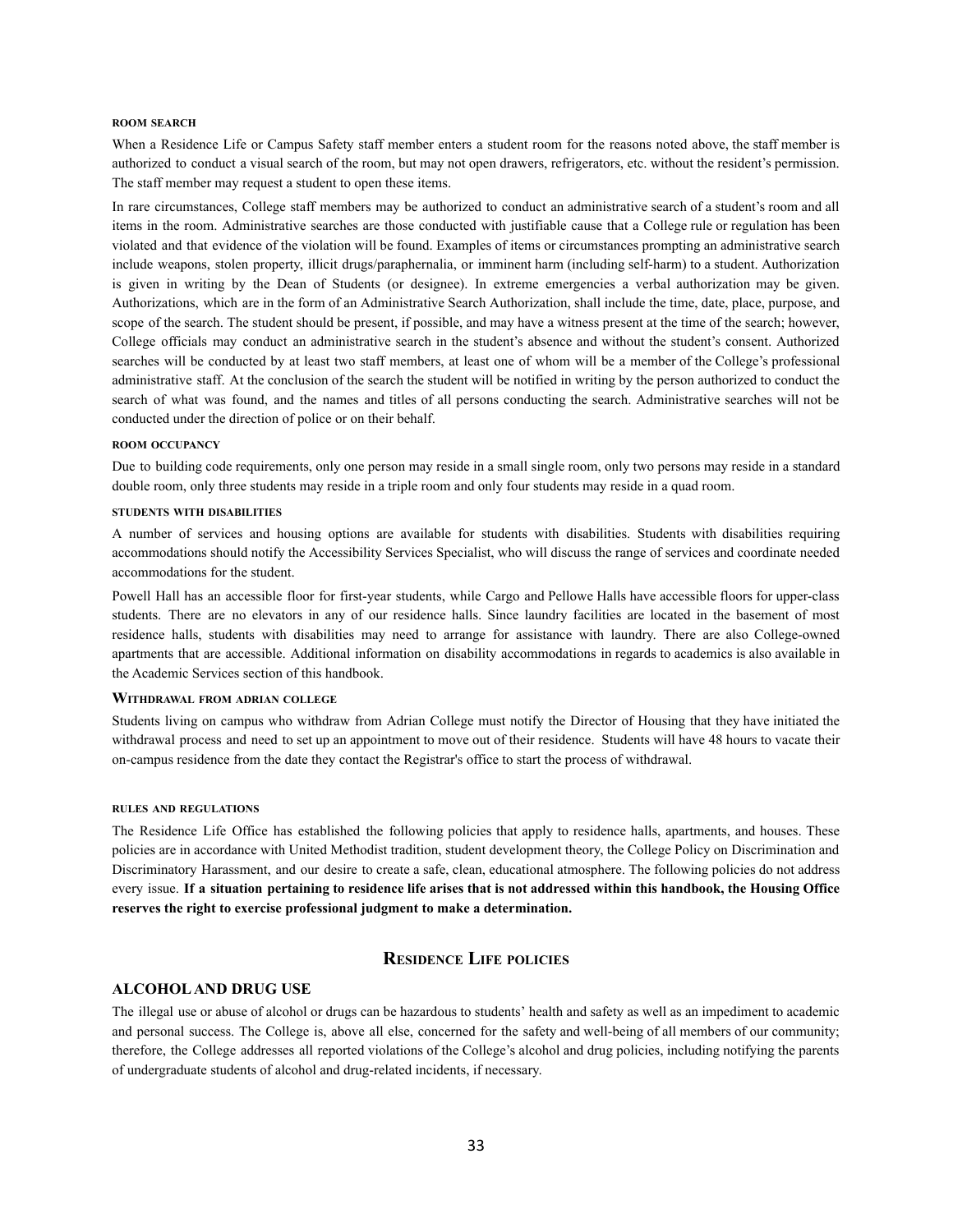#### ROOM SEARCH

When a Residence Life or Campus Safety staff member enters a student room for the reasons noted above, the staff member is authorized to conduct a visual search of the room, but may not open drawers, refrigerators, etc. without the resident's permission. The staff member may request a student to open these items.

In rare circumstances, College staff members may be authorized to conduct an administrative search of a student's room and all items in the room. Administrative searches are those conducted with justifiable cause that a College rule or regulation has been violated and that evidence of the violation will be found. Examples of items or circumstances prompting an administrative search include weapons, stolen property, illicit drugs/paraphernalia, or imminent harm (including self-harm) to a student. Authorization is given in writing by the Dean of Students (or designee). In extreme emergencies a verbal authorization may be given. Authorizations, which are in the form of an Administrative Search Authorization, shall include the time, date, place, purpose, and scope of the search. The student should be present, if possible, and may have a witness present at the time of the search; however, College officials may conduct an administrative search in the student's absence and without the student's consent. Authorized searches will be conducted by at least two staff members, at least one of whom will be a member of the College's professional administrative staff. At the conclusion of the search the student will be notified in writing by the person authorized to conduct the search of what was found, and the names and titles of all persons conducting the search. Administrative searches will not be conducted under the direction of police or on their behalf.

#### ROOM OCCUPANCY

Due to building code requirements, only one person may reside in a small single room, only two persons may reside in a standard double room, only three students may reside in a triple room and only four students may reside in a quad room.

#### STUDENTS WITH DISABILITIES

A number of services and housing options are available for students with disabilities. Students with disabilities requiring accommodations should notify the Accessibility Services Specialist, who will discuss the range of services and coordinate needed accommodations for the student.

Powell Hall has an accessible floor for first-year students, while Cargo and Pellowe Halls have accessible floors for upper-class students. There are no elevators in any of our residence halls. Since laundry facilities are located in the basement of most residence halls, students with disabilities may need to arrange for assistance with laundry. There are also College-owned apartments that are accessible. Additional information on disability accommodations in regards to academics is also available in the Academic Services section of this handbook.

#### WITHDRAWAL FROM ADRIAN COLLEGE

Students living on campus who withdraw from Adrian College must notify the Director of Housing that they have initiated the withdrawal process and need to set up an appointment to move out of their residence. Students will have 48 hours to vacate their on-campus residence from the date they contact the Registrar's office to start the process of withdrawal.

#### RULES AND REGULATIONS

The Residence Life Office has established the following policies that apply to residence halls, apartments, and houses. These policies are in accordance with United Methodist tradition, student development theory, the College Policy on Discrimination and Discriminatory Harassment, and our desire to create a safe, clean, educational atmosphere. The following policies do not address every issue. **If a situation pertaining to residence life arises that is not addressed within this handbook, the Housing Office reserves the right to exercise professional judgment to make a determination.**

## RESIDENCE LIFE POLICIES

### ALCOHOL AND DRUG USE

The illegal use or abuse of alcohol or drugs can be hazardous to students' health and safety as well as an impediment to academic and personal success. The College is, above all else, concerned for the safety and well-being of all members of our community; therefore, the College addresses all reported violations of the College's alcohol and drug policies, including notifying the parents of undergraduate students of alcohol and drug-related incidents, if necessary.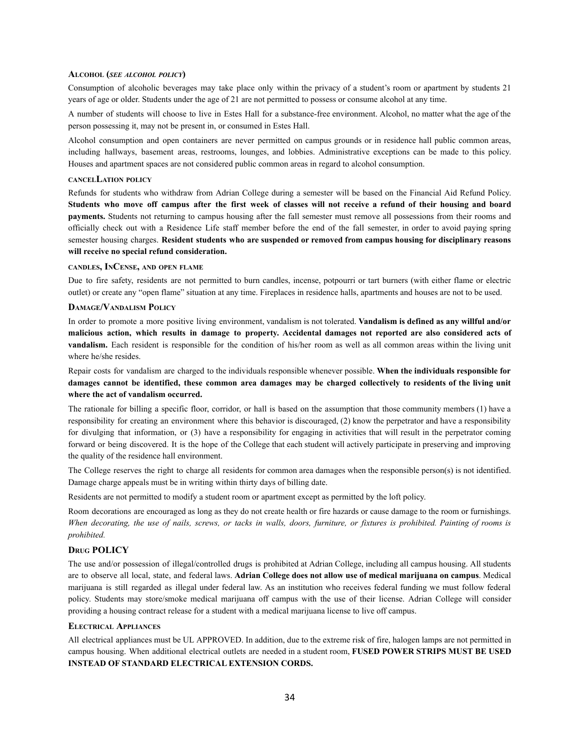### **Alcohol (*see alcohol policy*)**

Consumption of alcoholic beverages may take place only within the privacy of a student's room or apartment by students 21 years of age or older. Students under the age of 21 are not permitted to possess or consume alcohol at any time.

A number of students will choose to live in Estes Hall for a substance-free environment. Alcohol, no matter what the age of the person possessing it, may not be present in, or consumed in Estes Hall.

Alcohol consumption and open containers are never permitted on campus grounds or in residence hall public common areas, including hallways, basement areas, restrooms, lounges, and lobbies. Administrative exceptions can be made to this policy. Houses and apartment spaces are not considered public common areas in regard to alcohol consumption.

### **cancelLation policy**

Refunds for students who withdraw from Adrian College during a semester will be based on the Financial Aid Refund Policy. **Students who move off campus after the first week of classes will not receive a refund of their housing and board payments.** Students not returning to campus housing after the fall semester must remove all possessions from their rooms and officially check out with a Residence Life staff member before the end of the fall semester, in order to avoid paying spring semester housing charges. **Resident students who are suspended or removed from campus housing for disciplinary reasons will receive no special refund consideration.**

### **candles, InCense, and open flame**

Due to fire safety, residents are not permitted to burn candles, incense, potpourri or tart burners (with either flame or electric outlet) or create any "open flame" situation at any time. Fireplaces in residence halls, apartments and houses are not to be used.

### **Damage/Vandalism Policy**

In order to promote a more positive living environment, vandalism is not tolerated. **Vandalism is defined as any willful and/or malicious action, which results in damage to property. Accidental damages not reported are also considered acts of vandalism.** Each resident is responsible for the condition of his/her room as well as all common areas within the living unit where he/she resides.

Repair costs for vandalism are charged to the individuals responsible whenever possible. **When the individuals responsible for damages cannot be identified, these common area damages may be charged collectively to residents of the living unit where the act of vandalism occurred.**

The rationale for billing a specific floor, corridor, or hall is based on the assumption that those community members (1) have a responsibility for creating an environment where this behavior is discouraged, (2) know the perpetrator and have a responsibility for divulging that information, or (3) have a responsibility for engaging in activities that will result in the perpetrator coming forward or being discovered. It is the hope of the College that each student will actively participate in preserving and improving the quality of the residence hall environment.

The College reserves the right to charge all residents for common area damages when the responsible person(s) is not identified. Damage charge appeals must be in writing within thirty days of billing date.

Residents are not permitted to modify a student room or apartment except as permitted by the loft policy.

Room decorations are encouraged as long as they do not create health or fire hazards or cause damage to the room or furnishings. *When decorating, the use of nails, screws, or tacks in walls, doors, furniture, or fixtures is prohibited. Painting of rooms is prohibited.*

### **Drug POLICY**

The use and/or possession of illegal/controlled drugs is prohibited at Adrian College, including all campus housing. All students are to observe all local, state, and federal laws. **Adrian College does not allow use of medical marijuana on campus**. Medical marijuana is still regarded as illegal under federal law. As an institution who receives federal funding we must follow federal policy. Students may store/smoke medical marijuana off campus with the use of their license. Adrian College will consider providing a housing contract release for a student with a medical marijuana license to live off campus.

### **Electrical Appliances**

All electrical appliances must be UL APPROVED. In addition, due to the extreme risk of fire, halogen lamps are not permitted in campus housing. When additional electrical outlets are needed in a student room, **FUSED POWER STRIPS MUST BE USED INSTEAD OF STANDARD ELECTRICAL EXTENSION CORDS.**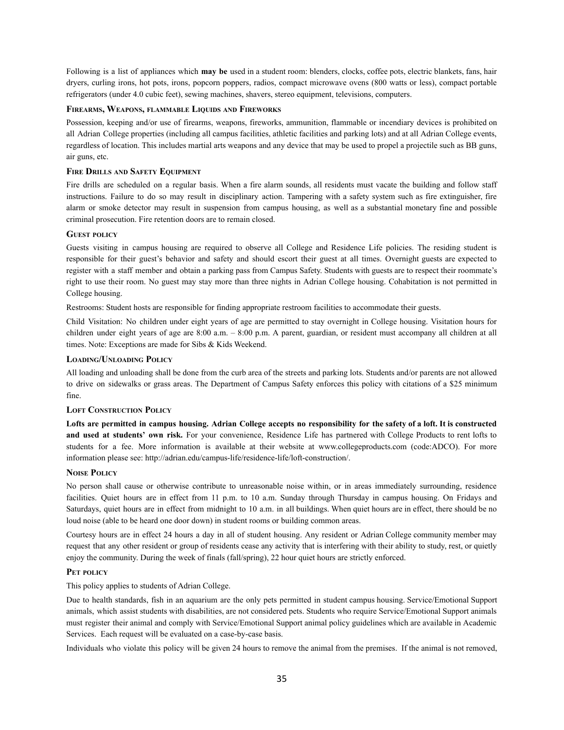Following is a list of appliances which **may be** used in a student room: blenders, clocks, coffee pots, electric blankets, fans, hair dryers, curling irons, hot pots, irons, popcorn poppers, radios, compact microwave ovens (800 watts or less), compact portable refrigerators (under 4.0 cubic feet), sewing machines, shavers, stereo equipment, televisions, computers.

#### Firearms, Weapons, flammable Liquids and Fireworks

Possession, keeping and/or use of firearms, weapons, fireworks, ammunition, flammable or incendiary devices is prohibited on all Adrian College properties (including all campus facilities, athletic facilities and parking lots) and at all Adrian College events, regardless of location. This includes martial arts weapons and any device that may be used to propel a projectile such as BB guns, air guns, etc.

#### Fire Drills and Safety Equipment

Fire drills are scheduled on a regular basis. When a fire alarm sounds, all residents must vacate the building and follow staff instructions. Failure to do so may result in disciplinary action. Tampering with a safety system such as fire extinguisher, fire alarm or smoke detector may result in suspension from campus housing, as well as a substantial monetary fine and possible criminal prosecution. Fire retention doors are to remain closed.

#### Guest policy

Guests visiting in campus housing are required to observe all College and Residence Life policies. The residing student is responsible for their guest's behavior and safety and should escort their guest at all times. Overnight guests are expected to register with a staff member and obtain a parking pass from Campus Safety. Students with guests are to respect their roommate's right to use their room. No guest may stay more than three nights in Adrian College housing. Cohabitation is not permitted in College housing.

Restrooms: Student hosts are responsible for finding appropriate restroom facilities to accommodate their guests.

Child Visitation: No children under eight years of age are permitted to stay overnight in College housing. Visitation hours for children under eight years of age are 8:00 a.m. – 8:00 p.m. A parent, guardian, or resident must accompany all children at all times. Note: Exceptions are made for Sibs & Kids Weekend.

#### Loading/Unloading Policy

All loading and unloading shall be done from the curb area of the streets and parking lots. Students and/or parents are not allowed to drive on sidewalks or grass areas. The Department of Campus Safety enforces this policy with citations of a $25 minimum fine.

#### Loft Construction Policy

**Lofts are permitted in campus housing. Adrian College accepts no responsibility for the safety of a loft. It is constructed and used at students' own risk.** For your convenience, Residence Life has partnered with College Products to rent lofts to students for a fee. More information is available at their website at www.collegeproducts.com (code:ADCO). For more information please see: http://adrian.edu/campus-life/residence-life/loft-construction/.

#### Noise Policy

No person shall cause or otherwise contribute to unreasonable noise within, or in areas immediately surrounding, residence facilities. Quiet hours are in effect from 11 p.m. to 10 a.m. Sunday through Thursday in campus housing. On Fridays and Saturdays, quiet hours are in effect from midnight to 10 a.m. in all buildings. When quiet hours are in effect, there should be no loud noise (able to be heard one door down) in student rooms or building common areas.

Courtesy hours are in effect 24 hours a day in all of student housing. Any resident or Adrian College community member may request that any other resident or group of residents cease any activity that is interfering with their ability to study, rest, or quietly enjoy the community. During the week of finals (fall/spring), 22 hour quiet hours are strictly enforced.

#### Pet policy

This policy applies to students of Adrian College.

Due to health standards, fish in an aquarium are the only pets permitted in student campus housing. Service/Emotional Support animals, which assist students with disabilities, are not considered pets. Students who require Service/Emotional Support animals must register their animal and comply with Service/Emotional Support animal policy guidelines which are available in Academic Services. Each request will be evaluated on a case-by-case basis.

Individuals who violate this policy will be given 24 hours to remove the animal from the premises. If the animal is not removed,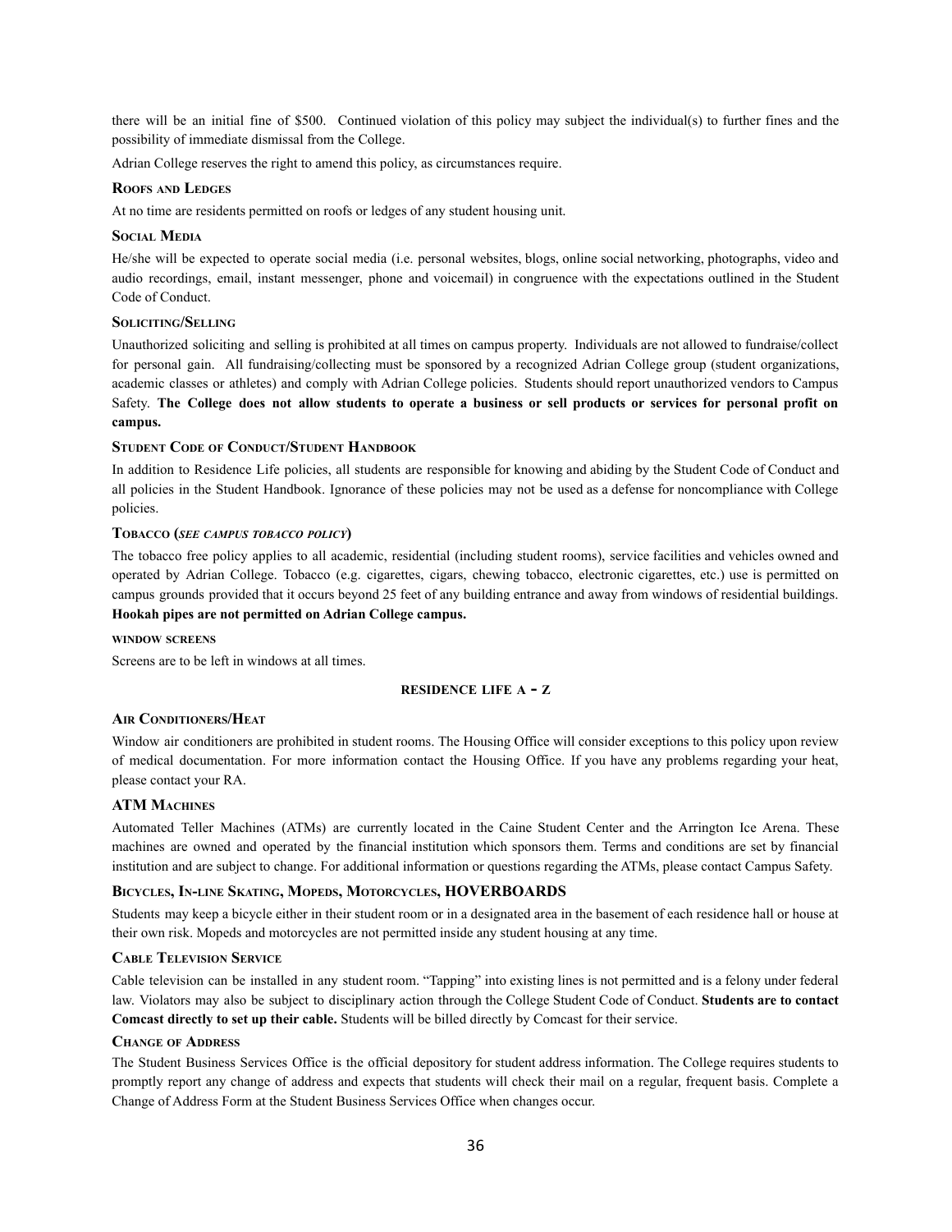there will be an initial fine of $500. Continued violation of this policy may subject the individual(s) to further fines and the possibility of immediate dismissal from the College.

Adrian College reserves the right to amend this policy, as circumstances require.

### Roofs and Ledges

At no time are residents permitted on roofs or ledges of any student housing unit.

### Social Media

He/she will be expected to operate social media (i.e. personal websites, blogs, online social networking, photographs, video and audio recordings, email, instant messenger, phone and voicemail) in congruence with the expectations outlined in the Student Code of Conduct.

### Soliciting/Selling

Unauthorized soliciting and selling is prohibited at all times on campus property. Individuals are not allowed to fundraise/collect for personal gain. All fundraising/collecting must be sponsored by a recognized Adrian College group (student organizations, academic classes or athletes) and comply with Adrian College policies. Students should report unauthorized vendors to Campus Safety. **The College does not allow students to operate a business or sell products or services for personal profit on campus.**

### Student Code of Conduct/Student Handbook

In addition to Residence Life policies, all students are responsible for knowing and abiding by the Student Code of Conduct and all policies in the Student Handbook. Ignorance of these policies may not be used as a defense for noncompliance with College policies.

### Tobacco (*see campus tobacco policy*)

The tobacco free policy applies to all academic, residential (including student rooms), service facilities and vehicles owned and operated by Adrian College. Tobacco (e.g. cigarettes, cigars, chewing tobacco, electronic cigarettes, etc.) use is permitted on campus grounds provided that it occurs beyond 25 feet of any building entrance and away from windows of residential buildings. **Hookah pipes are not permitted on Adrian College campus.**

### window screens

Screens are to be left in windows at all times.

## RESIDENCE LIFE A - Z

### Air Conditioners/Heat

Window air conditioners are prohibited in student rooms. The Housing Office will consider exceptions to this policy upon review of medical documentation. For more information contact the Housing Office. If you have any problems regarding your heat, please contact your RA.

### ATM Machines

Automated Teller Machines (ATMs) are currently located in the Caine Student Center and the Arrington Ice Arena. These machines are owned and operated by the financial institution which sponsors them. Terms and conditions are set by financial institution and are subject to change. For additional information or questions regarding the ATMs, please contact Campus Safety.

### Bicycles, In-line Skating, Mopeds, Motorcycles, HOVERBOARDS

Students may keep a bicycle either in their student room or in a designated area in the basement of each residence hall or house at their own risk. Mopeds and motorcycles are not permitted inside any student housing at any time.

### Cable Television Service

Cable television can be installed in any student room. "Tapping" into existing lines is not permitted and is a felony under federal law. Violators may also be subject to disciplinary action through the College Student Code of Conduct. **Students are to contact Comcast directly to set up their cable.** Students will be billed directly by Comcast for their service.

### Change of Address

The Student Business Services Office is the official depository for student address information. The College requires students to promptly report any change of address and expects that students will check their mail on a regular, frequent basis. Complete a Change of Address Form at the Student Business Services Office when changes occur.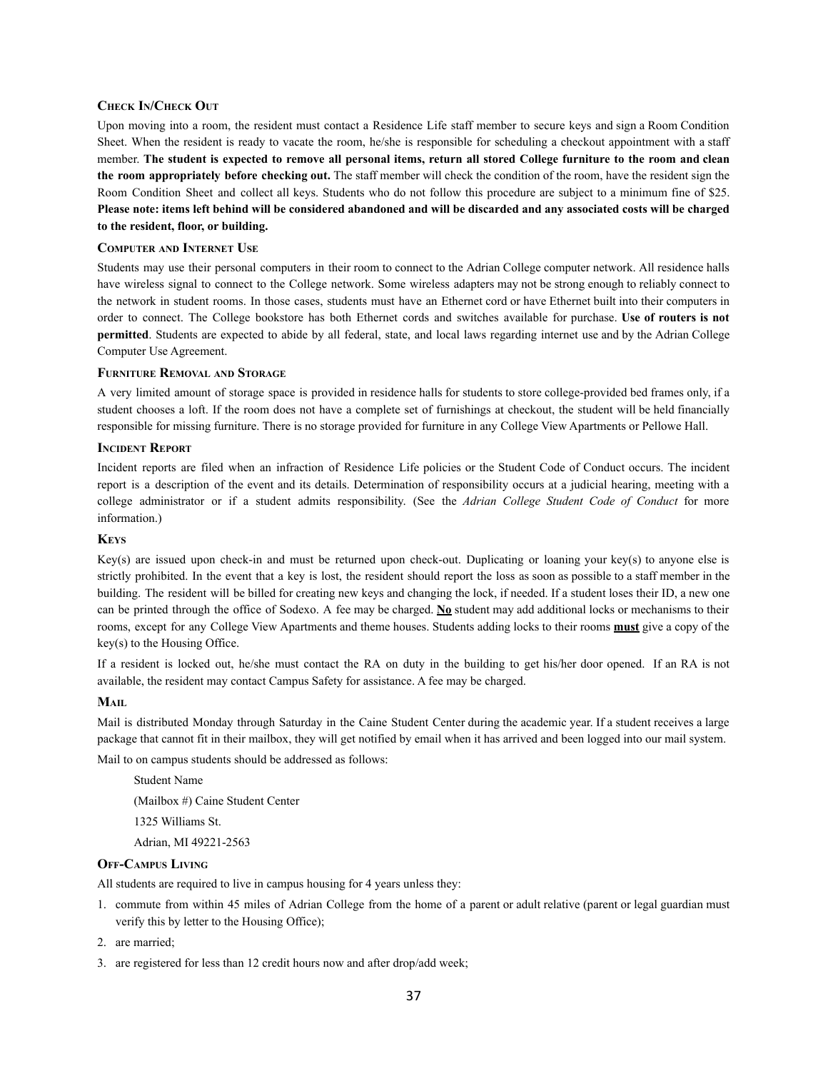### Check In/Check Out

Upon moving into a room, the resident must contact a Residence Life staff member to secure keys and sign a Room Condition Sheet. When the resident is ready to vacate the room, he/she is responsible for scheduling a checkout appointment with a staff member. **The student is expected to remove all personal items, return all stored College furniture to the room and clean the room appropriately before checking out.** The staff member will check the condition of the room, have the resident sign the Room Condition Sheet and collect all keys. Students who do not follow this procedure are subject to a minimum fine of $25. **Please note: items left behind will be considered abandoned and will be discarded and any associated costs will be charged to the resident, floor, or building.**

### Computer and Internet Use

Students may use their personal computers in their room to connect to the Adrian College computer network. All residence halls have wireless signal to connect to the College network. Some wireless adapters may not be strong enough to reliably connect to the network in student rooms. In those cases, students must have an Ethernet cord or have Ethernet built into their computers in order to connect. The College bookstore has both Ethernet cords and switches available for purchase. **Use of routers is not permitted**. Students are expected to abide by all federal, state, and local laws regarding internet use and by the Adrian College Computer Use Agreement.

### Furniture Removal and Storage

A very limited amount of storage space is provided in residence halls for students to store college-provided bed frames only, if a student chooses a loft. If the room does not have a complete set of furnishings at checkout, the student will be held financially responsible for missing furniture. There is no storage provided for furniture in any College View Apartments or Pellowe Hall.

### Incident Report

Incident reports are filed when an infraction of Residence Life policies or the Student Code of Conduct occurs. The incident report is a description of the event and its details. Determination of responsibility occurs at a judicial hearing, meeting with a college administrator or if a student admits responsibility. (See the *Adrian College Student Code of Conduct* for more information.)

### Keys

Key(s) are issued upon check-in and must be returned upon check-out. Duplicating or loaning your key(s) to anyone else is strictly prohibited. In the event that a key is lost, the resident should report the loss as soon as possible to a staff member in the building. The resident will be billed for creating new keys and changing the lock, if needed. If a student loses their ID, a new one can be printed through the office of Sodexo. A fee may be charged. **No** student may add additional locks or mechanisms to their rooms, except for any College View Apartments and theme houses. Students adding locks to their rooms **must** give a copy of the key(s) to the Housing Office.

If a resident is locked out, he/she must contact the RA on duty in the building to get his/her door opened. If an RA is not available, the resident may contact Campus Safety for assistance. A fee may be charged.

### Mail

Mail is distributed Monday through Saturday in the Caine Student Center during the academic year. If a student receives a large package that cannot fit in their mailbox, they will get notified by email when it has arrived and been logged into our mail system.

Mail to on campus students should be addressed as follows:

Student Name

(Mailbox #) Caine Student Center

1325 Williams St.

Adrian, MI 49221-2563

### Off-Campus Living

All students are required to live in campus housing for 4 years unless they:

1. commute from within 45 miles of Adrian College from the home of a parent or adult relative (parent or legal guardian must verify this by letter to the Housing Office);
2. are married;
3. are registered for less than 12 credit hours now and after drop/add week;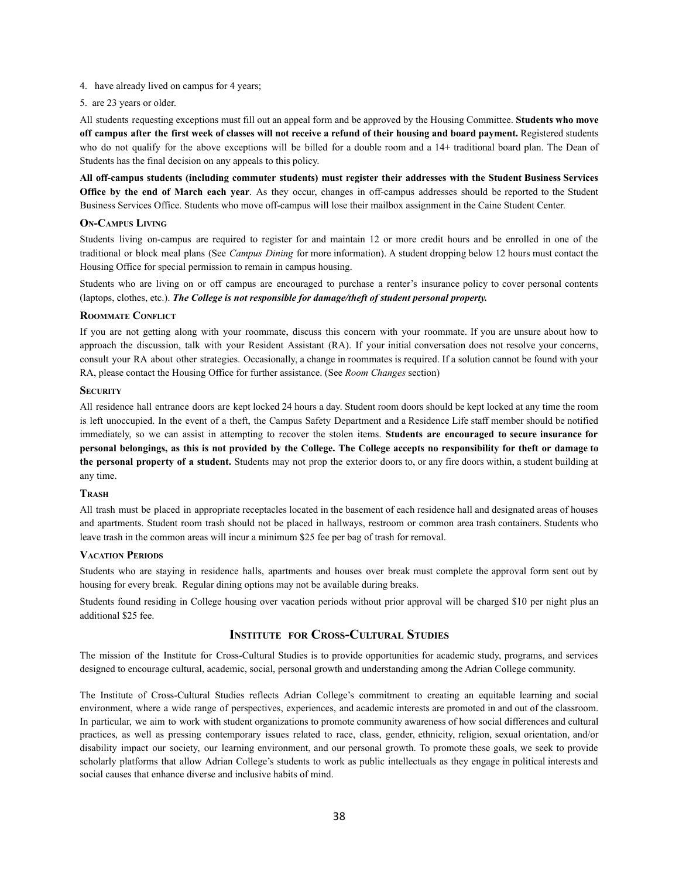4. have already lived on campus for 4 years;

5. are 23 years or older.

All students requesting exceptions must fill out an appeal form and be approved by the Housing Committee. **Students who move off campus after the first week of classes will not receive a refund of their housing and board payment.** Registered students who do not qualify for the above exceptions will be billed for a double room and a 14+ traditional board plan. The Dean of Students has the final decision on any appeals to this policy.

**All off-campus students (including commuter students) must register their addresses with the Student Business Services Office by the end of March each year**. As they occur, changes in off-campus addresses should be reported to the Student Business Services Office. Students who move off-campus will lose their mailbox assignment in the Caine Student Center.

### On-Campus Living

Students living on-campus are required to register for and maintain 12 or more credit hours and be enrolled in one of the traditional or block meal plans (See *Campus Dining* for more information). A student dropping below 12 hours must contact the Housing Office for special permission to remain in campus housing.

Students who are living on or off campus are encouraged to purchase a renter's insurance policy to cover personal contents (laptops, clothes, etc.). ***The College is not responsible for damage/theft of student personal property.***

### Roommate Conflict

If you are not getting along with your roommate, discuss this concern with your roommate. If you are unsure about how to approach the discussion, talk with your Resident Assistant (RA). If your initial conversation does not resolve your concerns, consult your RA about other strategies. Occasionally, a change in roommates is required. If a solution cannot be found with your RA, please contact the Housing Office for further assistance. (See *Room Changes* section)

### Security

All residence hall entrance doors are kept locked 24 hours a day. Student room doors should be kept locked at any time the room is left unoccupied. In the event of a theft, the Campus Safety Department and a Residence Life staff member should be notified immediately, so we can assist in attempting to recover the stolen items. **Students are encouraged to secure insurance for personal belongings, as this is not provided by the College. The College accepts no responsibility for theft or damage to the personal property of a student.** Students may not prop the exterior doors to, or any fire doors within, a student building at any time.

### Trash

All trash must be placed in appropriate receptacles located in the basement of each residence hall and designated areas of houses and apartments. Student room trash should not be placed in hallways, restroom or common area trash containers. Students who leave trash in the common areas will incur a minimum $25 fee per bag of trash for removal.

### Vacation Periods

Students who are staying in residence halls, apartments and houses over break must complete the approval form sent out by housing for every break. Regular dining options may not be available during breaks.

Students found residing in College housing over vacation periods without prior approval will be charged $10 per night plus an additional $25 fee.

## Institute for Cross-Cultural Studies

The mission of the Institute for Cross-Cultural Studies is to provide opportunities for academic study, programs, and services designed to encourage cultural, academic, social, personal growth and understanding among the Adrian College community.

The Institute of Cross-Cultural Studies reflects Adrian College's commitment to creating an equitable learning and social environment, where a wide range of perspectives, experiences, and academic interests are promoted in and out of the classroom. In particular, we aim to work with student organizations to promote community awareness of how social differences and cultural practices, as well as pressing contemporary issues related to race, class, gender, ethnicity, religion, sexual orientation, and/or disability impact our society, our learning environment, and our personal growth. To promote these goals, we seek to provide scholarly platforms that allow Adrian College's students to work as public intellectuals as they engage in political interests and social causes that enhance diverse and inclusive habits of mind.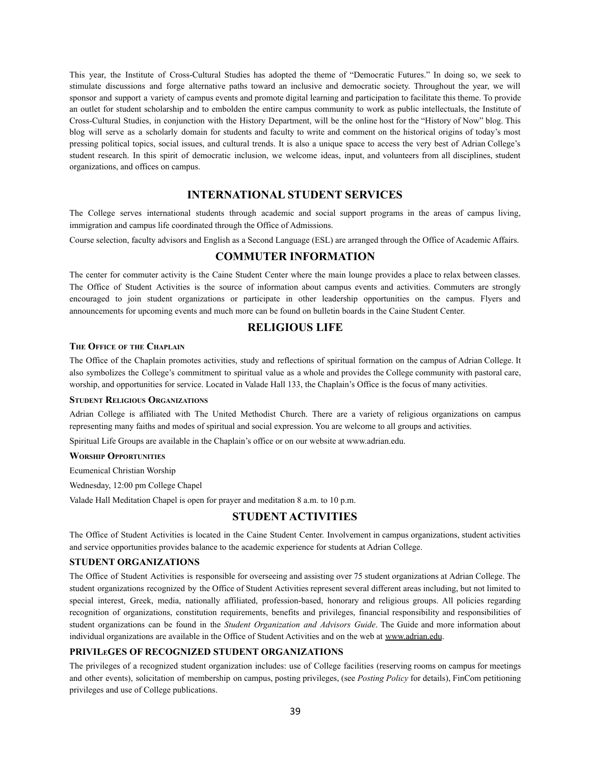This year, the Institute of Cross-Cultural Studies has adopted the theme of "Democratic Futures." In doing so, we seek to stimulate discussions and forge alternative paths toward an inclusive and democratic society. Throughout the year, we will sponsor and support a variety of campus events and promote digital learning and participation to facilitate this theme. To provide an outlet for student scholarship and to embolden the entire campus community to work as public intellectuals, the Institute of Cross-Cultural Studies, in conjunction with the History Department, will be the online host for the "History of Now" blog. This blog will serve as a scholarly domain for students and faculty to write and comment on the historical origins of today's most pressing political topics, social issues, and cultural trends. It is also a unique space to access the very best of Adrian College's student research. In this spirit of democratic inclusion, we welcome ideas, input, and volunteers from all disciplines, student organizations, and offices on campus.

## INTERNATIONAL STUDENT SERVICES

The College serves international students through academic and social support programs in the areas of campus living, immigration and campus life coordinated through the Office of Admissions.

Course selection, faculty advisors and English as a Second Language (ESL) are arranged through the Office of Academic Affairs.

## COMMUTER INFORMATION

The center for commuter activity is the Caine Student Center where the main lounge provides a place to relax between classes. The Office of Student Activities is the source of information about campus events and activities. Commuters are strongly encouraged to join student organizations or participate in other leadership opportunities on the campus. Flyers and announcements for upcoming events and much more can be found on bulletin boards in the Caine Student Center.

## RELIGIOUS LIFE

### The Office of the Chaplain

The Office of the Chaplain promotes activities, study and reflections of spiritual formation on the campus of Adrian College. It also symbolizes the College's commitment to spiritual value as a whole and provides the College community with pastoral care, worship, and opportunities for service. Located in Valade Hall 133, the Chaplain's Office is the focus of many activities.

### Student Religious Organizations

Adrian College is affiliated with The United Methodist Church. There are a variety of religious organizations on campus representing many faiths and modes of spiritual and social expression. You are welcome to all groups and activities.

Spiritual Life Groups are available in the Chaplain's office or on our website at www.adrian.edu.

### Worship Opportunities

Ecumenical Christian Worship

Wednesday, 12:00 pm College Chapel

Valade Hall Meditation Chapel is open for prayer and meditation 8 a.m. to 10 p.m.

## STUDENT ACTIVITIES

The Office of Student Activities is located in the Caine Student Center. Involvement in campus organizations, student activities and service opportunities provides balance to the academic experience for students at Adrian College.

### STUDENT ORGANIZATIONS

The Office of Student Activities is responsible for overseeing and assisting over 75 student organizations at Adrian College. The student organizations recognized by the Office of Student Activities represent several different areas including, but not limited to special interest, Greek, media, nationally affiliated, profession-based, honorary and religious groups. All policies regarding recognition of organizations, constitution requirements, benefits and privileges, financial responsibility and responsibilities of student organizations can be found in the *Student Organization and Advisors Guide*. The Guide and more information about individual organizations are available in the Office of Student Activities and on the web at www.adrian.edu.

### PRIVILEGES OF RECOGNIZED STUDENT ORGANIZATIONS

The privileges of a recognized student organization includes: use of College facilities (reserving rooms on campus for meetings and other events), solicitation of membership on campus, posting privileges, (see *Posting Policy* for details), FinCom petitioning privileges and use of College publications.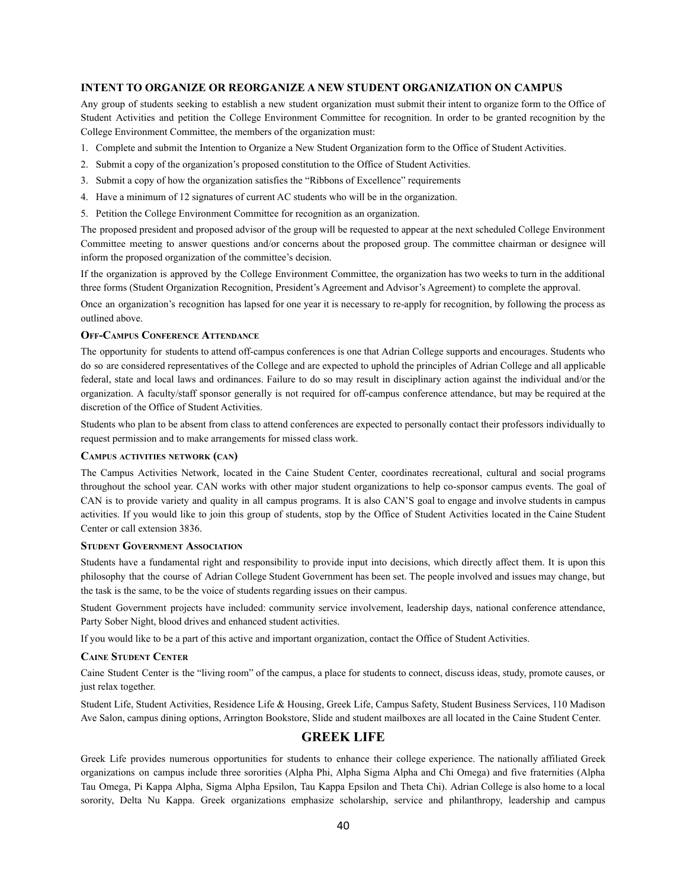### INTENT TO ORGANIZE OR REORGANIZE A NEW STUDENT ORGANIZATION ON CAMPUS

Any group of students seeking to establish a new student organization must submit their intent to organize form to the Office of Student Activities and petition the College Environment Committee for recognition. In order to be granted recognition by the College Environment Committee, the members of the organization must:

1. Complete and submit the Intention to Organize a New Student Organization form to the Office of Student Activities.
2. Submit a copy of the organization's proposed constitution to the Office of Student Activities.
3. Submit a copy of how the organization satisfies the "Ribbons of Excellence" requirements
4. Have a minimum of 12 signatures of current AC students who will be in the organization.
5. Petition the College Environment Committee for recognition as an organization.

The proposed president and proposed advisor of the group will be requested to appear at the next scheduled College Environment Committee meeting to answer questions and/or concerns about the proposed group. The committee chairman or designee will inform the proposed organization of the committee's decision.

If the organization is approved by the College Environment Committee, the organization has two weeks to turn in the additional three forms (Student Organization Recognition, President's Agreement and Advisor's Agreement) to complete the approval.

Once an organization's recognition has lapsed for one year it is necessary to re-apply for recognition, by following the process as outlined above.

#### Off-Campus Conference Attendance

The opportunity for students to attend off-campus conferences is one that Adrian College supports and encourages. Students who do so are considered representatives of the College and are expected to uphold the principles of Adrian College and all applicable federal, state and local laws and ordinances. Failure to do so may result in disciplinary action against the individual and/or the organization. A faculty/staff sponsor generally is not required for off-campus conference attendance, but may be required at the discretion of the Office of Student Activities.

Students who plan to be absent from class to attend conferences are expected to personally contact their professors individually to request permission and to make arrangements for missed class work.

#### Campus activities network (can)

The Campus Activities Network, located in the Caine Student Center, coordinates recreational, cultural and social programs throughout the school year. CAN works with other major student organizations to help co-sponsor campus events. The goal of CAN is to provide variety and quality in all campus programs. It is also CAN'S goal to engage and involve students in campus activities. If you would like to join this group of students, stop by the Office of Student Activities located in the Caine Student Center or call extension 3836.

#### Student Government Association

Students have a fundamental right and responsibility to provide input into decisions, which directly affect them. It is upon this philosophy that the course of Adrian College Student Government has been set. The people involved and issues may change, but the task is the same, to be the voice of students regarding issues on their campus.

Student Government projects have included: community service involvement, leadership days, national conference attendance, Party Sober Night, blood drives and enhanced student activities.

If you would like to be a part of this active and important organization, contact the Office of Student Activities.

#### Caine Student Center

Caine Student Center is the "living room" of the campus, a place for students to connect, discuss ideas, study, promote causes, or just relax together.

Student Life, Student Activities, Residence Life & Housing, Greek Life, Campus Safety, Student Business Services, 110 Madison Ave Salon, campus dining options, Arrington Bookstore, Slide and student mailboxes are all located in the Caine Student Center.

## GREEK LIFE

Greek Life provides numerous opportunities for students to enhance their college experience. The nationally affiliated Greek organizations on campus include three sororities (Alpha Phi, Alpha Sigma Alpha and Chi Omega) and five fraternities (Alpha Tau Omega, Pi Kappa Alpha, Sigma Alpha Epsilon, Tau Kappa Epsilon and Theta Chi). Adrian College is also home to a local sorority, Delta Nu Kappa. Greek organizations emphasize scholarship, service and philanthropy, leadership and campus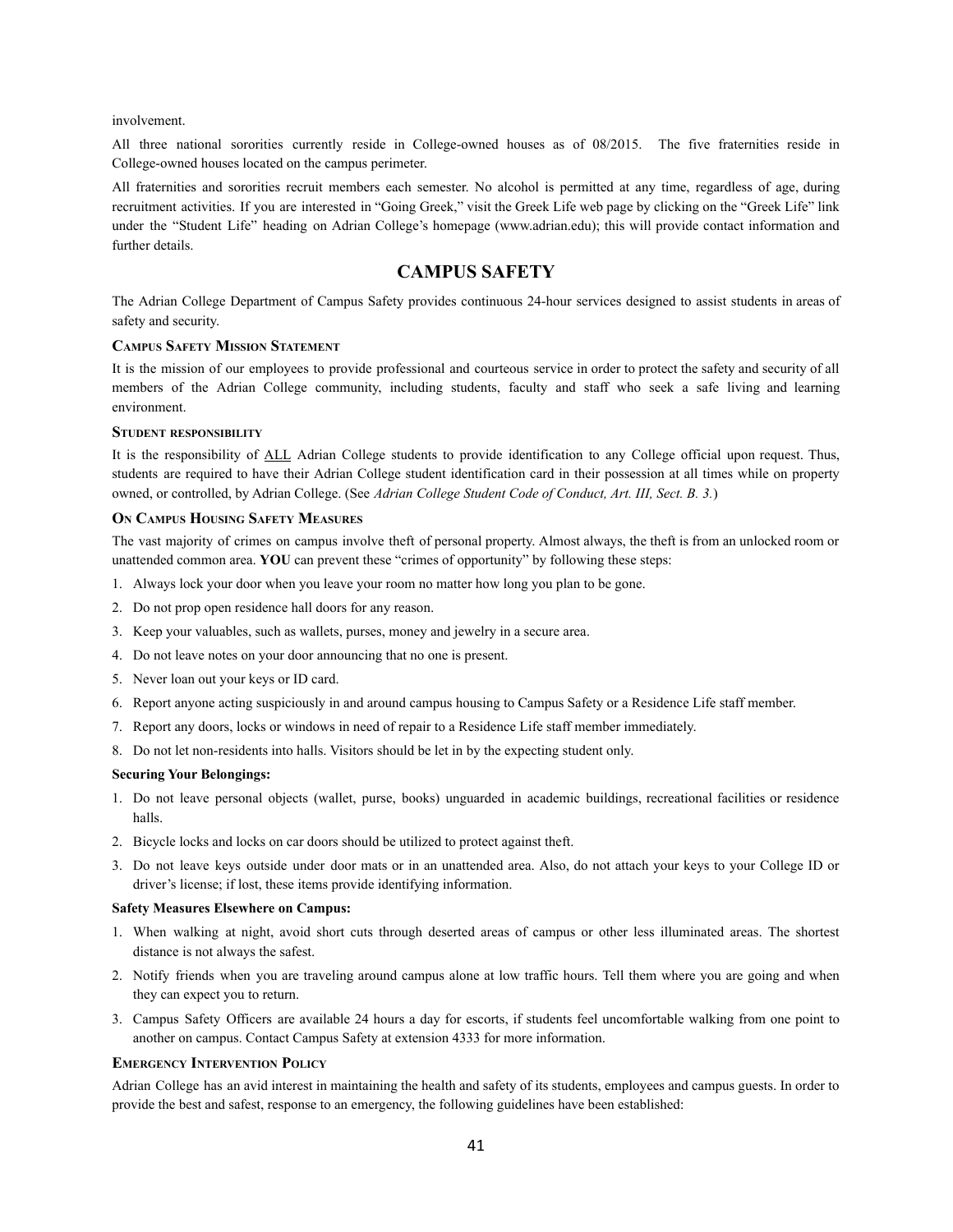involvement.

All three national sororities currently reside in College-owned houses as of 08/2015. The five fraternities reside in College-owned houses located on the campus perimeter.

All fraternities and sororities recruit members each semester. No alcohol is permitted at any time, regardless of age, during recruitment activities. If you are interested in "Going Greek," visit the Greek Life web page by clicking on the "Greek Life" link under the "Student Life" heading on Adrian College's homepage (www.adrian.edu); this will provide contact information and further details.

## CAMPUS SAFETY

The Adrian College Department of Campus Safety provides continuous 24-hour services designed to assist students in areas of safety and security.

### Campus Safety Mission Statement

It is the mission of our employees to provide professional and courteous service in order to protect the safety and security of all members of the Adrian College community, including students, faculty and staff who seek a safe living and learning environment.

### Student responsibility

It is the responsibility of ALL Adrian College students to provide identification to any College official upon request. Thus, students are required to have their Adrian College student identification card in their possession at all times while on property owned, or controlled, by Adrian College. (See *Adrian College Student Code of Conduct, Art. III, Sect. B. 3.*)

### On Campus Housing Safety Measures

The vast majority of crimes on campus involve theft of personal property. Almost always, the theft is from an unlocked room or unattended common area. **YOU** can prevent these "crimes of opportunity" by following these steps:

1. Always lock your door when you leave your room no matter how long you plan to be gone.
2. Do not prop open residence hall doors for any reason.
3. Keep your valuables, such as wallets, purses, money and jewelry in a secure area.
4. Do not leave notes on your door announcing that no one is present.
5. Never loan out your keys or ID card.
6. Report anyone acting suspiciously in and around campus housing to Campus Safety or a Residence Life staff member.
7. Report any doors, locks or windows in need of repair to a Residence Life staff member immediately.
8. Do not let non-residents into halls. Visitors should be let in by the expecting student only.

**Securing Your Belongings:**

1. Do not leave personal objects (wallet, purse, books) unguarded in academic buildings, recreational facilities or residence halls.
2. Bicycle locks and locks on car doors should be utilized to protect against theft.
3. Do not leave keys outside under door mats or in an unattended area. Also, do not attach your keys to your College ID or driver's license; if lost, these items provide identifying information.

**Safety Measures Elsewhere on Campus:**

1. When walking at night, avoid short cuts through deserted areas of campus or other less illuminated areas. The shortest distance is not always the safest.
2. Notify friends when you are traveling around campus alone at low traffic hours. Tell them where you are going and when they can expect you to return.
3. Campus Safety Officers are available 24 hours a day for escorts, if students feel uncomfortable walking from one point to another on campus. Contact Campus Safety at extension 4333 for more information.

### Emergency Intervention Policy

Adrian College has an avid interest in maintaining the health and safety of its students, employees and campus guests. In order to provide the best and safest, response to an emergency, the following guidelines have been established: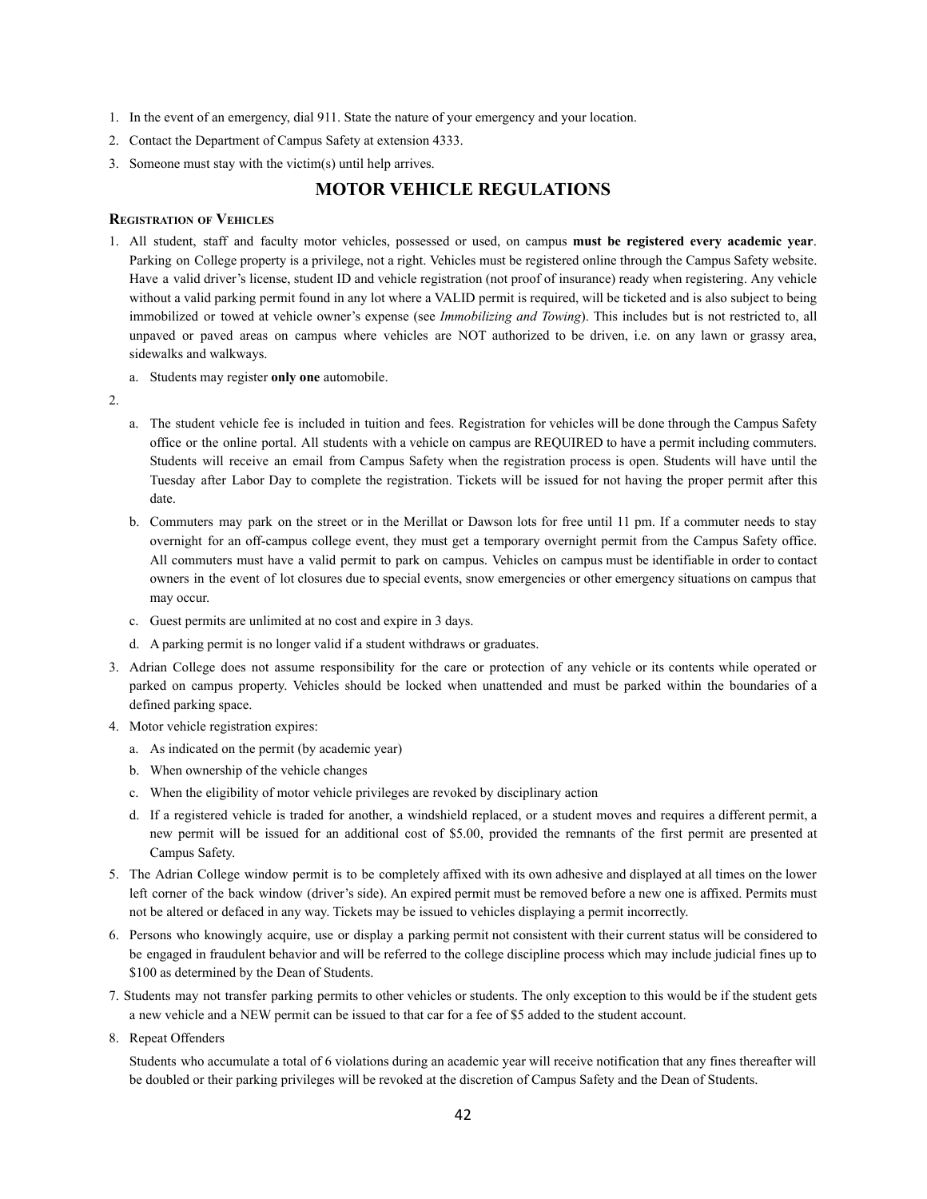1. In the event of an emergency, dial 911. State the nature of your emergency and your location.
2. Contact the Department of Campus Safety at extension 4333.
3. Someone must stay with the victim(s) until help arrives.

## MOTOR VEHICLE REGULATIONS

### Registration of Vehicles

1. All student, staff and faculty motor vehicles, possessed or used, on campus **must be registered every academic year**. Parking on College property is a privilege, not a right. Vehicles must be registered online through the Campus Safety website. Have a valid driver's license, student ID and vehicle registration (not proof of insurance) ready when registering. Any vehicle without a valid parking permit found in any lot where a VALID permit is required, will be ticketed and is also subject to being immobilized or towed at vehicle owner's expense (see *Immobilizing and Towing*). This includes but is not restricted to, all unpaved or paved areas on campus where vehicles are NOT authorized to be driven, i.e. on any lawn or grassy area, sidewalks and walkways.
   a. Students may register **only one** automobile.
2. 
   a. The student vehicle fee is included in tuition and fees. Registration for vehicles will be done through the Campus Safety office or the online portal. All students with a vehicle on campus are REQUIRED to have a permit including commuters. Students will receive an email from Campus Safety when the registration process is open. Students will have until the Tuesday after Labor Day to complete the registration. Tickets will be issued for not having the proper permit after this date.
   b. Commuters may park on the street or in the Merillat or Dawson lots for free until 11 pm. If a commuter needs to stay overnight for an off-campus college event, they must get a temporary overnight permit from the Campus Safety office. All commuters must have a valid permit to park on campus. Vehicles on campus must be identifiable in order to contact owners in the event of lot closures due to special events, snow emergencies or other emergency situations on campus that may occur.
   c. Guest permits are unlimited at no cost and expire in 3 days.
   d. A parking permit is no longer valid if a student withdraws or graduates.
3. Adrian College does not assume responsibility for the care or protection of any vehicle or its contents while operated or parked on campus property. Vehicles should be locked when unattended and must be parked within the boundaries of a defined parking space.
4. Motor vehicle registration expires:
   a. As indicated on the permit (by academic year)
   b. When ownership of the vehicle changes
   c. When the eligibility of motor vehicle privileges are revoked by disciplinary action
   d. If a registered vehicle is traded for another, a windshield replaced, or a student moves and requires a different permit, a new permit will be issued for an additional cost of $5.00, provided the remnants of the first permit are presented at Campus Safety.
5. The Adrian College window permit is to be completely affixed with its own adhesive and displayed at all times on the lower left corner of the back window (driver's side). An expired permit must be removed before a new one is affixed. Permits must not be altered or defaced in any way. Tickets may be issued to vehicles displaying a permit incorrectly.
6. Persons who knowingly acquire, use or display a parking permit not consistent with their current status will be considered to be engaged in fraudulent behavior and will be referred to the college discipline process which may include judicial fines up to $100 as determined by the Dean of Students.
7. Students may not transfer parking permits to other vehicles or students. The only exception to this would be if the student gets a new vehicle and a NEW permit can be issued to that car for a fee of $5 added to the student account.
8. Repeat Offenders

   Students who accumulate a total of 6 violations during an academic year will receive notification that any fines thereafter will be doubled or their parking privileges will be revoked at the discretion of Campus Safety and the Dean of Students.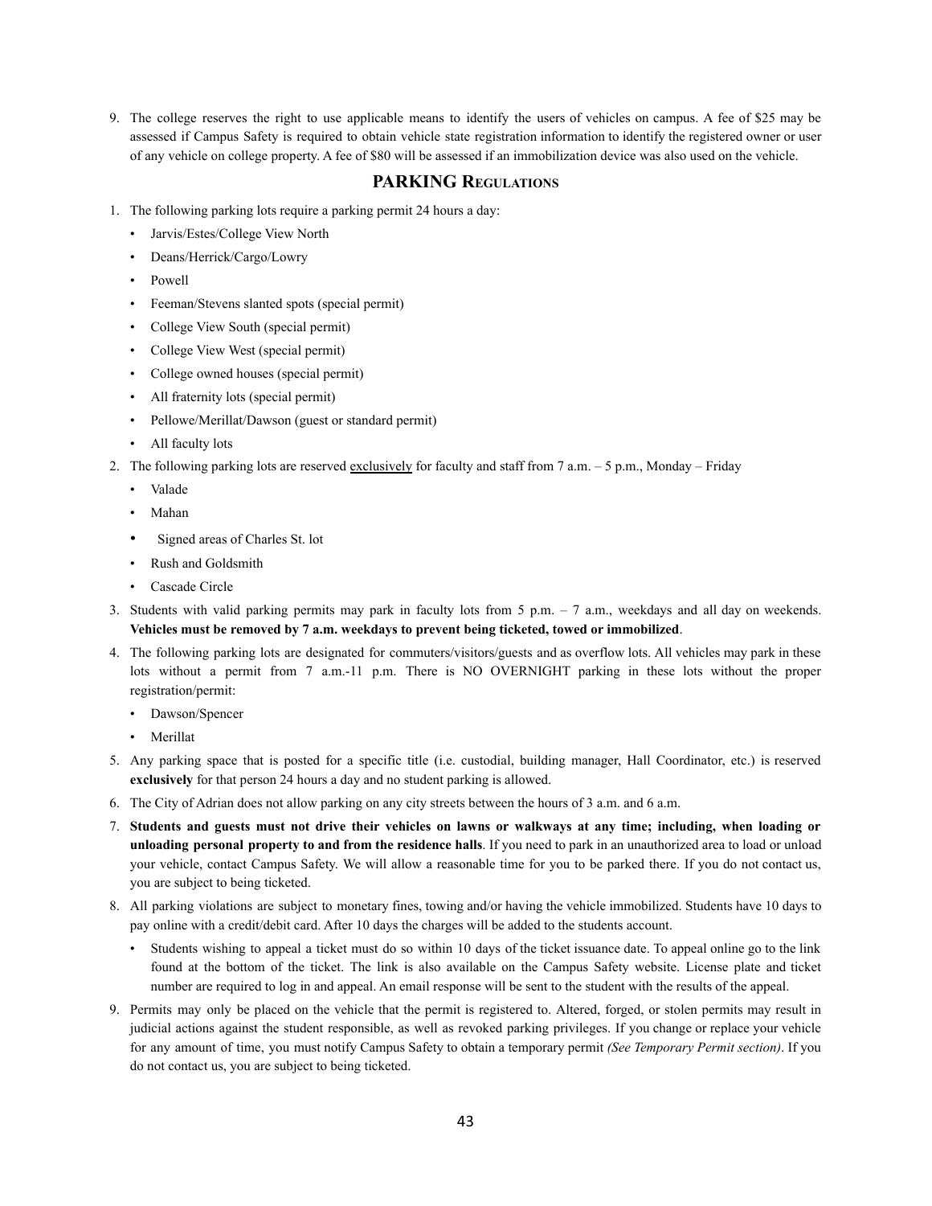9. The college reserves the right to use applicable means to identify the users of vehicles on campus. A fee of $25 may be assessed if Campus Safety is required to obtain vehicle state registration information to identify the registered owner or user of any vehicle on college property. A fee of $80 will be assessed if an immobilization device was also used on the vehicle.

## PARKING Regulations

1. The following parking lots require a parking permit 24 hours a day:
   - Jarvis/Estes/College View North
   - Deans/Herrick/Cargo/Lowry
   - Powell
   - Feeman/Stevens slanted spots (special permit)
   - College View South (special permit)
   - College View West (special permit)
   - College owned houses (special permit)
   - All fraternity lots (special permit)
   - Pellowe/Merillat/Dawson (guest or standard permit)
   - All faculty lots
2. The following parking lots are reserved <u>exclusively</u> for faculty and staff from 7 a.m. – 5 p.m., Monday – Friday
   - Valade
   - Mahan
   - Signed areas of Charles St. lot
   - Rush and Goldsmith
   - Cascade Circle
3. Students with valid parking permits may park in faculty lots from 5 p.m. – 7 a.m., weekdays and all day on weekends. **Vehicles must be removed by 7 a.m. weekdays to prevent being ticketed, towed or immobilized**.
4. The following parking lots are designated for commuters/visitors/guests and as overflow lots. All vehicles may park in these lots without a permit from 7 a.m.-11 p.m. There is NO OVERNIGHT parking in these lots without the proper registration/permit:
   - Dawson/Spencer
   - Merillat
5. Any parking space that is posted for a specific title (i.e. custodial, building manager, Hall Coordinator, etc.) is reserved **exclusively** for that person 24 hours a day and no student parking is allowed.
6. The City of Adrian does not allow parking on any city streets between the hours of 3 a.m. and 6 a.m.
7. **Students and guests must not drive their vehicles on lawns or walkways at any time; including, when loading or unloading personal property to and from the residence halls**. If you need to park in an unauthorized area to load or unload your vehicle, contact Campus Safety. We will allow a reasonable time for you to be parked there. If you do not contact us, you are subject to being ticketed.
8. All parking violations are subject to monetary fines, towing and/or having the vehicle immobilized. Students have 10 days to pay online with a credit/debit card. After 10 days the charges will be added to the students account.
   - Students wishing to appeal a ticket must do so within 10 days of the ticket issuance date. To appeal online go to the link found at the bottom of the ticket. The link is also available on the Campus Safety website. License plate and ticket number are required to log in and appeal. An email response will be sent to the student with the results of the appeal.
9. Permits may only be placed on the vehicle that the permit is registered to. Altered, forged, or stolen permits may result in judicial actions against the student responsible, as well as revoked parking privileges. If you change or replace your vehicle for any amount of time, you must notify Campus Safety to obtain a temporary permit *(See Temporary Permit section)*. If you do not contact us, you are subject to being ticketed.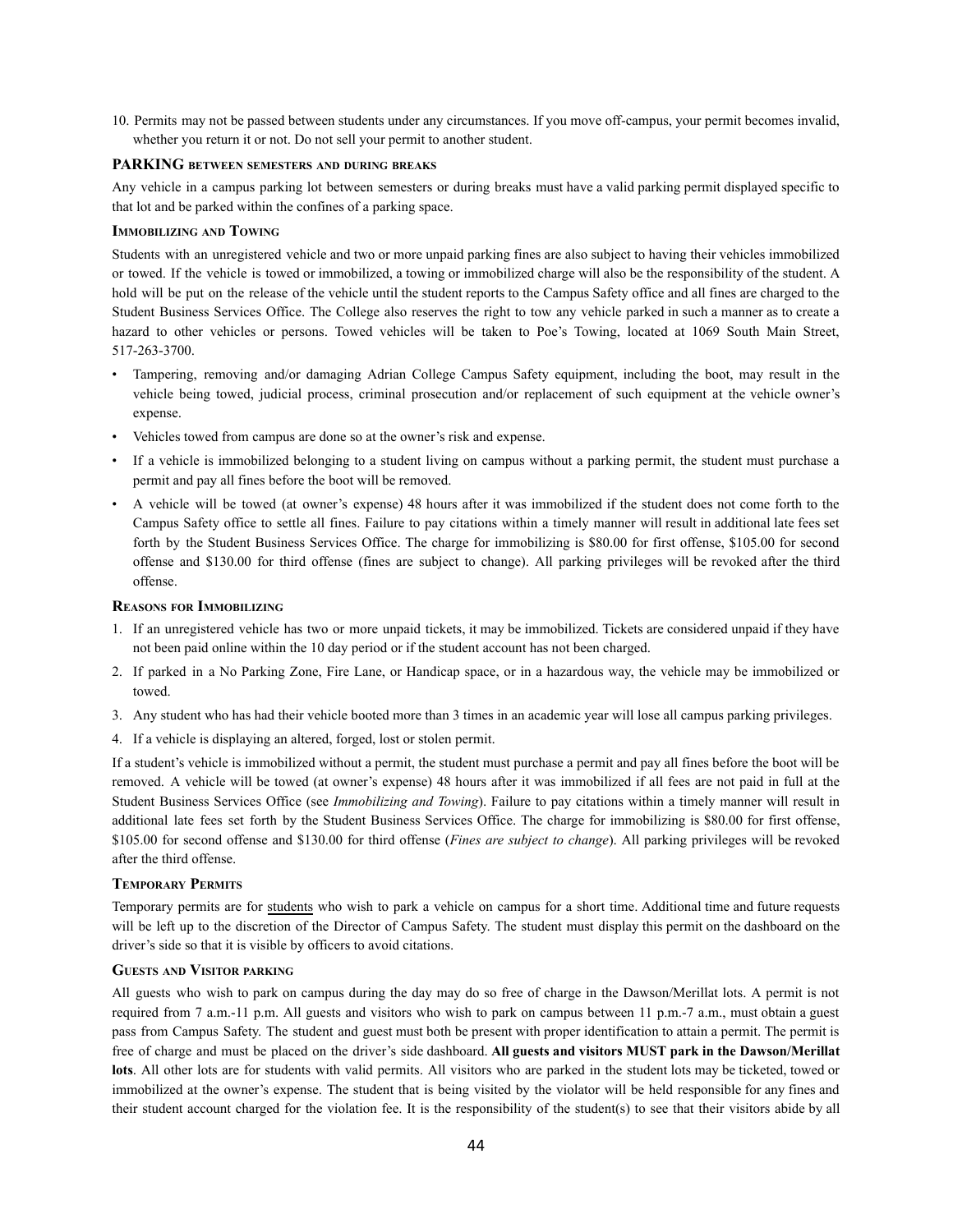10. Permits may not be passed between students under any circumstances. If you move off-campus, your permit becomes invalid, whether you return it or not. Do not sell your permit to another student.

### PARKING between semesters and during breaks

Any vehicle in a campus parking lot between semesters or during breaks must have a valid parking permit displayed specific to that lot and be parked within the confines of a parking space.

### Immobilizing and Towing

Students with an unregistered vehicle and two or more unpaid parking fines are also subject to having their vehicles immobilized or towed. If the vehicle is towed or immobilized, a towing or immobilized charge will also be the responsibility of the student. A hold will be put on the release of the vehicle until the student reports to the Campus Safety office and all fines are charged to the Student Business Services Office. The College also reserves the right to tow any vehicle parked in such a manner as to create a hazard to other vehicles or persons. Towed vehicles will be taken to Poe's Towing, located at 1069 South Main Street, 517-263-3700.

- Tampering, removing and/or damaging Adrian College Campus Safety equipment, including the boot, may result in the vehicle being towed, judicial process, criminal prosecution and/or replacement of such equipment at the vehicle owner's expense.
- Vehicles towed from campus are done so at the owner's risk and expense.
- If a vehicle is immobilized belonging to a student living on campus without a parking permit, the student must purchase a permit and pay all fines before the boot will be removed.
- A vehicle will be towed (at owner's expense) 48 hours after it was immobilized if the student does not come forth to the Campus Safety office to settle all fines. Failure to pay citations within a timely manner will result in additional late fees set forth by the Student Business Services Office. The charge for immobilizing is $80.00 for first offense, $105.00 for second offense and $130.00 for third offense (fines are subject to change). All parking privileges will be revoked after the third offense.

### Reasons for Immobilizing

1. If an unregistered vehicle has two or more unpaid tickets, it may be immobilized. Tickets are considered unpaid if they have not been paid online within the 10 day period or if the student account has not been charged.
2. If parked in a No Parking Zone, Fire Lane, or Handicap space, or in a hazardous way, the vehicle may be immobilized or towed.
3. Any student who has had their vehicle booted more than 3 times in an academic year will lose all campus parking privileges.
4. If a vehicle is displaying an altered, forged, lost or stolen permit.

If a student's vehicle is immobilized without a permit, the student must purchase a permit and pay all fines before the boot will be removed. A vehicle will be towed (at owner's expense) 48 hours after it was immobilized if all fees are not paid in full at the Student Business Services Office (see *Immobilizing and Towing*). Failure to pay citations within a timely manner will result in additional late fees set forth by the Student Business Services Office. The charge for immobilizing is $80.00 for first offense, $105.00 for second offense and $130.00 for third offense (*Fines are subject to change*). All parking privileges will be revoked after the third offense.

### Temporary Permits

Temporary permits are for students who wish to park a vehicle on campus for a short time. Additional time and future requests will be left up to the discretion of the Director of Campus Safety. The student must display this permit on the dashboard on the driver's side so that it is visible by officers to avoid citations.

### Guests and Visitor parking

All guests who wish to park on campus during the day may do so free of charge in the Dawson/Merillat lots. A permit is not required from 7 a.m.-11 p.m. All guests and visitors who wish to park on campus between 11 p.m.-7 a.m., must obtain a guest pass from Campus Safety. The student and guest must both be present with proper identification to attain a permit. The permit is free of charge and must be placed on the driver's side dashboard. **All guests and visitors MUST park in the Dawson/Merillat lots**. All other lots are for students with valid permits. All visitors who are parked in the student lots may be ticketed, towed or immobilized at the owner's expense. The student that is being visited by the violator will be held responsible for any fines and their student account charged for the violation fee. It is the responsibility of the student(s) to see that their visitors abide by all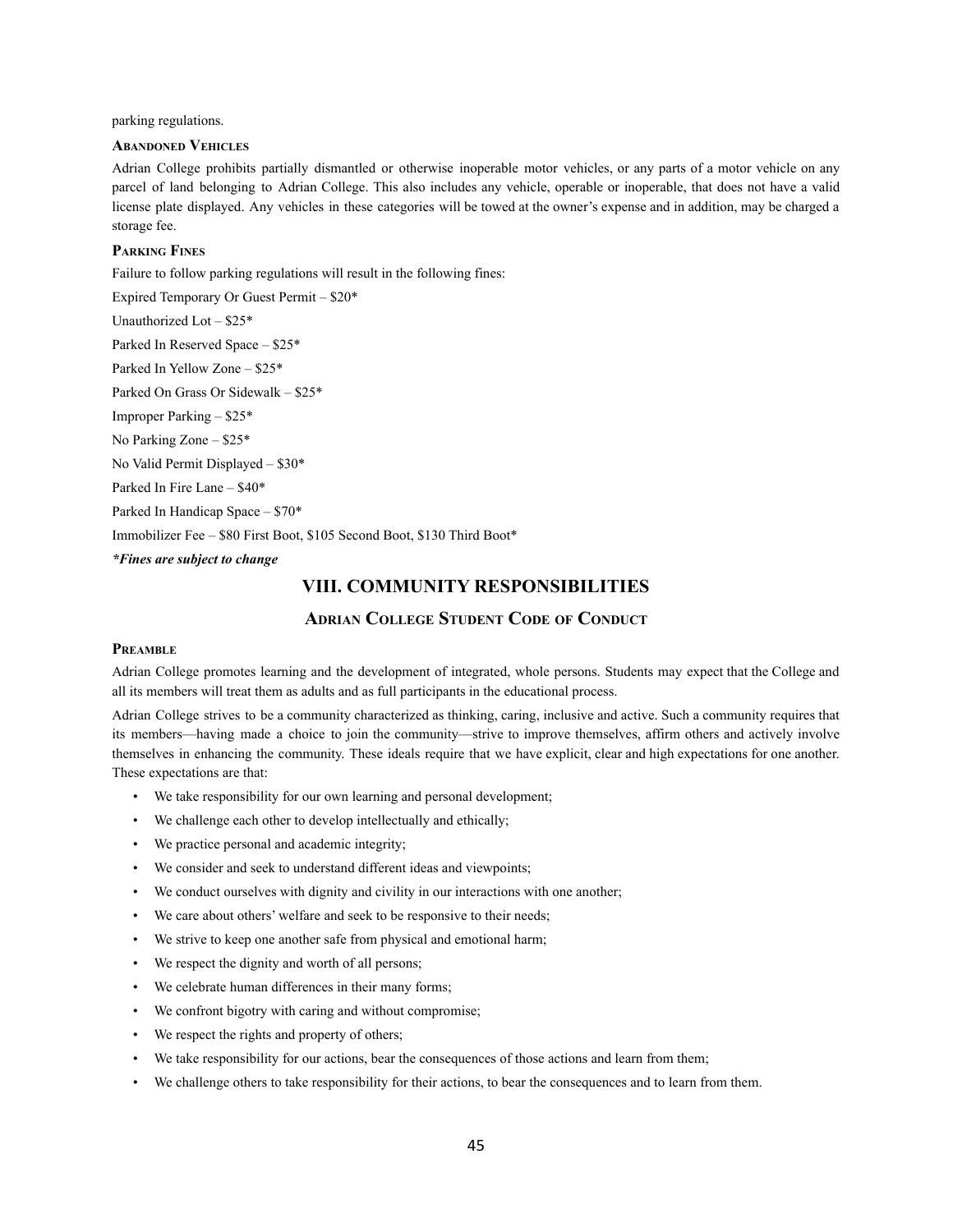parking regulations.

### Abandoned Vehicles

Adrian College prohibits partially dismantled or otherwise inoperable motor vehicles, or any parts of a motor vehicle on any parcel of land belonging to Adrian College. This also includes any vehicle, operable or inoperable, that does not have a valid license plate displayed. Any vehicles in these categories will be towed at the owner's expense and in addition, may be charged a storage fee.

### Parking Fines

Failure to follow parking regulations will result in the following fines:

Expired Temporary Or Guest Permit – $20*

Unauthorized Lot – $25*

Parked In Reserved Space – $25*

Parked In Yellow Zone – $25*

Parked On Grass Or Sidewalk – $25*

Improper Parking – $25*

No Parking Zone – $25*

No Valid Permit Displayed – $30*

Parked In Fire Lane – $40*

Parked In Handicap Space – $70*

Immobilizer Fee – $80 First Boot, $105 Second Boot, $130 Third Boot*

***Fines are subject to change***

# VIII. COMMUNITY RESPONSIBILITIES

## Adrian College Student Code of Conduct

### Preamble

Adrian College promotes learning and the development of integrated, whole persons. Students may expect that the College and all its members will treat them as adults and as full participants in the educational process.

Adrian College strives to be a community characterized as thinking, caring, inclusive and active. Such a community requires that its members—having made a choice to join the community—strive to improve themselves, affirm others and actively involve themselves in enhancing the community. These ideals require that we have explicit, clear and high expectations for one another. These expectations are that:

- We take responsibility for our own learning and personal development;
- We challenge each other to develop intellectually and ethically;
- We practice personal and academic integrity;
- We consider and seek to understand different ideas and viewpoints;
- We conduct ourselves with dignity and civility in our interactions with one another;
- We care about others' welfare and seek to be responsive to their needs;
- We strive to keep one another safe from physical and emotional harm;
- We respect the dignity and worth of all persons;
- We celebrate human differences in their many forms;
- We confront bigotry with caring and without compromise;
- We respect the rights and property of others;
- We take responsibility for our actions, bear the consequences of those actions and learn from them;
- We challenge others to take responsibility for their actions, to bear the consequences and to learn from them.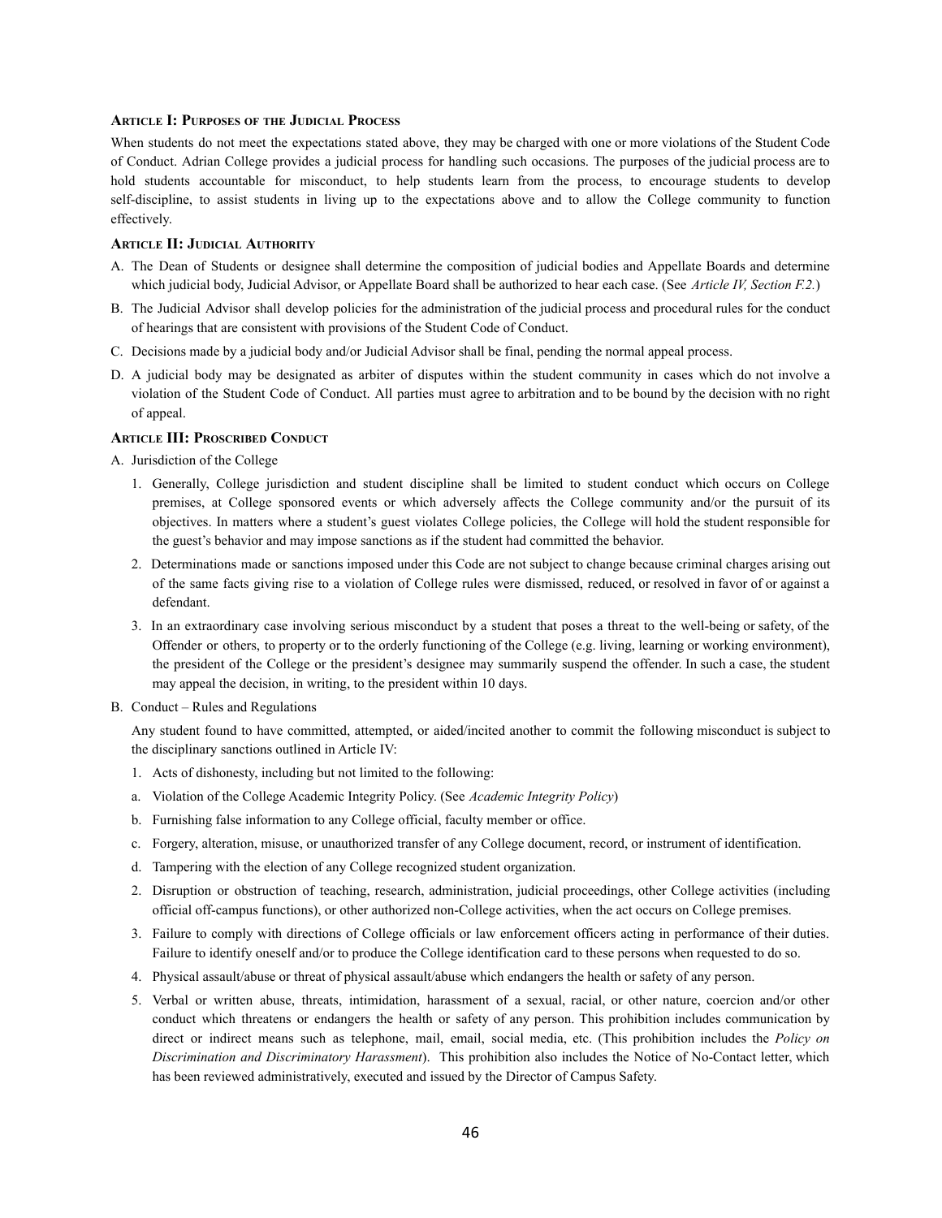### Article I: Purposes of the Judicial Process

When students do not meet the expectations stated above, they may be charged with one or more violations of the Student Code of Conduct. Adrian College provides a judicial process for handling such occasions. The purposes of the judicial process are to hold students accountable for misconduct, to help students learn from the process, to encourage students to develop self-discipline, to assist students in living up to the expectations above and to allow the College community to function effectively.

### Article II: Judicial Authority

A. The Dean of Students or designee shall determine the composition of judicial bodies and Appellate Boards and determine which judicial body, Judicial Advisor, or Appellate Board shall be authorized to hear each case. (See *Article IV, Section F.2.*)

B. The Judicial Advisor shall develop policies for the administration of the judicial process and procedural rules for the conduct of hearings that are consistent with provisions of the Student Code of Conduct.

C. Decisions made by a judicial body and/or Judicial Advisor shall be final, pending the normal appeal process.

D. A judicial body may be designated as arbiter of disputes within the student community in cases which do not involve a violation of the Student Code of Conduct. All parties must agree to arbitration and to be bound by the decision with no right of appeal.

### Article III: Proscribed Conduct

A. Jurisdiction of the College

1. Generally, College jurisdiction and student discipline shall be limited to student conduct which occurs on College premises, at College sponsored events or which adversely affects the College community and/or the pursuit of its objectives. In matters where a student's guest violates College policies, the College will hold the student responsible for the guest's behavior and may impose sanctions as if the student had committed the behavior.

2. Determinations made or sanctions imposed under this Code are not subject to change because criminal charges arising out of the same facts giving rise to a violation of College rules were dismissed, reduced, or resolved in favor of or against a defendant.

3. In an extraordinary case involving serious misconduct by a student that poses a threat to the well-being or safety, of the Offender or others, to property or to the orderly functioning of the College (e.g. living, learning or working environment), the president of the College or the president's designee may summarily suspend the offender. In such a case, the student may appeal the decision, in writing, to the president within 10 days.

B. Conduct – Rules and Regulations

Any student found to have committed, attempted, or aided/incited another to commit the following misconduct is subject to the disciplinary sanctions outlined in Article IV:

1. Acts of dishonesty, including but not limited to the following:

a. Violation of the College Academic Integrity Policy. (See *Academic Integrity Policy*)

b. Furnishing false information to any College official, faculty member or office.

c. Forgery, alteration, misuse, or unauthorized transfer of any College document, record, or instrument of identification.

d. Tampering with the election of any College recognized student organization.

2. Disruption or obstruction of teaching, research, administration, judicial proceedings, other College activities (including official off-campus functions), or other authorized non-College activities, when the act occurs on College premises.

3. Failure to comply with directions of College officials or law enforcement officers acting in performance of their duties. Failure to identify oneself and/or to produce the College identification card to these persons when requested to do so.

4. Physical assault/abuse or threat of physical assault/abuse which endangers the health or safety of any person.

5. Verbal or written abuse, threats, intimidation, harassment of a sexual, racial, or other nature, coercion and/or other conduct which threatens or endangers the health or safety of any person. This prohibition includes communication by direct or indirect means such as telephone, mail, email, social media, etc. (This prohibition includes the *Policy on Discrimination and Discriminatory Harassment*). This prohibition also includes the Notice of No-Contact letter, which has been reviewed administratively, executed and issued by the Director of Campus Safety.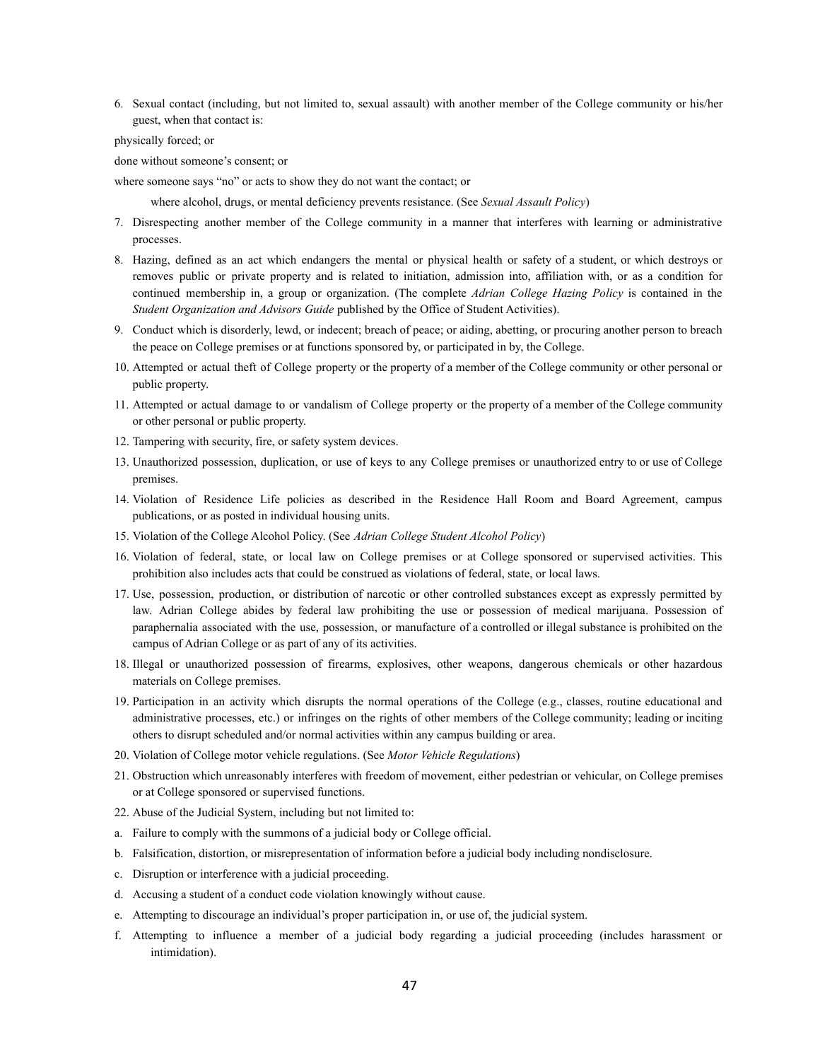6. Sexual contact (including, but not limited to, sexual assault) with another member of the College community or his/her guest, when that contact is:

physically forced; or

done without someone's consent; or

where someone says "no" or acts to show they do not want the contact; or

where alcohol, drugs, or mental deficiency prevents resistance. (See *Sexual Assault Policy*)

7. Disrespecting another member of the College community in a manner that interferes with learning or administrative processes.
8. Hazing, defined as an act which endangers the mental or physical health or safety of a student, or which destroys or removes public or private property and is related to initiation, admission into, affiliation with, or as a condition for continued membership in, a group or organization. (The complete *Adrian College Hazing Policy* is contained in the *Student Organization and Advisors Guide* published by the Office of Student Activities).
9. Conduct which is disorderly, lewd, or indecent; breach of peace; or aiding, abetting, or procuring another person to breach the peace on College premises or at functions sponsored by, or participated in by, the College.
10. Attempted or actual theft of College property or the property of a member of the College community or other personal or public property.
11. Attempted or actual damage to or vandalism of College property or the property of a member of the College community or other personal or public property.
12. Tampering with security, fire, or safety system devices.
13. Unauthorized possession, duplication, or use of keys to any College premises or unauthorized entry to or use of College premises.
14. Violation of Residence Life policies as described in the Residence Hall Room and Board Agreement, campus publications, or as posted in individual housing units.
15. Violation of the College Alcohol Policy. (See *Adrian College Student Alcohol Policy*)
16. Violation of federal, state, or local law on College premises or at College sponsored or supervised activities. This prohibition also includes acts that could be construed as violations of federal, state, or local laws.
17. Use, possession, production, or distribution of narcotic or other controlled substances except as expressly permitted by law. Adrian College abides by federal law prohibiting the use or possession of medical marijuana. Possession of paraphernalia associated with the use, possession, or manufacture of a controlled or illegal substance is prohibited on the campus of Adrian College or as part of any of its activities.
18. Illegal or unauthorized possession of firearms, explosives, other weapons, dangerous chemicals or other hazardous materials on College premises.
19. Participation in an activity which disrupts the normal operations of the College (e.g., classes, routine educational and administrative processes, etc.) or infringes on the rights of other members of the College community; leading or inciting others to disrupt scheduled and/or normal activities within any campus building or area.
20. Violation of College motor vehicle regulations. (See *Motor Vehicle Regulations*)
21. Obstruction which unreasonably interferes with freedom of movement, either pedestrian or vehicular, on College premises or at College sponsored or supervised functions.
22. Abuse of the Judicial System, including but not limited to:

a. Failure to comply with the summons of a judicial body or College official.

b. Falsification, distortion, or misrepresentation of information before a judicial body including nondisclosure.

c. Disruption or interference with a judicial proceeding.

d. Accusing a student of a conduct code violation knowingly without cause.

e. Attempting to discourage an individual's proper participation in, or use of, the judicial system.

f. Attempting to influence a member of a judicial body regarding a judicial proceeding (includes harassment or intimidation).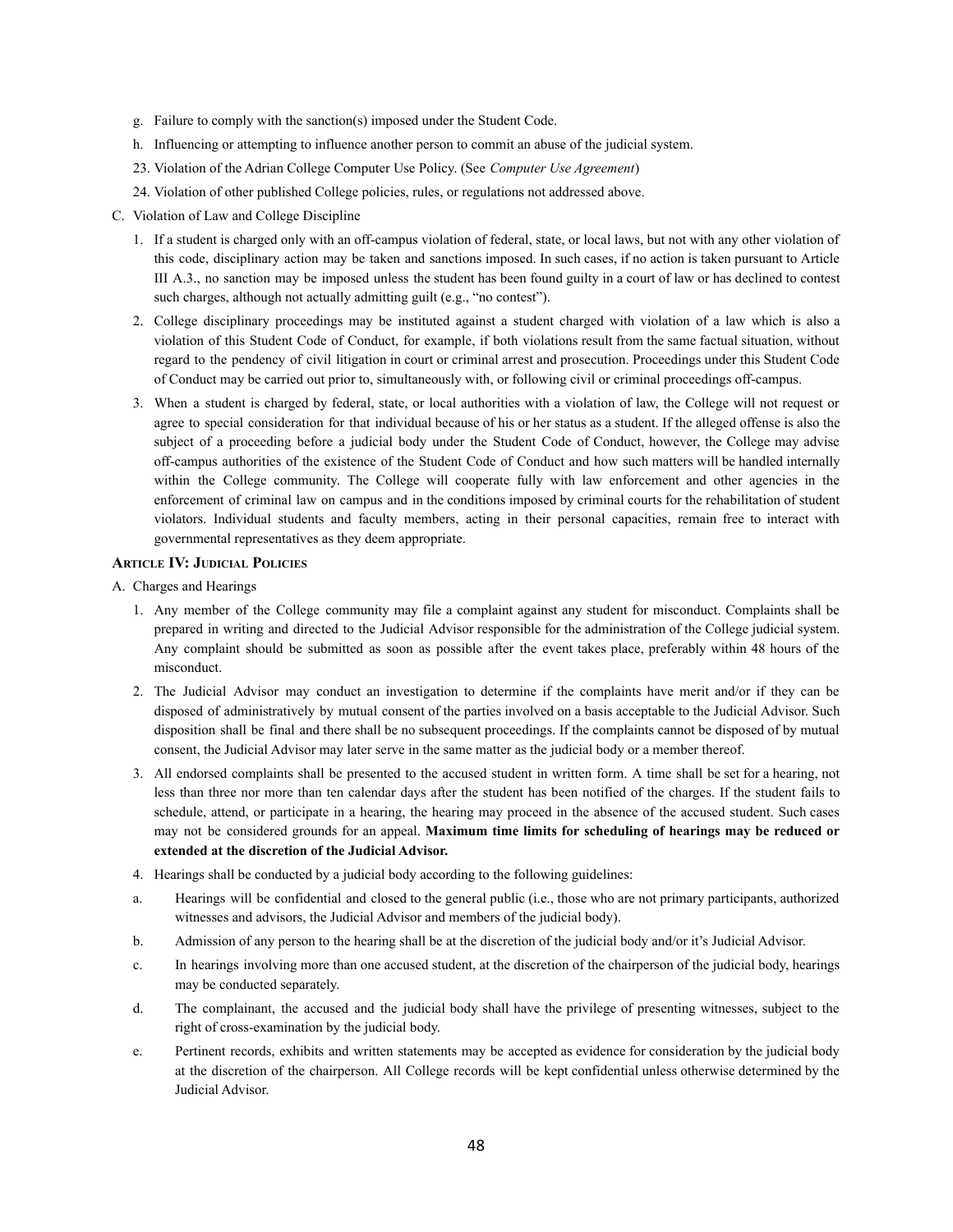g. Failure to comply with the sanction(s) imposed under the Student Code.

h. Influencing or attempting to influence another person to commit an abuse of the judicial system.

23. Violation of the Adrian College Computer Use Policy. (See *Computer Use Agreement*)

24. Violation of other published College policies, rules, or regulations not addressed above.

C. Violation of Law and College Discipline

1. If a student is charged only with an off-campus violation of federal, state, or local laws, but not with any other violation of this code, disciplinary action may be taken and sanctions imposed. In such cases, if no action is taken pursuant to Article III A.3., no sanction may be imposed unless the student has been found guilty in a court of law or has declined to contest such charges, although not actually admitting guilt (e.g., "no contest").

2. College disciplinary proceedings may be instituted against a student charged with violation of a law which is also a violation of this Student Code of Conduct, for example, if both violations result from the same factual situation, without regard to the pendency of civil litigation in court or criminal arrest and prosecution. Proceedings under this Student Code of Conduct may be carried out prior to, simultaneously with, or following civil or criminal proceedings off-campus.

3. When a student is charged by federal, state, or local authorities with a violation of law, the College will not request or agree to special consideration for that individual because of his or her status as a student. If the alleged offense is also the subject of a proceeding before a judicial body under the Student Code of Conduct, however, the College may advise off-campus authorities of the existence of the Student Code of Conduct and how such matters will be handled internally within the College community. The College will cooperate fully with law enforcement and other agencies in the enforcement of criminal law on campus and in the conditions imposed by criminal courts for the rehabilitation of student violators. Individual students and faculty members, acting in their personal capacities, remain free to interact with governmental representatives as they deem appropriate.

**ARTICLE IV: JUDICIAL POLICIES**

A. Charges and Hearings

1. Any member of the College community may file a complaint against any student for misconduct. Complaints shall be prepared in writing and directed to the Judicial Advisor responsible for the administration of the College judicial system. Any complaint should be submitted as soon as possible after the event takes place, preferably within 48 hours of the misconduct.

2. The Judicial Advisor may conduct an investigation to determine if the complaints have merit and/or if they can be disposed of administratively by mutual consent of the parties involved on a basis acceptable to the Judicial Advisor. Such disposition shall be final and there shall be no subsequent proceedings. If the complaints cannot be disposed of by mutual consent, the Judicial Advisor may later serve in the same matter as the judicial body or a member thereof.

3. All endorsed complaints shall be presented to the accused student in written form. A time shall be set for a hearing, not less than three nor more than ten calendar days after the student has been notified of the charges. If the student fails to schedule, attend, or participate in a hearing, the hearing may proceed in the absence of the accused student. Such cases may not be considered grounds for an appeal. **Maximum time limits for scheduling of hearings may be reduced or extended at the discretion of the Judicial Advisor.**

4. Hearings shall be conducted by a judicial body according to the following guidelines:

a. Hearings will be confidential and closed to the general public (i.e., those who are not primary participants, authorized witnesses and advisors, the Judicial Advisor and members of the judicial body).

b. Admission of any person to the hearing shall be at the discretion of the judicial body and/or it's Judicial Advisor.

c. In hearings involving more than one accused student, at the discretion of the chairperson of the judicial body, hearings may be conducted separately.

d. The complainant, the accused and the judicial body shall have the privilege of presenting witnesses, subject to the right of cross-examination by the judicial body.

e. Pertinent records, exhibits and written statements may be accepted as evidence for consideration by the judicial body at the discretion of the chairperson. All College records will be kept confidential unless otherwise determined by the Judicial Advisor.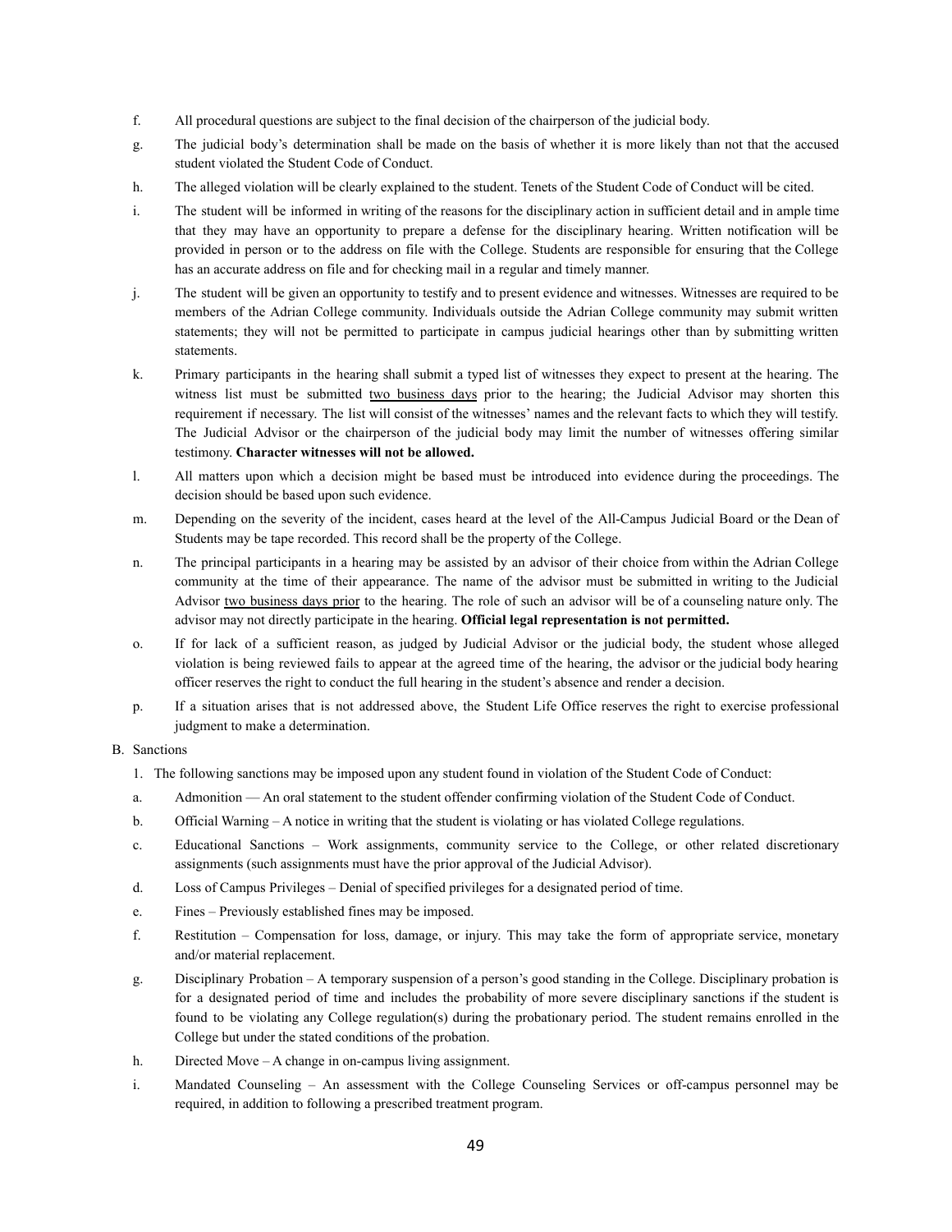f. All procedural questions are subject to the final decision of the chairperson of the judicial body.

g. The judicial body's determination shall be made on the basis of whether it is more likely than not that the accused student violated the Student Code of Conduct.

h. The alleged violation will be clearly explained to the student. Tenets of the Student Code of Conduct will be cited.

i. The student will be informed in writing of the reasons for the disciplinary action in sufficient detail and in ample time that they may have an opportunity to prepare a defense for the disciplinary hearing. Written notification will be provided in person or to the address on file with the College. Students are responsible for ensuring that the College has an accurate address on file and for checking mail in a regular and timely manner.

j. The student will be given an opportunity to testify and to present evidence and witnesses. Witnesses are required to be members of the Adrian College community. Individuals outside the Adrian College community may submit written statements; they will not be permitted to participate in campus judicial hearings other than by submitting written statements.

k. Primary participants in the hearing shall submit a typed list of witnesses they expect to present at the hearing. The witness list must be submitted two business days prior to the hearing; the Judicial Advisor may shorten this requirement if necessary. The list will consist of the witnesses' names and the relevant facts to which they will testify. The Judicial Advisor or the chairperson of the judicial body may limit the number of witnesses offering similar testimony. **Character witnesses will not be allowed.**

l. All matters upon which a decision might be based must be introduced into evidence during the proceedings. The decision should be based upon such evidence.

m. Depending on the severity of the incident, cases heard at the level of the All-Campus Judicial Board or the Dean of Students may be tape recorded. This record shall be the property of the College.

n. The principal participants in a hearing may be assisted by an advisor of their choice from within the Adrian College community at the time of their appearance. The name of the advisor must be submitted in writing to the Judicial Advisor two business days prior to the hearing. The role of such an advisor will be of a counseling nature only. The advisor may not directly participate in the hearing. **Official legal representation is not permitted.**

o. If for lack of a sufficient reason, as judged by Judicial Advisor or the judicial body, the student whose alleged violation is being reviewed fails to appear at the agreed time of the hearing, the advisor or the judicial body hearing officer reserves the right to conduct the full hearing in the student's absence and render a decision.

p. If a situation arises that is not addressed above, the Student Life Office reserves the right to exercise professional judgment to make a determination.

B. Sanctions

1. The following sanctions may be imposed upon any student found in violation of the Student Code of Conduct:

a. Admonition — An oral statement to the student offender confirming violation of the Student Code of Conduct.

b. Official Warning – A notice in writing that the student is violating or has violated College regulations.

c. Educational Sanctions – Work assignments, community service to the College, or other related discretionary assignments (such assignments must have the prior approval of the Judicial Advisor).

d. Loss of Campus Privileges – Denial of specified privileges for a designated period of time.

e. Fines – Previously established fines may be imposed.

f. Restitution – Compensation for loss, damage, or injury. This may take the form of appropriate service, monetary and/or material replacement.

g. Disciplinary Probation – A temporary suspension of a person's good standing in the College. Disciplinary probation is for a designated period of time and includes the probability of more severe disciplinary sanctions if the student is found to be violating any College regulation(s) during the probationary period. The student remains enrolled in the College but under the stated conditions of the probation.

h. Directed Move – A change in on-campus living assignment.

i. Mandated Counseling – An assessment with the College Counseling Services or off-campus personnel may be required, in addition to following a prescribed treatment program.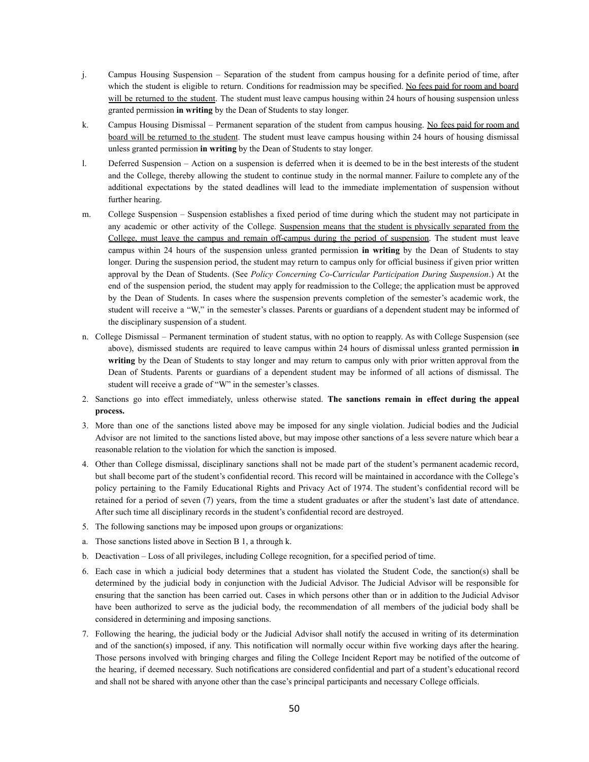j. Campus Housing Suspension – Separation of the student from campus housing for a definite period of time, after which the student is eligible to return. Conditions for readmission may be specified. <u>No fees paid for room and board will be returned to the student</u>. The student must leave campus housing within 24 hours of housing suspension unless granted permission **in writing** by the Dean of Students to stay longer.

k. Campus Housing Dismissal – Permanent separation of the student from campus housing. <u>No fees paid for room and board will be returned to the student</u>. The student must leave campus housing within 24 hours of housing dismissal unless granted permission **in writing** by the Dean of Students to stay longer.

l. Deferred Suspension – Action on a suspension is deferred when it is deemed to be in the best interests of the student and the College, thereby allowing the student to continue study in the normal manner. Failure to complete any of the additional expectations by the stated deadlines will lead to the immediate implementation of suspension without further hearing.

m. College Suspension – Suspension establishes a fixed period of time during which the student may not participate in any academic or other activity of the College. <u>Suspension means that the student is physically separated from the College, must leave the campus and remain off-campus during the period of suspension</u>. The student must leave campus within 24 hours of the suspension unless granted permission **in writing** by the Dean of Students to stay longer. During the suspension period, the student may return to campus only for official business if given prior written approval by the Dean of Students. (See *Policy Concerning Co-Curricular Participation During Suspension*.) At the end of the suspension period, the student may apply for readmission to the College; the application must be approved by the Dean of Students. In cases where the suspension prevents completion of the semester's academic work, the student will receive a "W," in the semester's classes. Parents or guardians of a dependent student may be informed of the disciplinary suspension of a student.

n. College Dismissal – Permanent termination of student status, with no option to reapply. As with College Suspension (see above), dismissed students are required to leave campus within 24 hours of dismissal unless granted permission **in writing** by the Dean of Students to stay longer and may return to campus only with prior written approval from the Dean of Students. Parents or guardians of a dependent student may be informed of all actions of dismissal. The student will receive a grade of "W" in the semester's classes.

2. Sanctions go into effect immediately, unless otherwise stated. **The sanctions remain in effect during the appeal process.**

3. More than one of the sanctions listed above may be imposed for any single violation. Judicial bodies and the Judicial Advisor are not limited to the sanctions listed above, but may impose other sanctions of a less severe nature which bear a reasonable relation to the violation for which the sanction is imposed.

4. Other than College dismissal, disciplinary sanctions shall not be made part of the student's permanent academic record, but shall become part of the student's confidential record. This record will be maintained in accordance with the College's policy pertaining to the Family Educational Rights and Privacy Act of 1974. The student's confidential record will be retained for a period of seven (7) years, from the time a student graduates or after the student's last date of attendance. After such time all disciplinary records in the student's confidential record are destroyed.

5. The following sanctions may be imposed upon groups or organizations:

a. Those sanctions listed above in Section B 1, a through k.

b. Deactivation – Loss of all privileges, including College recognition, for a specified period of time.

6. Each case in which a judicial body determines that a student has violated the Student Code, the sanction(s) shall be determined by the judicial body in conjunction with the Judicial Advisor. The Judicial Advisor will be responsible for ensuring that the sanction has been carried out. Cases in which persons other than or in addition to the Judicial Advisor have been authorized to serve as the judicial body, the recommendation of all members of the judicial body shall be considered in determining and imposing sanctions.

7. Following the hearing, the judicial body or the Judicial Advisor shall notify the accused in writing of its determination and of the sanction(s) imposed, if any. This notification will normally occur within five working days after the hearing. Those persons involved with bringing charges and filing the College Incident Report may be notified of the outcome of the hearing, if deemed necessary. Such notifications are considered confidential and part of a student's educational record and shall not be shared with anyone other than the case's principal participants and necessary College officials.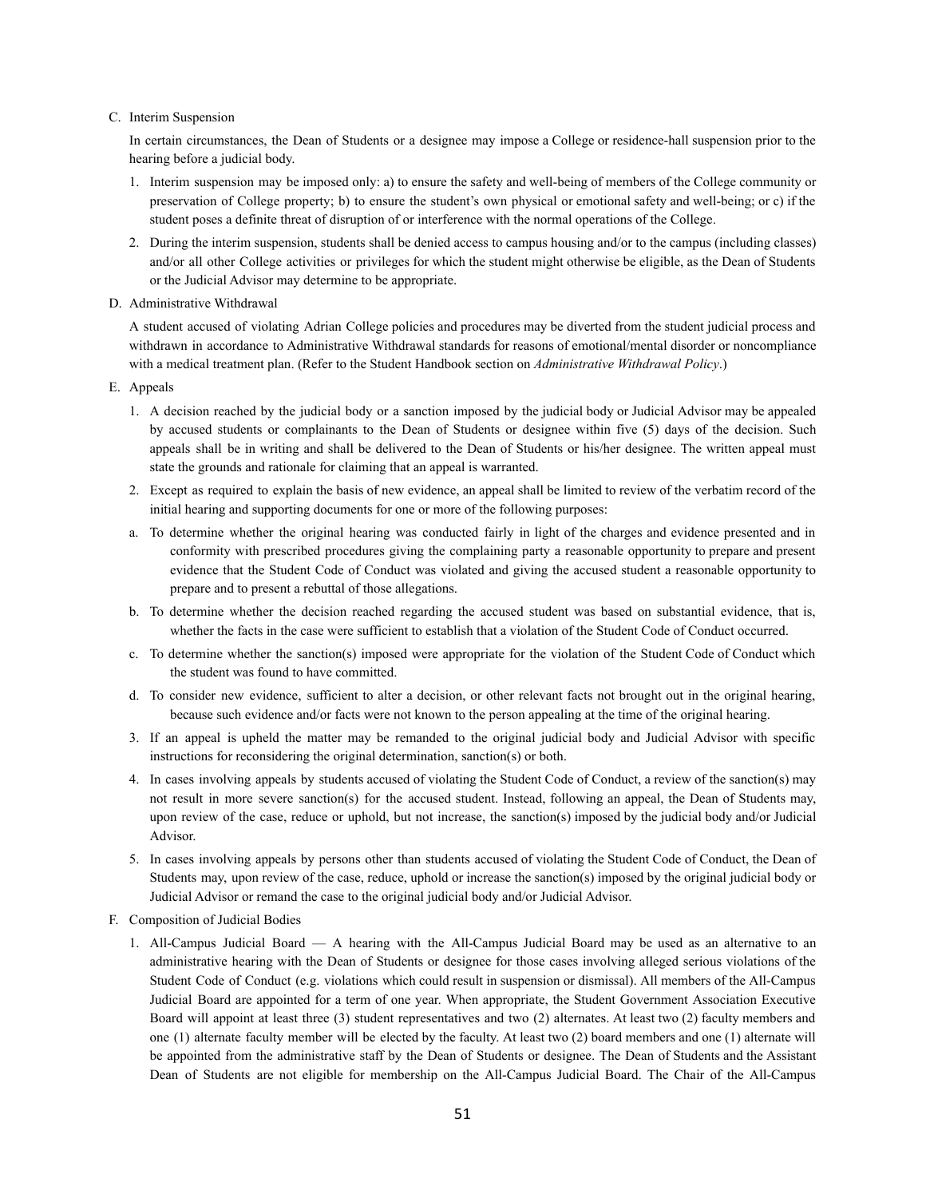C. Interim Suspension

In certain circumstances, the Dean of Students or a designee may impose a College or residence-hall suspension prior to the hearing before a judicial body.

1. Interim suspension may be imposed only: a) to ensure the safety and well-being of members of the College community or preservation of College property; b) to ensure the student's own physical or emotional safety and well-being; or c) if the student poses a definite threat of disruption of or interference with the normal operations of the College.
2. During the interim suspension, students shall be denied access to campus housing and/or to the campus (including classes) and/or all other College activities or privileges for which the student might otherwise be eligible, as the Dean of Students or the Judicial Advisor may determine to be appropriate.

D. Administrative Withdrawal

A student accused of violating Adrian College policies and procedures may be diverted from the student judicial process and withdrawn in accordance to Administrative Withdrawal standards for reasons of emotional/mental disorder or noncompliance with a medical treatment plan. (Refer to the Student Handbook section on *Administrative Withdrawal Policy*.)

E. Appeals

1. A decision reached by the judicial body or a sanction imposed by the judicial body or Judicial Advisor may be appealed by accused students or complainants to the Dean of Students or designee within five (5) days of the decision. Such appeals shall be in writing and shall be delivered to the Dean of Students or his/her designee. The written appeal must state the grounds and rationale for claiming that an appeal is warranted.
2. Except as required to explain the basis of new evidence, an appeal shall be limited to review of the verbatim record of the initial hearing and supporting documents for one or more of the following purposes:

a. To determine whether the original hearing was conducted fairly in light of the charges and evidence presented and in conformity with prescribed procedures giving the complaining party a reasonable opportunity to prepare and present evidence that the Student Code of Conduct was violated and giving the accused student a reasonable opportunity to prepare and to present a rebuttal of those allegations.

b. To determine whether the decision reached regarding the accused student was based on substantial evidence, that is, whether the facts in the case were sufficient to establish that a violation of the Student Code of Conduct occurred.

c. To determine whether the sanction(s) imposed were appropriate for the violation of the Student Code of Conduct which the student was found to have committed.

d. To consider new evidence, sufficient to alter a decision, or other relevant facts not brought out in the original hearing, because such evidence and/or facts were not known to the person appealing at the time of the original hearing.

3. If an appeal is upheld the matter may be remanded to the original judicial body and Judicial Advisor with specific instructions for reconsidering the original determination, sanction(s) or both.
4. In cases involving appeals by students accused of violating the Student Code of Conduct, a review of the sanction(s) may not result in more severe sanction(s) for the accused student. Instead, following an appeal, the Dean of Students may, upon review of the case, reduce or uphold, but not increase, the sanction(s) imposed by the judicial body and/or Judicial Advisor.
5. In cases involving appeals by persons other than students accused of violating the Student Code of Conduct, the Dean of Students may, upon review of the case, reduce, uphold or increase the sanction(s) imposed by the original judicial body or Judicial Advisor or remand the case to the original judicial body and/or Judicial Advisor.

F. Composition of Judicial Bodies

1. All-Campus Judicial Board — A hearing with the All-Campus Judicial Board may be used as an alternative to an administrative hearing with the Dean of Students or designee for those cases involving alleged serious violations of the Student Code of Conduct (e.g. violations which could result in suspension or dismissal). All members of the All-Campus Judicial Board are appointed for a term of one year. When appropriate, the Student Government Association Executive Board will appoint at least three (3) student representatives and two (2) alternates. At least two (2) faculty members and one (1) alternate faculty member will be elected by the faculty. At least two (2) board members and one (1) alternate will be appointed from the administrative staff by the Dean of Students or designee. The Dean of Students and the Assistant Dean of Students are not eligible for membership on the All-Campus Judicial Board. The Chair of the All-Campus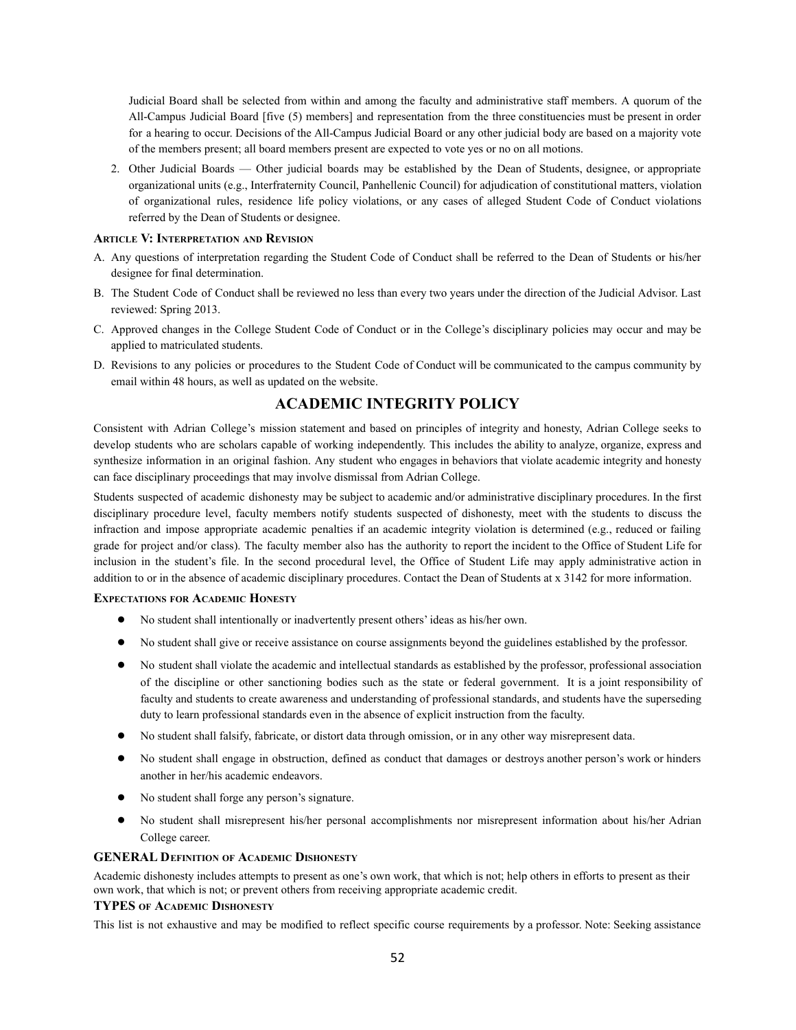Judicial Board shall be selected from within and among the faculty and administrative staff members. A quorum of the All-Campus Judicial Board [five (5) members] and representation from the three constituencies must be present in order for a hearing to occur. Decisions of the All-Campus Judicial Board or any other judicial body are based on a majority vote of the members present; all board members present are expected to vote yes or no on all motions.

2. Other Judicial Boards — Other judicial boards may be established by the Dean of Students, designee, or appropriate organizational units (e.g., Interfraternity Council, Panhellenic Council) for adjudication of constitutional matters, violation of organizational rules, residence life policy violations, or any cases of alleged Student Code of Conduct violations referred by the Dean of Students or designee.

#### Article V: Interpretation and Revision

A. Any questions of interpretation regarding the Student Code of Conduct shall be referred to the Dean of Students or his/her designee for final determination.

B. The Student Code of Conduct shall be reviewed no less than every two years under the direction of the Judicial Advisor. Last reviewed: Spring 2013.

C. Approved changes in the College Student Code of Conduct or in the College's disciplinary policies may occur and may be applied to matriculated students.

D. Revisions to any policies or procedures to the Student Code of Conduct will be communicated to the campus community by email within 48 hours, as well as updated on the website.

## ACADEMIC INTEGRITY POLICY

Consistent with Adrian College's mission statement and based on principles of integrity and honesty, Adrian College seeks to develop students who are scholars capable of working independently. This includes the ability to analyze, organize, express and synthesize information in an original fashion. Any student who engages in behaviors that violate academic integrity and honesty can face disciplinary proceedings that may involve dismissal from Adrian College.

Students suspected of academic dishonesty may be subject to academic and/or administrative disciplinary procedures. In the first disciplinary procedure level, faculty members notify students suspected of dishonesty, meet with the students to discuss the infraction and impose appropriate academic penalties if an academic integrity violation is determined (e.g., reduced or failing grade for project and/or class). The faculty member also has the authority to report the incident to the Office of Student Life for inclusion in the student's file. In the second procedural level, the Office of Student Life may apply administrative action in addition to or in the absence of academic disciplinary procedures. Contact the Dean of Students at x 3142 for more information.

#### Expectations for Academic Honesty

- No student shall intentionally or inadvertently present others' ideas as his/her own.
- No student shall give or receive assistance on course assignments beyond the guidelines established by the professor.
- No student shall violate the academic and intellectual standards as established by the professor, professional association of the discipline or other sanctioning bodies such as the state or federal government. It is a joint responsibility of faculty and students to create awareness and understanding of professional standards, and students have the superseding duty to learn professional standards even in the absence of explicit instruction from the faculty.
- No student shall falsify, fabricate, or distort data through omission, or in any other way misrepresent data.
- No student shall engage in obstruction, defined as conduct that damages or destroys another person's work or hinders another in her/his academic endeavors.
- No student shall forge any person's signature.
- No student shall misrepresent his/her personal accomplishments nor misrepresent information about his/her Adrian College career.

#### GENERAL Definition of Academic Dishonesty

Academic dishonesty includes attempts to present as one's own work, that which is not; help others in efforts to present as their own work, that which is not; or prevent others from receiving appropriate academic credit.

#### TYPES of Academic Dishonesty

This list is not exhaustive and may be modified to reflect specific course requirements by a professor. Note: Seeking assistance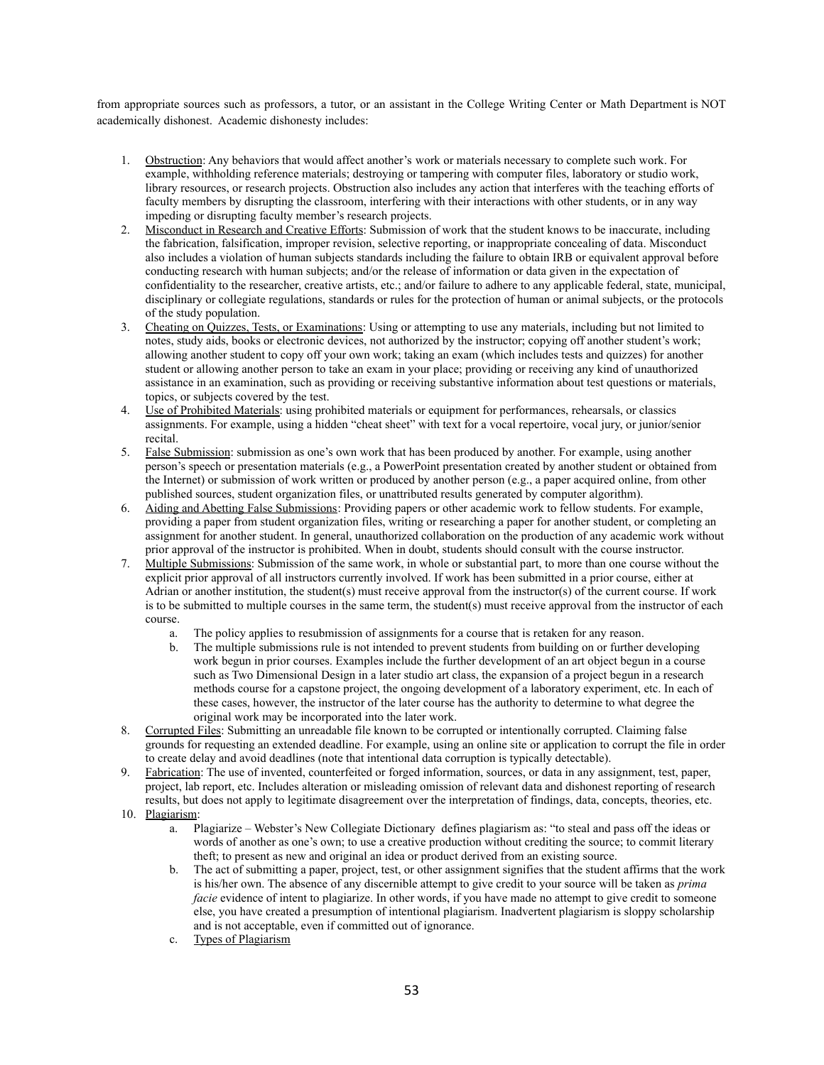from appropriate sources such as professors, a tutor, or an assistant in the College Writing Center or Math Department is NOT academically dishonest. Academic dishonesty includes:

1. Obstruction: Any behaviors that would affect another's work or materials necessary to complete such work. For example, withholding reference materials; destroying or tampering with computer files, laboratory or studio work, library resources, or research projects. Obstruction also includes any action that interferes with the teaching efforts of faculty members by disrupting the classroom, interfering with their interactions with other students, or in any way impeding or disrupting faculty member's research projects.
2. Misconduct in Research and Creative Efforts: Submission of work that the student knows to be inaccurate, including the fabrication, falsification, improper revision, selective reporting, or inappropriate concealing of data. Misconduct also includes a violation of human subjects standards including the failure to obtain IRB or equivalent approval before conducting research with human subjects; and/or the release of information or data given in the expectation of confidentiality to the researcher, creative artists, etc.; and/or failure to adhere to any applicable federal, state, municipal, disciplinary or collegiate regulations, standards or rules for the protection of human or animal subjects, or the protocols of the study population.
3. Cheating on Quizzes, Tests, or Examinations: Using or attempting to use any materials, including but not limited to notes, study aids, books or electronic devices, not authorized by the instructor; copying off another student's work; allowing another student to copy off your own work; taking an exam (which includes tests and quizzes) for another student or allowing another person to take an exam in your place; providing or receiving any kind of unauthorized assistance in an examination, such as providing or receiving substantive information about test questions or materials, topics, or subjects covered by the test.
4. Use of Prohibited Materials: using prohibited materials or equipment for performances, rehearsals, or classics assignments. For example, using a hidden "cheat sheet" with text for a vocal repertoire, vocal jury, or junior/senior recital.
5. False Submission: submission as one's own work that has been produced by another. For example, using another person's speech or presentation materials (e.g., a PowerPoint presentation created by another student or obtained from the Internet) or submission of work written or produced by another person (e.g., a paper acquired online, from other published sources, student organization files, or unattributed results generated by computer algorithm).
6. Aiding and Abetting False Submissions: Providing papers or other academic work to fellow students. For example, providing a paper from student organization files, writing or researching a paper for another student, or completing an assignment for another student. In general, unauthorized collaboration on the production of any academic work without prior approval of the instructor is prohibited. When in doubt, students should consult with the course instructor.
7. Multiple Submissions: Submission of the same work, in whole or substantial part, to more than one course without the explicit prior approval of all instructors currently involved. If work has been submitted in a prior course, either at Adrian or another institution, the student(s) must receive approval from the instructor(s) of the current course. If work is to be submitted to multiple courses in the same term, the student(s) must receive approval from the instructor of each course.
    a. The policy applies to resubmission of assignments for a course that is retaken for any reason.
    b. The multiple submissions rule is not intended to prevent students from building on or further developing work begun in prior courses. Examples include the further development of an art object begun in a course such as Two Dimensional Design in a later studio art class, the expansion of a project begun in a research methods course for a capstone project, the ongoing development of a laboratory experiment, etc. In each of these cases, however, the instructor of the later course has the authority to determine to what degree the original work may be incorporated into the later work.
8. Corrupted Files: Submitting an unreadable file known to be corrupted or intentionally corrupted. Claiming false grounds for requesting an extended deadline. For example, using an online site or application to corrupt the file in order to create delay and avoid deadlines (note that intentional data corruption is typically detectable).
9. Fabrication: The use of invented, counterfeited or forged information, sources, or data in any assignment, test, paper, project, lab report, etc. Includes alteration or misleading omission of relevant data and dishonest reporting of research results, but does not apply to legitimate disagreement over the interpretation of findings, data, concepts, theories, etc.
10. Plagiarism:
    a. Plagiarize – Webster's New Collegiate Dictionary defines plagiarism as: "to steal and pass off the ideas or words of another as one's own; to use a creative production without crediting the source; to commit literary theft; to present as new and original an idea or product derived from an existing source.
    b. The act of submitting a paper, project, test, or other assignment signifies that the student affirms that the work is his/her own. The absence of any discernible attempt to give credit to your source will be taken as *prima facie* evidence of intent to plagiarize. In other words, if you have made no attempt to give credit to someone else, you have created a presumption of intentional plagiarism. Inadvertent plagiarism is sloppy scholarship and is not acceptable, even if committed out of ignorance.
    c. Types of Plagiarism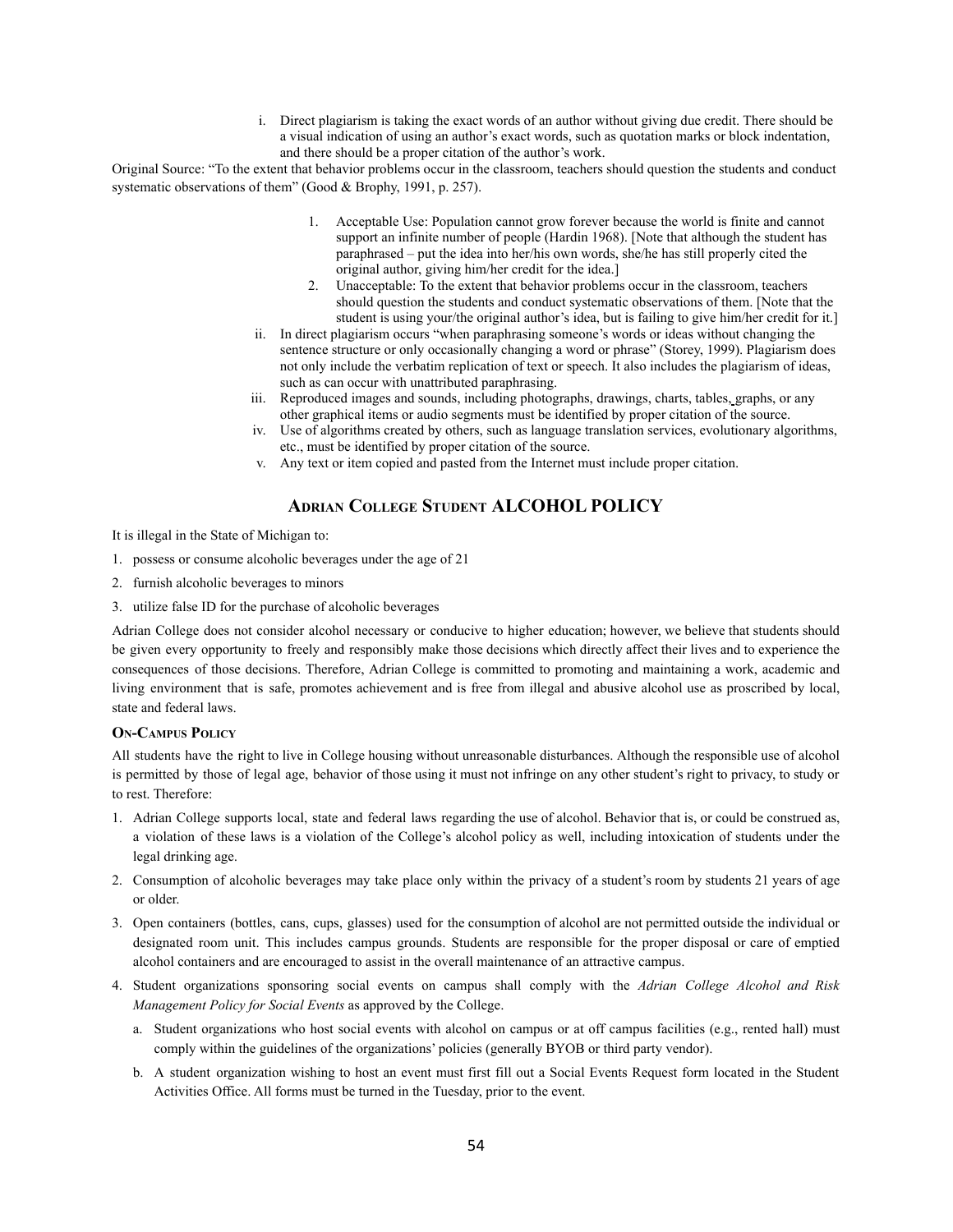i. Direct plagiarism is taking the exact words of an author without giving due credit. There should be a visual indication of using an author's exact words, such as quotation marks or block indentation, and there should be a proper citation of the author's work.

Original Source: "To the extent that behavior problems occur in the classroom, teachers should question the students and conduct systematic observations of them" (Good & Brophy, 1991, p. 257).

1. Acceptable Use: Population cannot grow forever because the world is finite and cannot support an infinite number of people (Hardin 1968). [Note that although the student has paraphrased – put the idea into her/his own words, she/he has still properly cited the original author, giving him/her credit for the idea.]
2. Unacceptable: To the extent that behavior problems occur in the classroom, teachers should question the students and conduct systematic observations of them. [Note that the student is using your/the original author's idea, but is failing to give him/her credit for it.]

ii. In direct plagiarism occurs "when paraphrasing someone's words or ideas without changing the sentence structure or only occasionally changing a word or phrase" (Storey, 1999). Plagiarism does not only include the verbatim replication of text or speech. It also includes the plagiarism of ideas, such as can occur with unattributed paraphrasing.

iii. Reproduced images and sounds, including photographs, drawings, charts, tables, graphs, or any other graphical items or audio segments must be identified by proper citation of the source.

iv. Use of algorithms created by others, such as language translation services, evolutionary algorithms, etc., must be identified by proper citation of the source.

v. Any text or item copied and pasted from the Internet must include proper citation.

## Adrian College Student ALCOHOL POLICY

It is illegal in the State of Michigan to:

1. possess or consume alcoholic beverages under the age of 21
2. furnish alcoholic beverages to minors
3. utilize false ID for the purchase of alcoholic beverages

Adrian College does not consider alcohol necessary or conducive to higher education; however, we believe that students should be given every opportunity to freely and responsibly make those decisions which directly affect their lives and to experience the consequences of those decisions. Therefore, Adrian College is committed to promoting and maintaining a work, academic and living environment that is safe, promotes achievement and is free from illegal and abusive alcohol use as proscribed by local, state and federal laws.

### On-Campus Policy

All students have the right to live in College housing without unreasonable disturbances. Although the responsible use of alcohol is permitted by those of legal age, behavior of those using it must not infringe on any other student's right to privacy, to study or to rest. Therefore:

1. Adrian College supports local, state and federal laws regarding the use of alcohol. Behavior that is, or could be construed as, a violation of these laws is a violation of the College's alcohol policy as well, including intoxication of students under the legal drinking age.
2. Consumption of alcoholic beverages may take place only within the privacy of a student's room by students 21 years of age or older.
3. Open containers (bottles, cans, cups, glasses) used for the consumption of alcohol are not permitted outside the individual or designated room unit. This includes campus grounds. Students are responsible for the proper disposal or care of emptied alcohol containers and are encouraged to assist in the overall maintenance of an attractive campus.
4. Student organizations sponsoring social events on campus shall comply with the *Adrian College Alcohol and Risk Management Policy for Social Events* as approved by the College.
   a. Student organizations who host social events with alcohol on campus or at off campus facilities (e.g., rented hall) must comply within the guidelines of the organizations' policies (generally BYOB or third party vendor).
   b. A student organization wishing to host an event must first fill out a Social Events Request form located in the Student Activities Office. All forms must be turned in the Tuesday, prior to the event.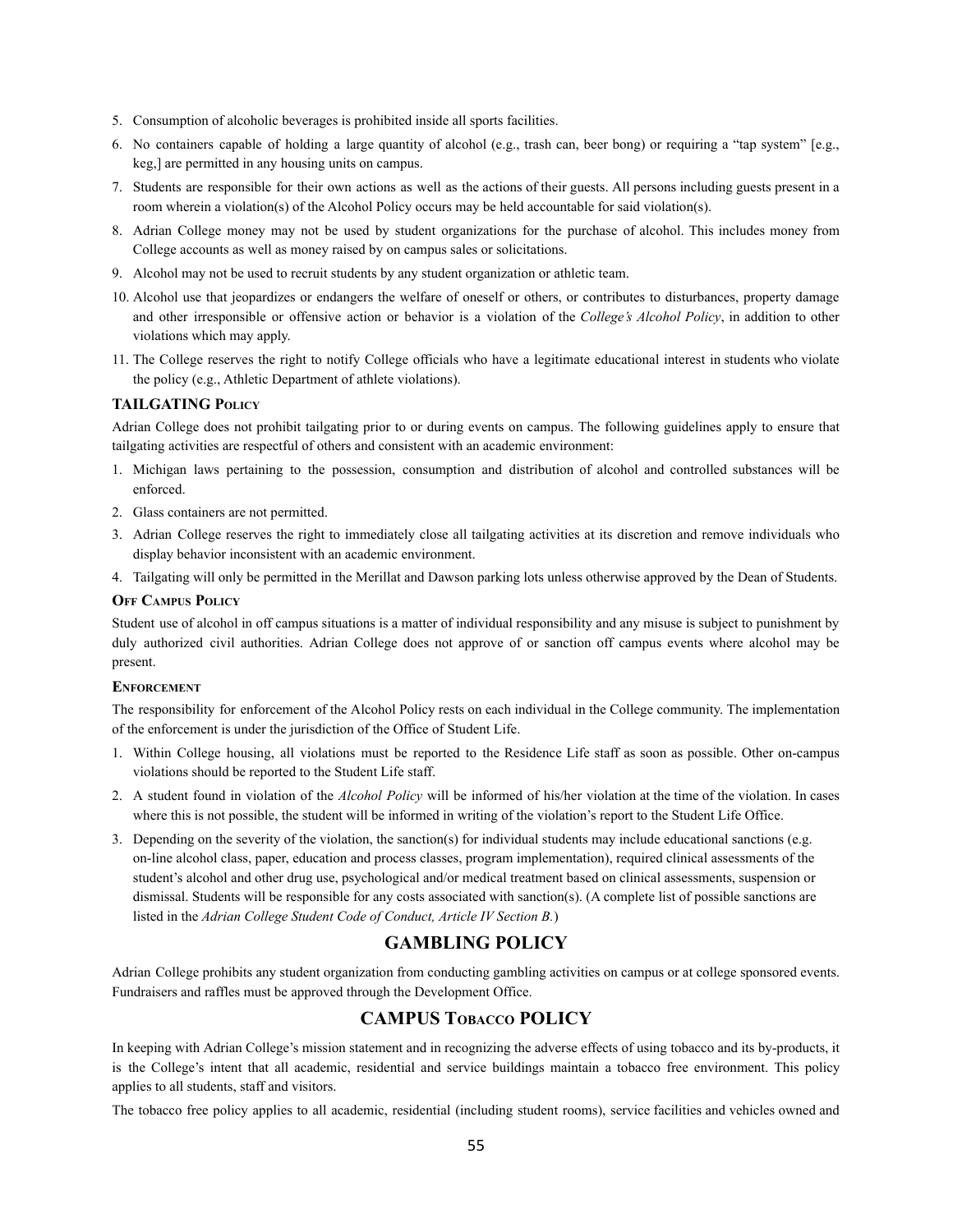5. Consumption of alcoholic beverages is prohibited inside all sports facilities.
6. No containers capable of holding a large quantity of alcohol (e.g., trash can, beer bong) or requiring a "tap system" [e.g., keg,] are permitted in any housing units on campus.
7. Students are responsible for their own actions as well as the actions of their guests. All persons including guests present in a room wherein a violation(s) of the Alcohol Policy occurs may be held accountable for said violation(s).
8. Adrian College money may not be used by student organizations for the purchase of alcohol. This includes money from College accounts as well as money raised by on campus sales or solicitations.
9. Alcohol may not be used to recruit students by any student organization or athletic team.
10. Alcohol use that jeopardizes or endangers the welfare of oneself or others, or contributes to disturbances, property damage and other irresponsible or offensive action or behavior is a violation of the *College's Alcohol Policy*, in addition to other violations which may apply.
11. The College reserves the right to notify College officials who have a legitimate educational interest in students who violate the policy (e.g., Athletic Department of athlete violations).

#### TAILGATING Policy

Adrian College does not prohibit tailgating prior to or during events on campus. The following guidelines apply to ensure that tailgating activities are respectful of others and consistent with an academic environment:

1. Michigan laws pertaining to the possession, consumption and distribution of alcohol and controlled substances will be enforced.
2. Glass containers are not permitted.
3. Adrian College reserves the right to immediately close all tailgating activities at its discretion and remove individuals who display behavior inconsistent with an academic environment.
4. Tailgating will only be permitted in the Merillat and Dawson parking lots unless otherwise approved by the Dean of Students.

#### Off Campus Policy

Student use of alcohol in off campus situations is a matter of individual responsibility and any misuse is subject to punishment by duly authorized civil authorities. Adrian College does not approve of or sanction off campus events where alcohol may be present.

#### Enforcement

The responsibility for enforcement of the Alcohol Policy rests on each individual in the College community. The implementation of the enforcement is under the jurisdiction of the Office of Student Life.

1. Within College housing, all violations must be reported to the Residence Life staff as soon as possible. Other on-campus violations should be reported to the Student Life staff.
2. A student found in violation of the *Alcohol Policy* will be informed of his/her violation at the time of the violation. In cases where this is not possible, the student will be informed in writing of the violation's report to the Student Life Office.
3. Depending on the severity of the violation, the sanction(s) for individual students may include educational sanctions (e.g. on-line alcohol class, paper, education and process classes, program implementation), required clinical assessments of the student's alcohol and other drug use, psychological and/or medical treatment based on clinical assessments, suspension or dismissal. Students will be responsible for any costs associated with sanction(s). (A complete list of possible sanctions are listed in the *Adrian College Student Code of Conduct, Article IV Section B.*)

## GAMBLING POLICY

Adrian College prohibits any student organization from conducting gambling activities on campus or at college sponsored events. Fundraisers and raffles must be approved through the Development Office.

## CAMPUS Tobacco POLICY

In keeping with Adrian College's mission statement and in recognizing the adverse effects of using tobacco and its by-products, it is the College's intent that all academic, residential and service buildings maintain a tobacco free environment. This policy applies to all students, staff and visitors.

The tobacco free policy applies to all academic, residential (including student rooms), service facilities and vehicles owned and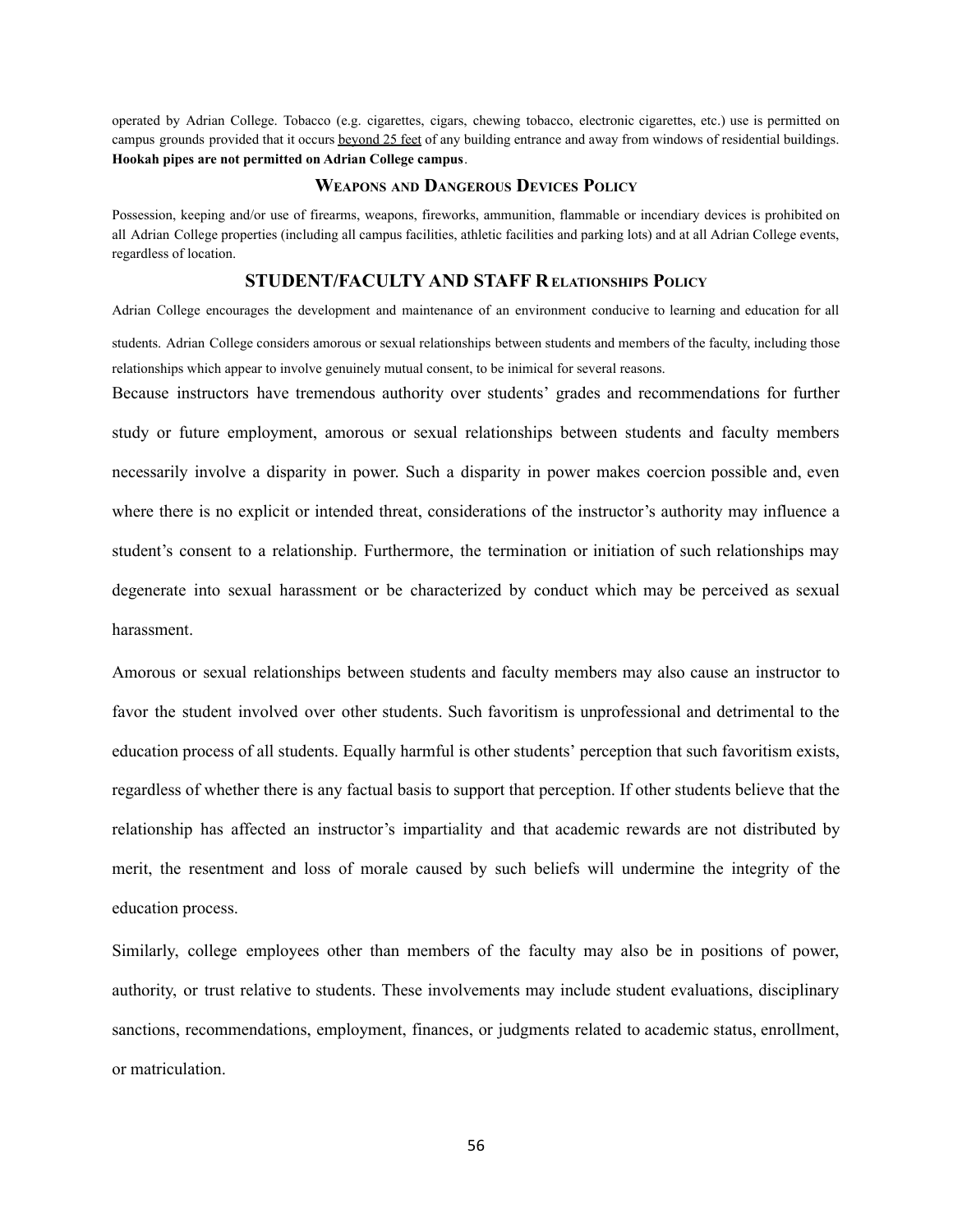operated by Adrian College. Tobacco (e.g. cigarettes, cigars, chewing tobacco, electronic cigarettes, etc.) use is permitted on campus grounds provided that it occurs beyond 25 feet of any building entrance and away from windows of residential buildings. **Hookah pipes are not permitted on Adrian College campus**.

### Weapons and Dangerous Devices Policy

Possession, keeping and/or use of firearms, weapons, fireworks, ammunition, flammable or incendiary devices is prohibited on all Adrian College properties (including all campus facilities, athletic facilities and parking lots) and at all Adrian College events, regardless of location.

### STUDENT/FACULTY AND STAFF Relationships Policy

Adrian College encourages the development and maintenance of an environment conducive to learning and education for all students. Adrian College considers amorous or sexual relationships between students and members of the faculty, including those relationships which appear to involve genuinely mutual consent, to be inimical for several reasons.

Because instructors have tremendous authority over students' grades and recommendations for further study or future employment, amorous or sexual relationships between students and faculty members necessarily involve a disparity in power. Such a disparity in power makes coercion possible and, even where there is no explicit or intended threat, considerations of the instructor's authority may influence a student's consent to a relationship. Furthermore, the termination or initiation of such relationships may degenerate into sexual harassment or be characterized by conduct which may be perceived as sexual harassment.

Amorous or sexual relationships between students and faculty members may also cause an instructor to favor the student involved over other students. Such favoritism is unprofessional and detrimental to the education process of all students. Equally harmful is other students' perception that such favoritism exists, regardless of whether there is any factual basis to support that perception. If other students believe that the relationship has affected an instructor's impartiality and that academic rewards are not distributed by merit, the resentment and loss of morale caused by such beliefs will undermine the integrity of the education process.

Similarly, college employees other than members of the faculty may also be in positions of power, authority, or trust relative to students. These involvements may include student evaluations, disciplinary sanctions, recommendations, employment, finances, or judgments related to academic status, enrollment, or matriculation.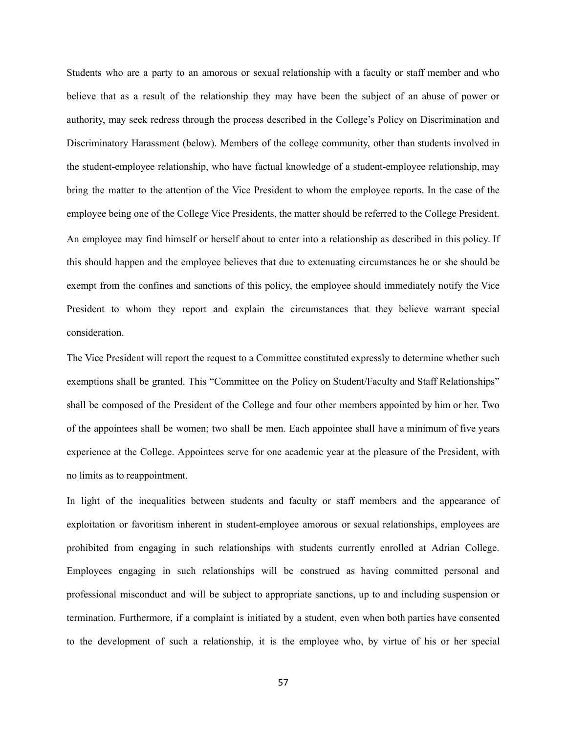Students who are a party to an amorous or sexual relationship with a faculty or staff member and who believe that as a result of the relationship they may have been the subject of an abuse of power or authority, may seek redress through the process described in the College's Policy on Discrimination and Discriminatory Harassment (below). Members of the college community, other than students involved in the student-employee relationship, who have factual knowledge of a student-employee relationship, may bring the matter to the attention of the Vice President to whom the employee reports. In the case of the employee being one of the College Vice Presidents, the matter should be referred to the College President.

An employee may find himself or herself about to enter into a relationship as described in this policy. If this should happen and the employee believes that due to extenuating circumstances he or she should be exempt from the confines and sanctions of this policy, the employee should immediately notify the Vice President to whom they report and explain the circumstances that they believe warrant special consideration.

The Vice President will report the request to a Committee constituted expressly to determine whether such exemptions shall be granted. This "Committee on the Policy on Student/Faculty and Staff Relationships" shall be composed of the President of the College and four other members appointed by him or her. Two of the appointees shall be women; two shall be men. Each appointee shall have a minimum of five years experience at the College. Appointees serve for one academic year at the pleasure of the President, with no limits as to reappointment.

In light of the inequalities between students and faculty or staff members and the appearance of exploitation or favoritism inherent in student-employee amorous or sexual relationships, employees are prohibited from engaging in such relationships with students currently enrolled at Adrian College. Employees engaging in such relationships will be construed as having committed personal and professional misconduct and will be subject to appropriate sanctions, up to and including suspension or termination. Furthermore, if a complaint is initiated by a student, even when both parties have consented to the development of such a relationship, it is the employee who, by virtue of his or her special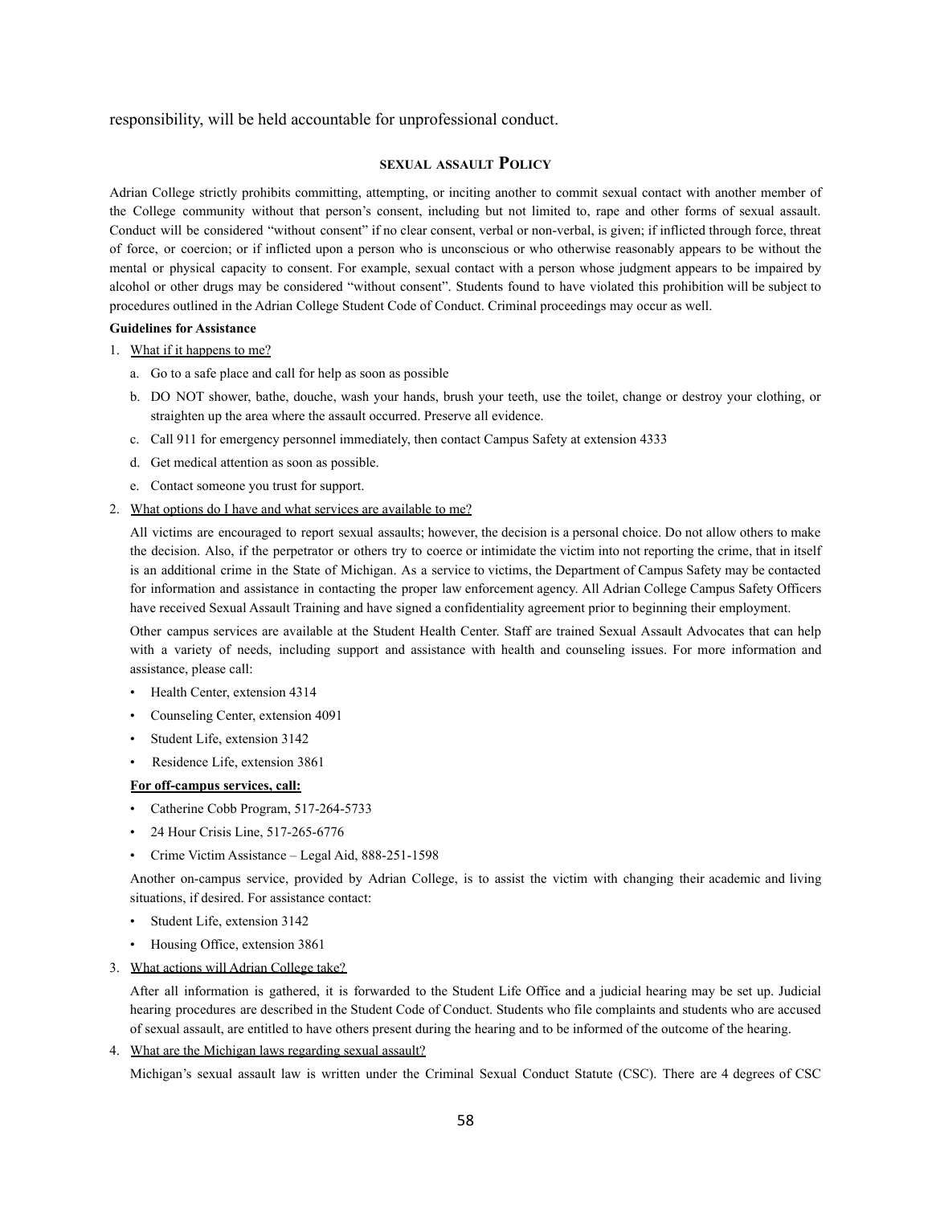responsibility, will be held accountable for unprofessional conduct.

## SEXUAL ASSAULT POLICY

Adrian College strictly prohibits committing, attempting, or inciting another to commit sexual contact with another member of the College community without that person's consent, including but not limited to, rape and other forms of sexual assault. Conduct will be considered "without consent" if no clear consent, verbal or non-verbal, is given; if inflicted through force, threat of force, or coercion; or if inflicted upon a person who is unconscious or who otherwise reasonably appears to be without the mental or physical capacity to consent. For example, sexual contact with a person whose judgment appears to be impaired by alcohol or other drugs may be considered "without consent". Students found to have violated this prohibition will be subject to procedures outlined in the Adrian College Student Code of Conduct. Criminal proceedings may occur as well.

**Guidelines for Assistance**

1. What if it happens to me?
   a. Go to a safe place and call for help as soon as possible
   b. DO NOT shower, bathe, douche, wash your hands, brush your teeth, use the toilet, change or destroy your clothing, or straighten up the area where the assault occurred. Preserve all evidence.
   c. Call 911 for emergency personnel immediately, then contact Campus Safety at extension 4333
   d. Get medical attention as soon as possible.
   e. Contact someone you trust for support.
2. What options do I have and what services are available to me?

   All victims are encouraged to report sexual assaults; however, the decision is a personal choice. Do not allow others to make the decision. Also, if the perpetrator or others try to coerce or intimidate the victim into not reporting the crime, that in itself is an additional crime in the State of Michigan. As a service to victims, the Department of Campus Safety may be contacted for information and assistance in contacting the proper law enforcement agency. All Adrian College Campus Safety Officers have received Sexual Assault Training and have signed a confidentiality agreement prior to beginning their employment.

   Other campus services are available at the Student Health Center. Staff are trained Sexual Assault Advocates that can help with a variety of needs, including support and assistance with health and counseling issues. For more information and assistance, please call:

   - Health Center, extension 4314
   - Counseling Center, extension 4091
   - Student Life, extension 3142
   - Residence Life, extension 3861

   **For off-campus services, call:**

   - Catherine Cobb Program, 517-264-5733
   - 24 Hour Crisis Line, 517-265-6776
   - Crime Victim Assistance – Legal Aid, 888-251-1598

   Another on-campus service, provided by Adrian College, is to assist the victim with changing their academic and living situations, if desired. For assistance contact:

   - Student Life, extension 3142
   - Housing Office, extension 3861
3. What actions will Adrian College take?

   After all information is gathered, it is forwarded to the Student Life Office and a judicial hearing may be set up. Judicial hearing procedures are described in the Student Code of Conduct. Students who file complaints and students who are accused of sexual assault, are entitled to have others present during the hearing and to be informed of the outcome of the hearing.
4. What are the Michigan laws regarding sexual assault?

   Michigan's sexual assault law is written under the Criminal Sexual Conduct Statute (CSC). There are 4 degrees of CSC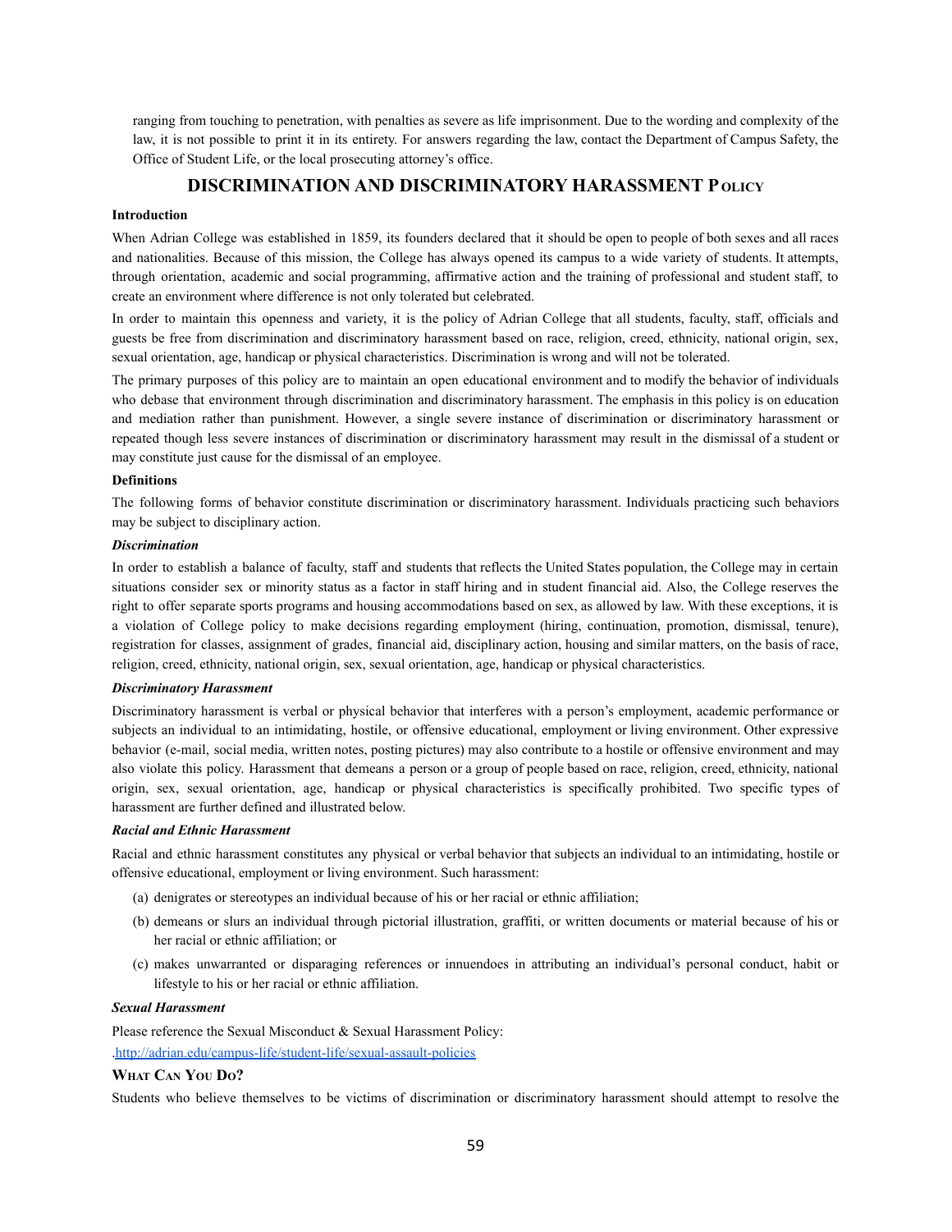ranging from touching to penetration, with penalties as severe as life imprisonment. Due to the wording and complexity of the law, it is not possible to print it in its entirety. For answers regarding the law, contact the Department of Campus Safety, the Office of Student Life, or the local prosecuting attorney's office.

## DISCRIMINATION AND DISCRIMINATORY HARASSMENT POLICY

**Introduction**

When Adrian College was established in 1859, its founders declared that it should be open to people of both sexes and all races and nationalities. Because of this mission, the College has always opened its campus to a wide variety of students. It attempts, through orientation, academic and social programming, affirmative action and the training of professional and student staff, to create an environment where difference is not only tolerated but celebrated.

In order to maintain this openness and variety, it is the policy of Adrian College that all students, faculty, staff, officials and guests be free from discrimination and discriminatory harassment based on race, religion, creed, ethnicity, national origin, sex, sexual orientation, age, handicap or physical characteristics. Discrimination is wrong and will not be tolerated.

The primary purposes of this policy are to maintain an open educational environment and to modify the behavior of individuals who debase that environment through discrimination and discriminatory harassment. The emphasis in this policy is on education and mediation rather than punishment. However, a single severe instance of discrimination or discriminatory harassment or repeated though less severe instances of discrimination or discriminatory harassment may result in the dismissal of a student or may constitute just cause for the dismissal of an employee.

**Definitions**

The following forms of behavior constitute discrimination or discriminatory harassment. Individuals practicing such behaviors may be subject to disciplinary action.

***Discrimination***

In order to establish a balance of faculty, staff and students that reflects the United States population, the College may in certain situations consider sex or minority status as a factor in staff hiring and in student financial aid. Also, the College reserves the right to offer separate sports programs and housing accommodations based on sex, as allowed by law. With these exceptions, it is a violation of College policy to make decisions regarding employment (hiring, continuation, promotion, dismissal, tenure), registration for classes, assignment of grades, financial aid, disciplinary action, housing and similar matters, on the basis of race, religion, creed, ethnicity, national origin, sex, sexual orientation, age, handicap or physical characteristics.

***Discriminatory Harassment***

Discriminatory harassment is verbal or physical behavior that interferes with a person's employment, academic performance or subjects an individual to an intimidating, hostile, or offensive educational, employment or living environment. Other expressive behavior (e-mail, social media, written notes, posting pictures) may also contribute to a hostile or offensive environment and may also violate this policy. Harassment that demeans a person or a group of people based on race, religion, creed, ethnicity, national origin, sex, sexual orientation, age, handicap or physical characteristics is specifically prohibited. Two specific types of harassment are further defined and illustrated below.

***Racial and Ethnic Harassment***

Racial and ethnic harassment constitutes any physical or verbal behavior that subjects an individual to an intimidating, hostile or offensive educational, employment or living environment. Such harassment:

(a) denigrates or stereotypes an individual because of his or her racial or ethnic affiliation;

(b) demeans or slurs an individual through pictorial illustration, graffiti, or written documents or material because of his or her racial or ethnic affiliation; or

(c) makes unwarranted or disparaging references or innuendoes in attributing an individual's personal conduct, habit or lifestyle to his or her racial or ethnic affiliation.

***Sexual Harassment***

Please reference the Sexual Misconduct & Sexual Harassment Policy:
.http://adrian.edu/campus-life/student-life/sexual-assault-policies

**WHAT CAN YOU DO?**

Students who believe themselves to be victims of discrimination or discriminatory harassment should attempt to resolve the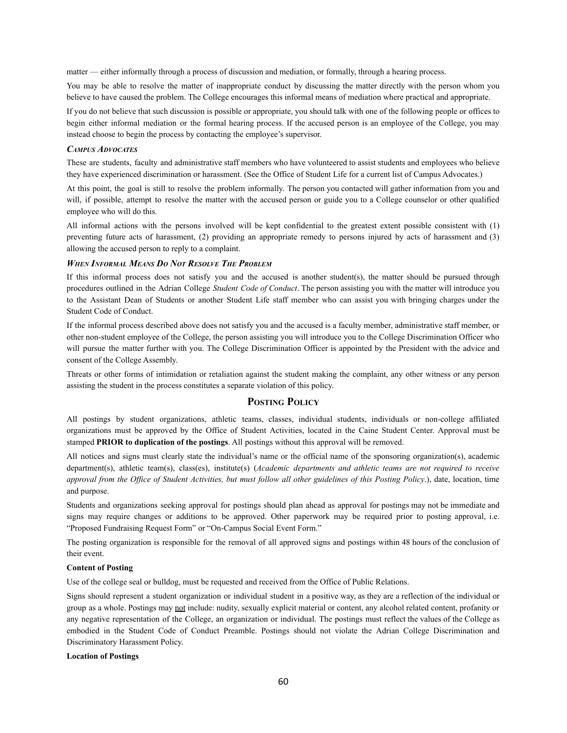matter — either informally through a process of discussion and mediation, or formally, through a hearing process.

You may be able to resolve the matter of inappropriate conduct by discussing the matter directly with the person whom you believe to have caused the problem. The College encourages this informal means of mediation where practical and appropriate.

If you do not believe that such discussion is possible or appropriate, you should talk with one of the following people or offices to begin either informal mediation or the formal hearing process. If the accused person is an employee of the College, you may instead choose to begin the process by contacting the employee's supervisor.

***Campus Advocates***

These are students, faculty and administrative staff members who have volunteered to assist students and employees who believe they have experienced discrimination or harassment. (See the Office of Student Life for a current list of Campus Advocates.)

At this point, the goal is still to resolve the problem informally. The person you contacted will gather information from you and will, if possible, attempt to resolve the matter with the accused person or guide you to a College counselor or other qualified employee who will do this.

All informal actions with the persons involved will be kept confidential to the greatest extent possible consistent with (1) preventing future acts of harassment, (2) providing an appropriate remedy to persons injured by acts of harassment and (3) allowing the accused person to reply to a complaint.

***When Informal Means Do Not Resolve The Problem***

If this informal process does not satisfy you and the accused is another student(s), the matter should be pursued through procedures outlined in the Adrian College *Student Code of Conduct*. The person assisting you with the matter will introduce you to the Assistant Dean of Students or another Student Life staff member who can assist you with bringing charges under the Student Code of Conduct.

If the informal process described above does not satisfy you and the accused is a faculty member, administrative staff member, or other non-student employee of the College, the person assisting you will introduce you to the College Discrimination Officer who will pursue the matter further with you. The College Discrimination Officer is appointed by the President with the advice and consent of the College Assembly.

Threats or other forms of intimidation or retaliation against the student making the complaint, any other witness or any person assisting the student in the process constitutes a separate violation of this policy.

## Posting Policy

All postings by student organizations, athletic teams, classes, individual students, individuals or non-college affiliated organizations must be approved by the Office of Student Activities, located in the Caine Student Center. Approval must be stamped **PRIOR to duplication of the postings**. All postings without this approval will be removed.

All notices and signs must clearly state the individual's name or the official name of the sponsoring organization(s), academic department(s), athletic team(s), class(es), institute(s) (*Academic departments and athletic teams are not required to receive approval from the Office of Student Activities, but must follow all other guidelines of this Posting Policy*.), date, location, time and purpose.

Students and organizations seeking approval for postings should plan ahead as approval for postings may not be immediate and signs may require changes or additions to be approved. Other paperwork may be required prior to posting approval, i.e. "Proposed Fundraising Request Form" or "On-Campus Social Event Form."

The posting organization is responsible for the removal of all approved signs and postings within 48 hours of the conclusion of their event.

**Content of Posting**

Use of the college seal or bulldog, must be requested and received from the Office of Public Relations.

Signs should represent a student organization or individual student in a positive way, as they are a reflection of the individual or group as a whole. Postings may <u>not</u> include: nudity, sexually explicit material or content, any alcohol related content, profanity or any negative representation of the College, an organization or individual. The postings must reflect the values of the College as embodied in the Student Code of Conduct Preamble. Postings should not violate the Adrian College Discrimination and Discriminatory Harassment Policy.

**Location of Postings**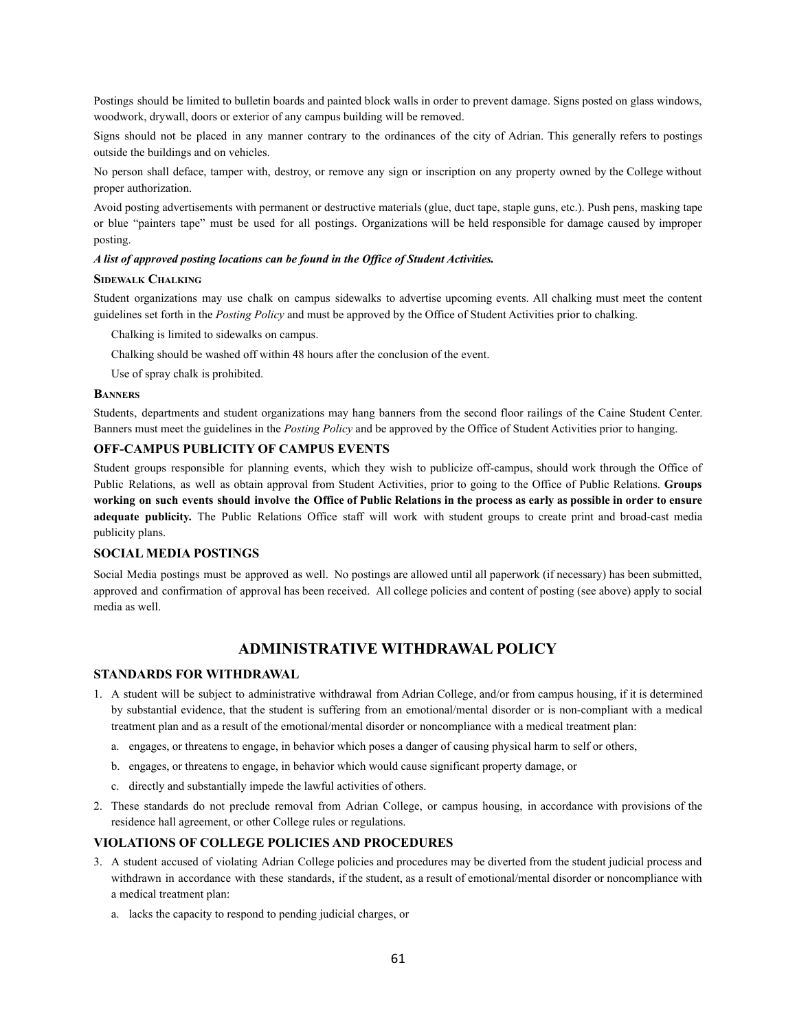Postings should be limited to bulletin boards and painted block walls in order to prevent damage. Signs posted on glass windows, woodwork, drywall, doors or exterior of any campus building will be removed.

Signs should not be placed in any manner contrary to the ordinances of the city of Adrian. This generally refers to postings outside the buildings and on vehicles.

No person shall deface, tamper with, destroy, or remove any sign or inscription on any property owned by the College without proper authorization.

Avoid posting advertisements with permanent or destructive materials (glue, duct tape, staple guns, etc.). Push pens, masking tape or blue "painters tape" must be used for all postings. Organizations will be held responsible for damage caused by improper posting.

***A list of approved posting locations can be found in the Office of Student Activities.***

#### Sidewalk Chalking

Student organizations may use chalk on campus sidewalks to advertise upcoming events. All chalking must meet the content guidelines set forth in the *Posting Policy* and must be approved by the Office of Student Activities prior to chalking.

Chalking is limited to sidewalks on campus.

Chalking should be washed off within 48 hours after the conclusion of the event.

Use of spray chalk is prohibited.

#### Banners

Students, departments and student organizations may hang banners from the second floor railings of the Caine Student Center. Banners must meet the guidelines in the *Posting Policy* and be approved by the Office of Student Activities prior to hanging.

### OFF-CAMPUS PUBLICITY OF CAMPUS EVENTS

Student groups responsible for planning events, which they wish to publicize off-campus, should work through the Office of Public Relations, as well as obtain approval from Student Activities, prior to going to the Office of Public Relations. **Groups working on such events should involve the Office of Public Relations in the process as early as possible in order to ensure adequate publicity.** The Public Relations Office staff will work with student groups to create print and broad-cast media publicity plans.

### SOCIAL MEDIA POSTINGS

Social Media postings must be approved as well. No postings are allowed until all paperwork (if necessary) has been submitted, approved and confirmation of approval has been received. All college policies and content of posting (see above) apply to social media as well.

## ADMINISTRATIVE WITHDRAWAL POLICY

### STANDARDS FOR WITHDRAWAL

1. A student will be subject to administrative withdrawal from Adrian College, and/or from campus housing, if it is determined by substantial evidence, that the student is suffering from an emotional/mental disorder or is non-compliant with a medical treatment plan and as a result of the emotional/mental disorder or noncompliance with a medical treatment plan:
   a. engages, or threatens to engage, in behavior which poses a danger of causing physical harm to self or others,
   b. engages, or threatens to engage, in behavior which would cause significant property damage, or
   c. directly and substantially impede the lawful activities of others.
2. These standards do not preclude removal from Adrian College, or campus housing, in accordance with provisions of the residence hall agreement, or other College rules or regulations.

### VIOLATIONS OF COLLEGE POLICIES AND PROCEDURES

3. A student accused of violating Adrian College policies and procedures may be diverted from the student judicial process and withdrawn in accordance with these standards, if the student, as a result of emotional/mental disorder or noncompliance with a medical treatment plan:
   a. lacks the capacity to respond to pending judicial charges, or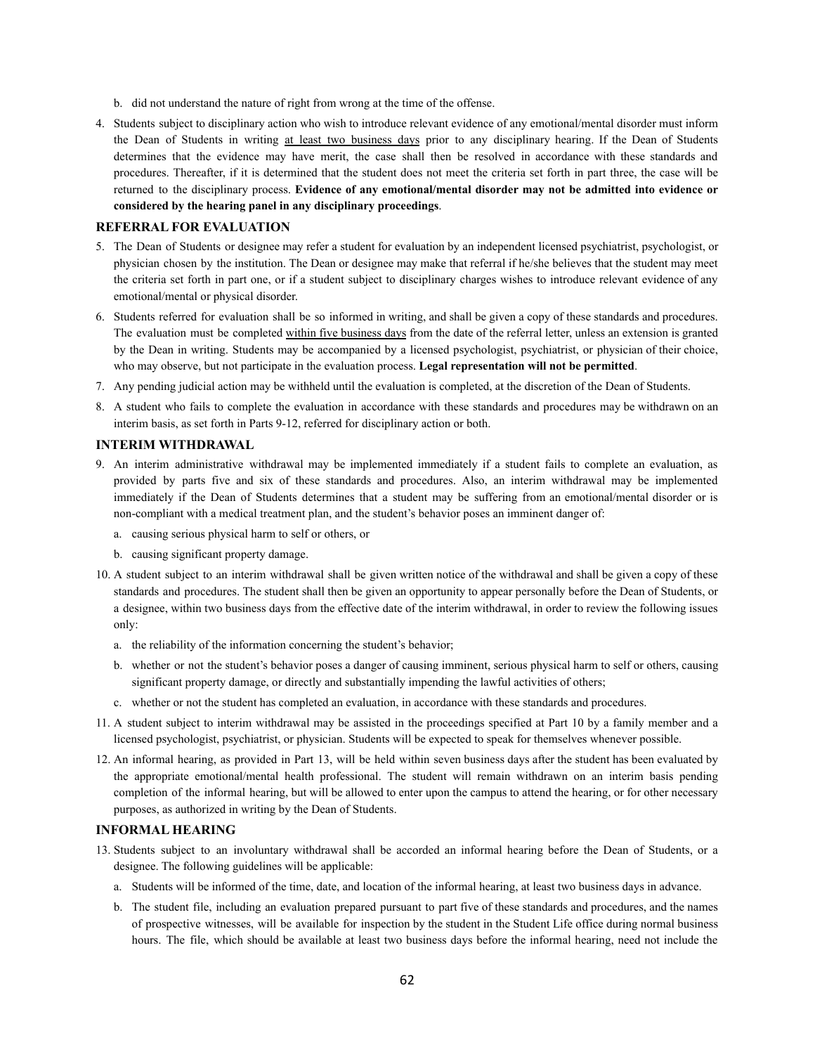b. did not understand the nature of right from wrong at the time of the offense.

4. Students subject to disciplinary action who wish to introduce relevant evidence of any emotional/mental disorder must inform the Dean of Students in writing at least two business days prior to any disciplinary hearing. If the Dean of Students determines that the evidence may have merit, the case shall then be resolved in accordance with these standards and procedures. Thereafter, if it is determined that the student does not meet the criteria set forth in part three, the case will be returned to the disciplinary process. **Evidence of any emotional/mental disorder may not be admitted into evidence or considered by the hearing panel in any disciplinary proceedings**.

### REFERRAL FOR EVALUATION

5. The Dean of Students or designee may refer a student for evaluation by an independent licensed psychiatrist, psychologist, or physician chosen by the institution. The Dean or designee may make that referral if he/she believes that the student may meet the criteria set forth in part one, or if a student subject to disciplinary charges wishes to introduce relevant evidence of any emotional/mental or physical disorder.

6. Students referred for evaluation shall be so informed in writing, and shall be given a copy of these standards and procedures. The evaluation must be completed within five business days from the date of the referral letter, unless an extension is granted by the Dean in writing. Students may be accompanied by a licensed psychologist, psychiatrist, or physician of their choice, who may observe, but not participate in the evaluation process. **Legal representation will not be permitted**.

7. Any pending judicial action may be withheld until the evaluation is completed, at the discretion of the Dean of Students.

8. A student who fails to complete the evaluation in accordance with these standards and procedures may be withdrawn on an interim basis, as set forth in Parts 9-12, referred for disciplinary action or both.

### INTERIM WITHDRAWAL

9. An interim administrative withdrawal may be implemented immediately if a student fails to complete an evaluation, as provided by parts five and six of these standards and procedures. Also, an interim withdrawal may be implemented immediately if the Dean of Students determines that a student may be suffering from an emotional/mental disorder or is non-compliant with a medical treatment plan, and the student's behavior poses an imminent danger of:
   a. causing serious physical harm to self or others, or
   b. causing significant property damage.

10. A student subject to an interim withdrawal shall be given written notice of the withdrawal and shall be given a copy of these standards and procedures. The student shall then be given an opportunity to appear personally before the Dean of Students, or a designee, within two business days from the effective date of the interim withdrawal, in order to review the following issues only:
    a. the reliability of the information concerning the student's behavior;
    b. whether or not the student's behavior poses a danger of causing imminent, serious physical harm to self or others, causing significant property damage, or directly and substantially impending the lawful activities of others;
    c. whether or not the student has completed an evaluation, in accordance with these standards and procedures.

11. A student subject to interim withdrawal may be assisted in the proceedings specified at Part 10 by a family member and a licensed psychologist, psychiatrist, or physician. Students will be expected to speak for themselves whenever possible.

12. An informal hearing, as provided in Part 13, will be held within seven business days after the student has been evaluated by the appropriate emotional/mental health professional. The student will remain withdrawn on an interim basis pending completion of the informal hearing, but will be allowed to enter upon the campus to attend the hearing, or for other necessary purposes, as authorized in writing by the Dean of Students.

### INFORMAL HEARING

13. Students subject to an involuntary withdrawal shall be accorded an informal hearing before the Dean of Students, or a designee. The following guidelines will be applicable:
    a. Students will be informed of the time, date, and location of the informal hearing, at least two business days in advance.
    b. The student file, including an evaluation prepared pursuant to part five of these standards and procedures, and the names of prospective witnesses, will be available for inspection by the student in the Student Life office during normal business hours. The file, which should be available at least two business days before the informal hearing, need not include the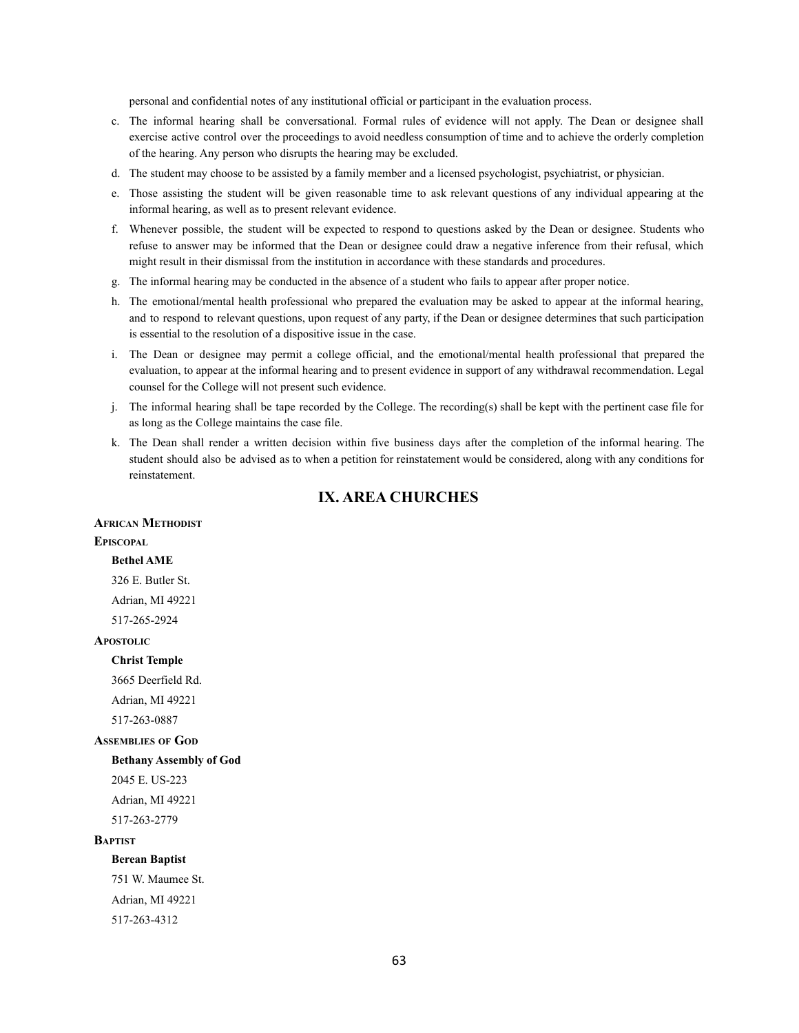personal and confidential notes of any institutional official or participant in the evaluation process.

c. The informal hearing shall be conversational. Formal rules of evidence will not apply. The Dean or designee shall exercise active control over the proceedings to avoid needless consumption of time and to achieve the orderly completion of the hearing. Any person who disrupts the hearing may be excluded.

d. The student may choose to be assisted by a family member and a licensed psychologist, psychiatrist, or physician.

e. Those assisting the student will be given reasonable time to ask relevant questions of any individual appearing at the informal hearing, as well as to present relevant evidence.

f. Whenever possible, the student will be expected to respond to questions asked by the Dean or designee. Students who refuse to answer may be informed that the Dean or designee could draw a negative inference from their refusal, which might result in their dismissal from the institution in accordance with these standards and procedures.

g. The informal hearing may be conducted in the absence of a student who fails to appear after proper notice.

h. The emotional/mental health professional who prepared the evaluation may be asked to appear at the informal hearing, and to respond to relevant questions, upon request of any party, if the Dean or designee determines that such participation is essential to the resolution of a dispositive issue in the case.

i. The Dean or designee may permit a college official, and the emotional/mental health professional that prepared the evaluation, to appear at the informal hearing and to present evidence in support of any withdrawal recommendation. Legal counsel for the College will not present such evidence.

j. The informal hearing shall be tape recorded by the College. The recording(s) shall be kept with the pertinent case file for as long as the College maintains the case file.

k. The Dean shall render a written decision within five business days after the completion of the informal hearing. The student should also be advised as to when a petition for reinstatement would be considered, along with any conditions for reinstatement.

# IX. AREA CHURCHES

**African Methodist Episcopal**

**Bethel AME**
326 E. Butler St.
Adrian, MI 49221
517-265-2924

**Apostolic**

**Christ Temple**
3665 Deerfield Rd.
Adrian, MI 49221
517-263-0887

**Assemblies of God**

**Bethany Assembly of God**
2045 E. US-223
Adrian, MI 49221
517-263-2779

**Baptist**

**Berean Baptist**
751 W. Maumee St.
Adrian, MI 49221
517-263-4312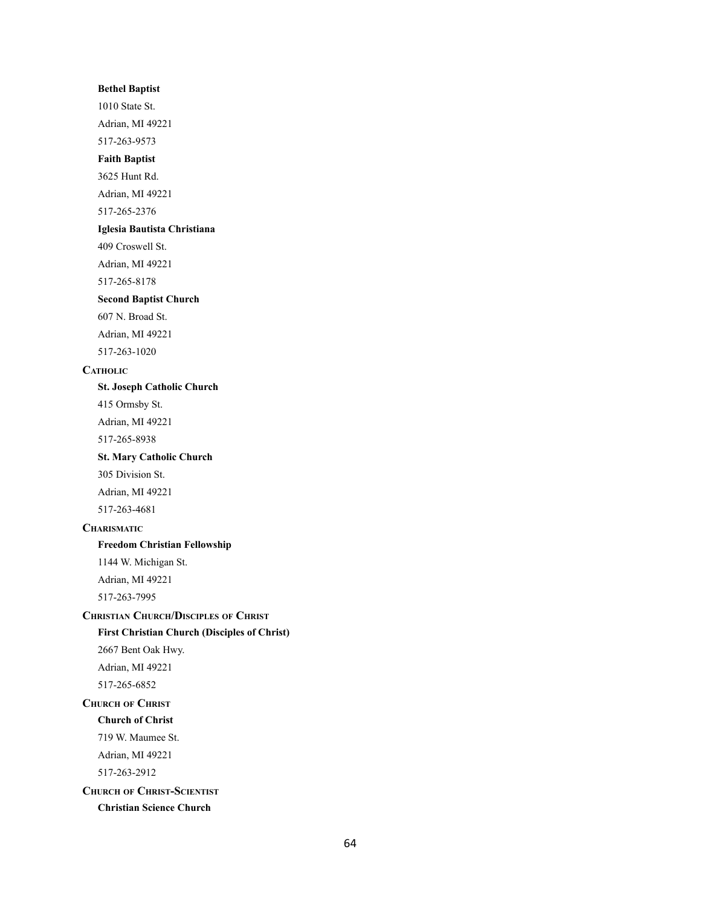**Bethel Baptist**

1010 State St.

Adrian, MI 49221

517-263-9573

**Faith Baptist**

3625 Hunt Rd.

Adrian, MI 49221

517-265-2376

**Iglesia Bautista Christiana**

409 Croswell St.

Adrian, MI 49221

517-265-8178

**Second Baptist Church**

607 N. Broad St.

Adrian, MI 49221

517-263-1020

### Catholic

**St. Joseph Catholic Church**

415 Ormsby St.

Adrian, MI 49221

517-265-8938

**St. Mary Catholic Church**

305 Division St.

Adrian, MI 49221

517-263-4681

### Charismatic

**Freedom Christian Fellowship**

1144 W. Michigan St.

Adrian, MI 49221

517-263-7995

### Christian Church/Disciples of Christ

**First Christian Church (Disciples of Christ)**

2667 Bent Oak Hwy.

Adrian, MI 49221

517-265-6852

### Church of Christ

**Church of Christ**

719 W. Maumee St.

Adrian, MI 49221

517-263-2912

### Church of Christ-Scientist

**Christian Science Church**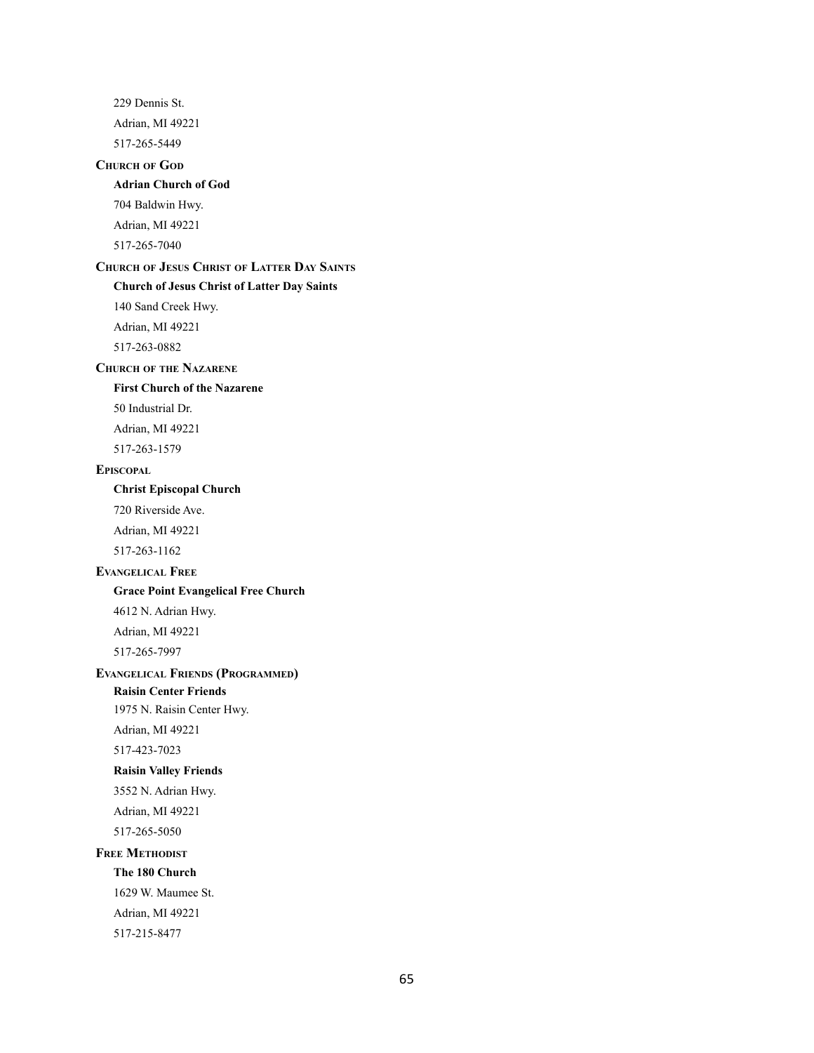229 Dennis St.

Adrian, MI 49221

517-265-5449

### Church of God

**Adrian Church of God**

704 Baldwin Hwy.

Adrian, MI 49221

517-265-7040

### Church of Jesus Christ of Latter Day Saints

**Church of Jesus Christ of Latter Day Saints**

140 Sand Creek Hwy.

Adrian, MI 49221

517-263-0882

### Church of the Nazarene

**First Church of the Nazarene**

50 Industrial Dr.

Adrian, MI 49221

517-263-1579

### Episcopal

**Christ Episcopal Church**

720 Riverside Ave.

Adrian, MI 49221

517-263-1162

### Evangelical Free

**Grace Point Evangelical Free Church**

4612 N. Adrian Hwy.

Adrian, MI 49221

517-265-7997

### Evangelical Friends (Programmed)

**Raisin Center Friends**

1975 N. Raisin Center Hwy.

Adrian, MI 49221

517-423-7023

**Raisin Valley Friends**

3552 N. Adrian Hwy.

Adrian, MI 49221

517-265-5050

### Free Methodist

**The 180 Church**

1629 W. Maumee St.

Adrian, MI 49221

517-215-8477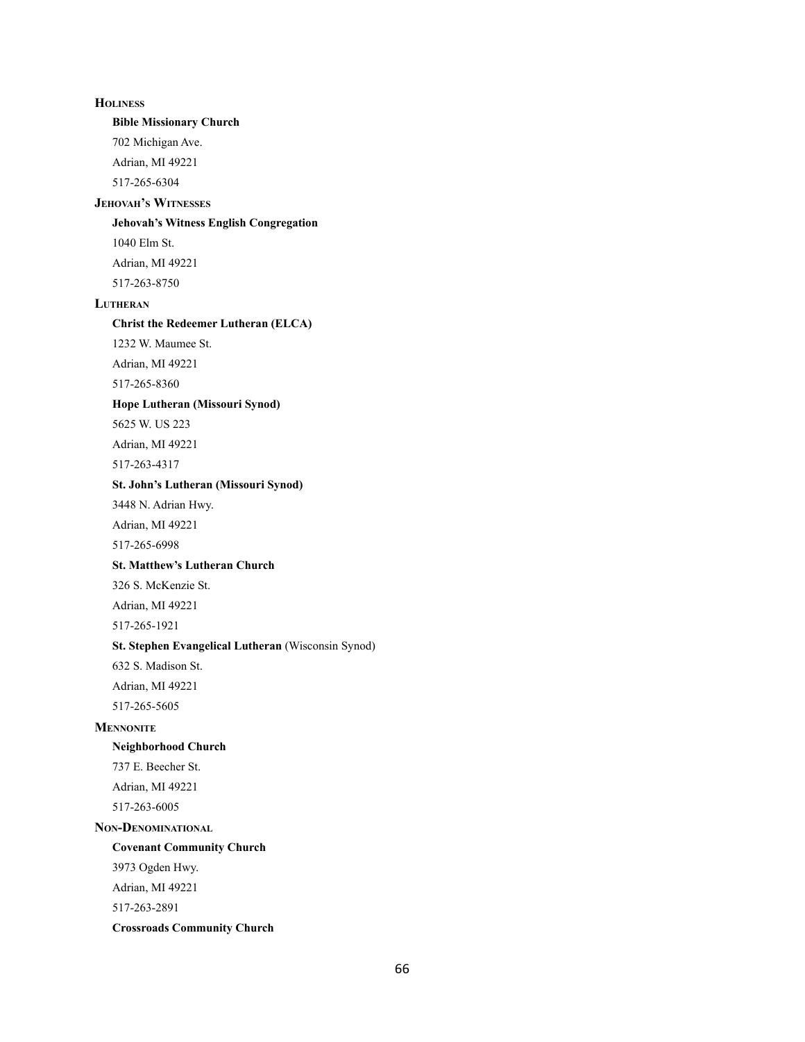### Holiness

**Bible Missionary Church**

702 Michigan Ave.

Adrian, MI 49221

517-265-6304

### Jehovah's Witnesses

**Jehovah's Witness English Congregation**

1040 Elm St.

Adrian, MI 49221

517-263-8750

### Lutheran

**Christ the Redeemer Lutheran (ELCA)**

1232 W. Maumee St.

Adrian, MI 49221

517-265-8360

**Hope Lutheran (Missouri Synod)**

5625 W. US 223

Adrian, MI 49221

517-263-4317

**St. John's Lutheran (Missouri Synod)**

3448 N. Adrian Hwy.

Adrian, MI 49221

517-265-6998

**St. Matthew's Lutheran Church**

326 S. McKenzie St.

Adrian, MI 49221

517-265-1921

**St. Stephen Evangelical Lutheran** (Wisconsin Synod)

632 S. Madison St.

Adrian, MI 49221

517-265-5605

### Mennonite

**Neighborhood Church**

737 E. Beecher St.

Adrian, MI 49221

517-263-6005

### Non-Denominational

**Covenant Community Church**

3973 Ogden Hwy.

Adrian, MI 49221

517-263-2891

**Crossroads Community Church**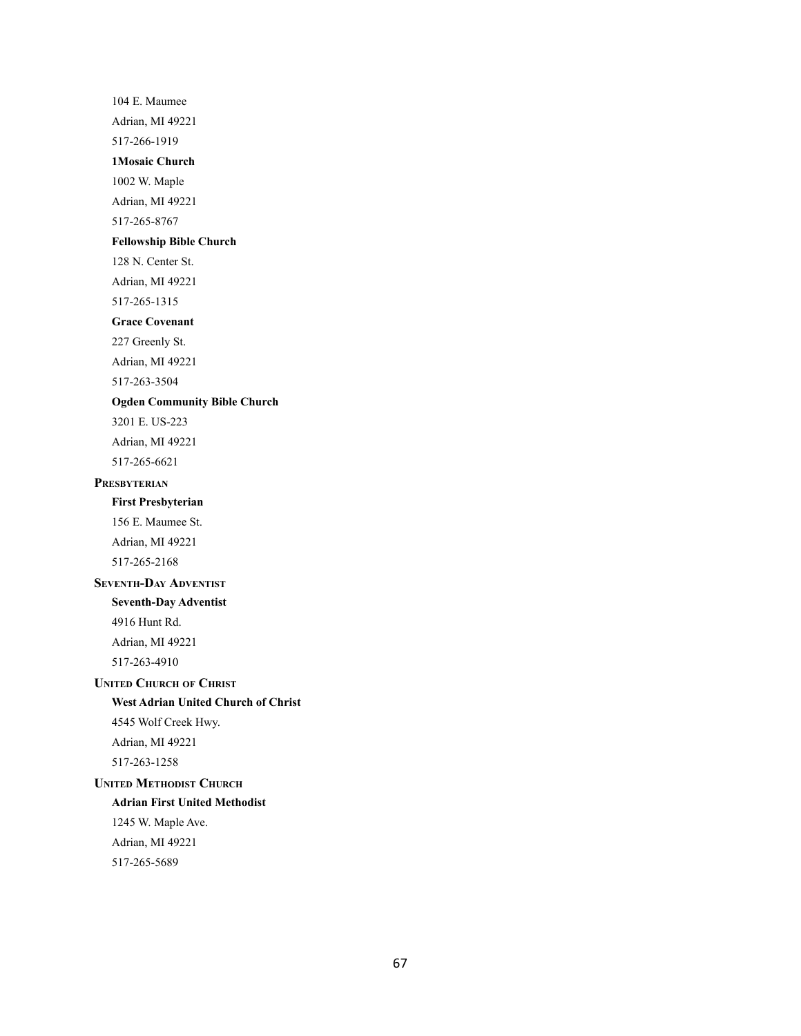104 E. Maumee

Adrian, MI 49221

517-266-1919

**1Mosaic Church**

1002 W. Maple

Adrian, MI 49221

517-265-8767

**Fellowship Bible Church**

128 N. Center St.

Adrian, MI 49221

517-265-1315

**Grace Covenant**

227 Greenly St.

Adrian, MI 49221

517-263-3504

**Ogden Community Bible Church**

3201 E. US-223

Adrian, MI 49221

517-265-6621

### Presbyterian

**First Presbyterian**

156 E. Maumee St.

Adrian, MI 49221

517-265-2168

### Seventh-Day Adventist

**Seventh-Day Adventist**

4916 Hunt Rd.

Adrian, MI 49221

517-263-4910

### United Church of Christ

**West Adrian United Church of Christ**

4545 Wolf Creek Hwy.

Adrian, MI 49221

517-263-1258

### United Methodist Church

**Adrian First United Methodist**

1245 W. Maple Ave.

Adrian, MI 49221

517-265-5689